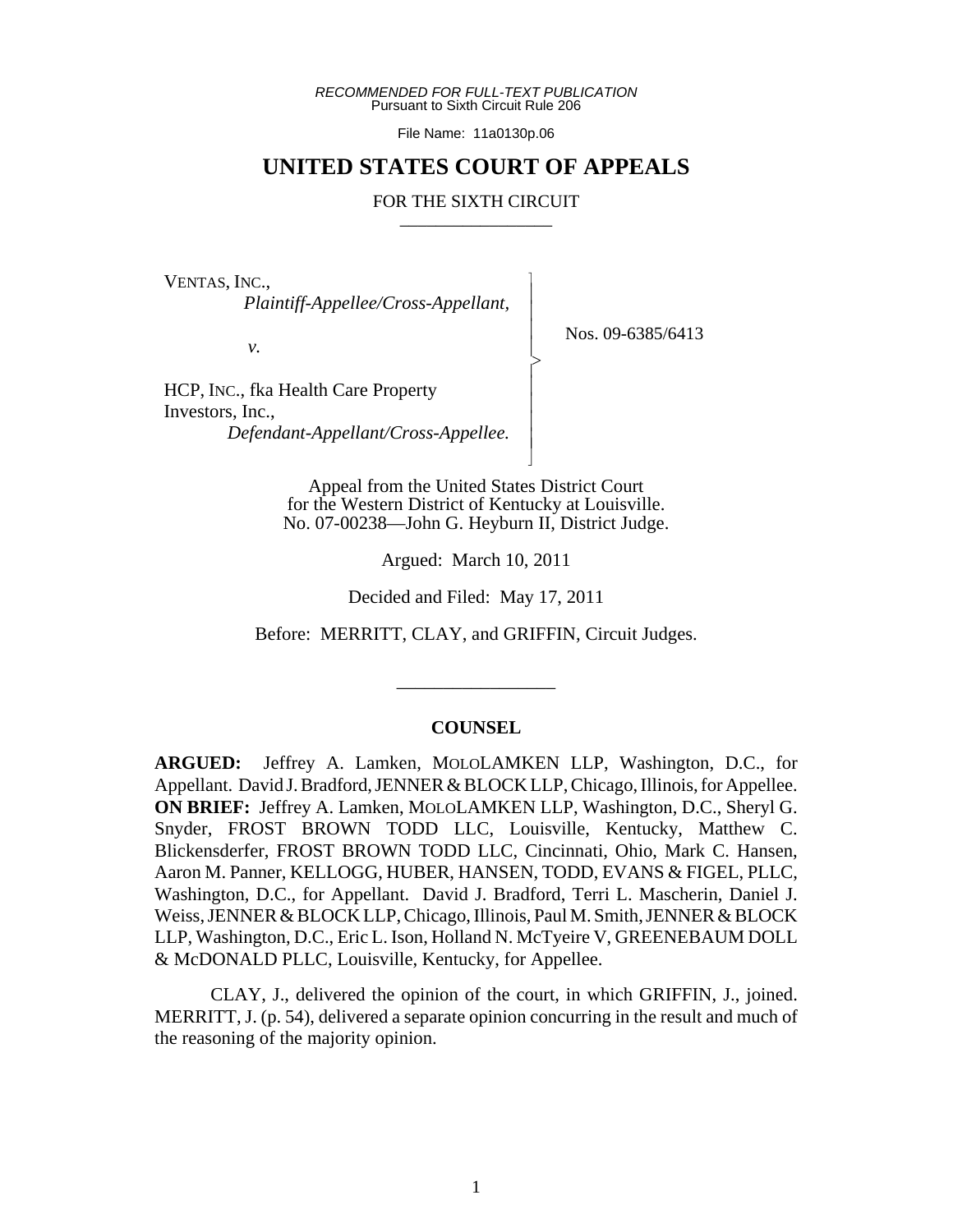*RECOMMENDED FOR FULL-TEXT PUBLICATION*
Pursuant to Sixth Circuit Rule 206

File Name: 11a0130p.06

# UNITED STATES COURT OF APPEALS

FOR THE SIXTH CIRCUIT

_________________

VENTAS, INC.,
*Plaintiff-Appellee/Cross-Appellant,*

*v.*

HCP, INC., fka Health Care Property Investors, Inc.,
*Defendant-Appellant/Cross-Appellee.*

Nos. 09-6385/6413

Appeal from the United States District Court
for the Western District of Kentucky at Louisville.
No. 07-00238—John G. Heyburn II, District Judge.

Argued: March 10, 2011

Decided and Filed: May 17, 2011

Before: MERRITT, CLAY, and GRIFFIN, Circuit Judges.

_________________

## COUNSEL

**ARGUED:** Jeffrey A. Lamken, MOLOLAMKEN LLP, Washington, D.C., for Appellant. David J. Bradford, JENNER & BLOCK LLP, Chicago, Illinois, for Appellee. **ON BRIEF:** Jeffrey A. Lamken, MOLOLAMKEN LLP, Washington, D.C., Sheryl G. Snyder, FROST BROWN TODD LLC, Louisville, Kentucky, Matthew C. Blickensderfer, FROST BROWN TODD LLC, Cincinnati, Ohio, Mark C. Hansen, Aaron M. Panner, KELLOGG, HUBER, HANSEN, TODD, EVANS & FIGEL, PLLC, Washington, D.C., for Appellant. David J. Bradford, Terri L. Mascherin, Daniel J. Weiss, JENNER & BLOCK LLP, Chicago, Illinois, Paul M. Smith, JENNER & BLOCK LLP, Washington, D.C., Eric L. Ison, Holland N. McTyeire V, GREENEBAUM DOLL & McDONALD PLLC, Louisville, Kentucky, for Appellee.

CLAY, J., delivered the opinion of the court, in which GRIFFIN, J., joined. MERRITT, J. (p. 54), delivered a separate opinion concurring in the result and much of the reasoning of the majority opinion.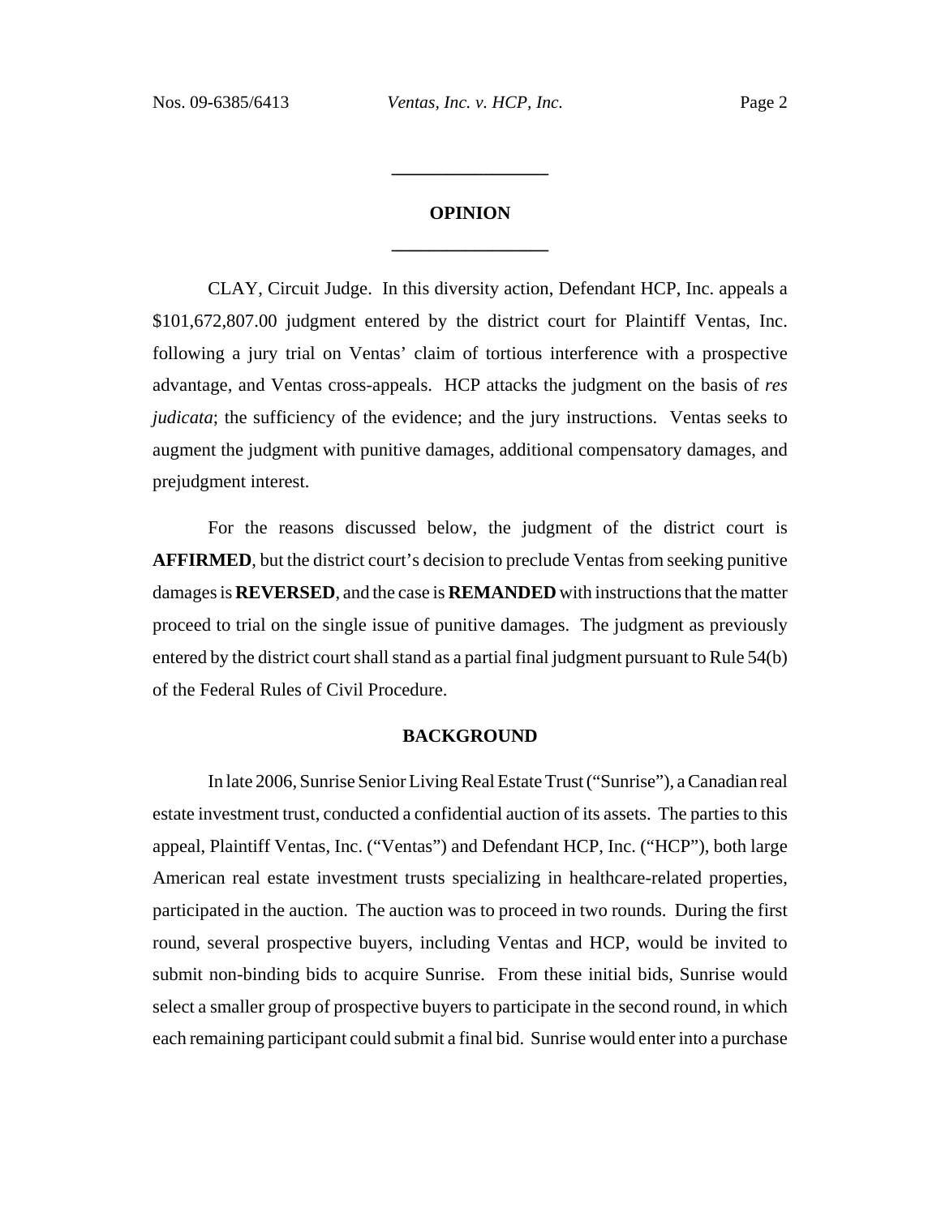## OPINION

CLAY, Circuit Judge. In this diversity action, Defendant HCP, Inc. appeals a $101,672,807.00 judgment entered by the district court for Plaintiff Ventas, Inc. following a jury trial on Ventas' claim of tortious interference with a prospective advantage, and Ventas cross-appeals. HCP attacks the judgment on the basis of *res judicata*; the sufficiency of the evidence; and the jury instructions. Ventas seeks to augment the judgment with punitive damages, additional compensatory damages, and prejudgment interest.

For the reasons discussed below, the judgment of the district court is **AFFIRMED**, but the district court's decision to preclude Ventas from seeking punitive damages is **REVERSED**, and the case is **REMANDED** with instructions that the matter proceed to trial on the single issue of punitive damages. The judgment as previously entered by the district court shall stand as a partial final judgment pursuant to Rule 54(b) of the Federal Rules of Civil Procedure.

## BACKGROUND

In late 2006, Sunrise Senior Living Real Estate Trust ("Sunrise"), a Canadian real estate investment trust, conducted a confidential auction of its assets. The parties to this appeal, Plaintiff Ventas, Inc. ("Ventas") and Defendant HCP, Inc. ("HCP"), both large American real estate investment trusts specializing in healthcare-related properties, participated in the auction. The auction was to proceed in two rounds. During the first round, several prospective buyers, including Ventas and HCP, would be invited to submit non-binding bids to acquire Sunrise. From these initial bids, Sunrise would select a smaller group of prospective buyers to participate in the second round, in which each remaining participant could submit a final bid. Sunrise would enter into a purchase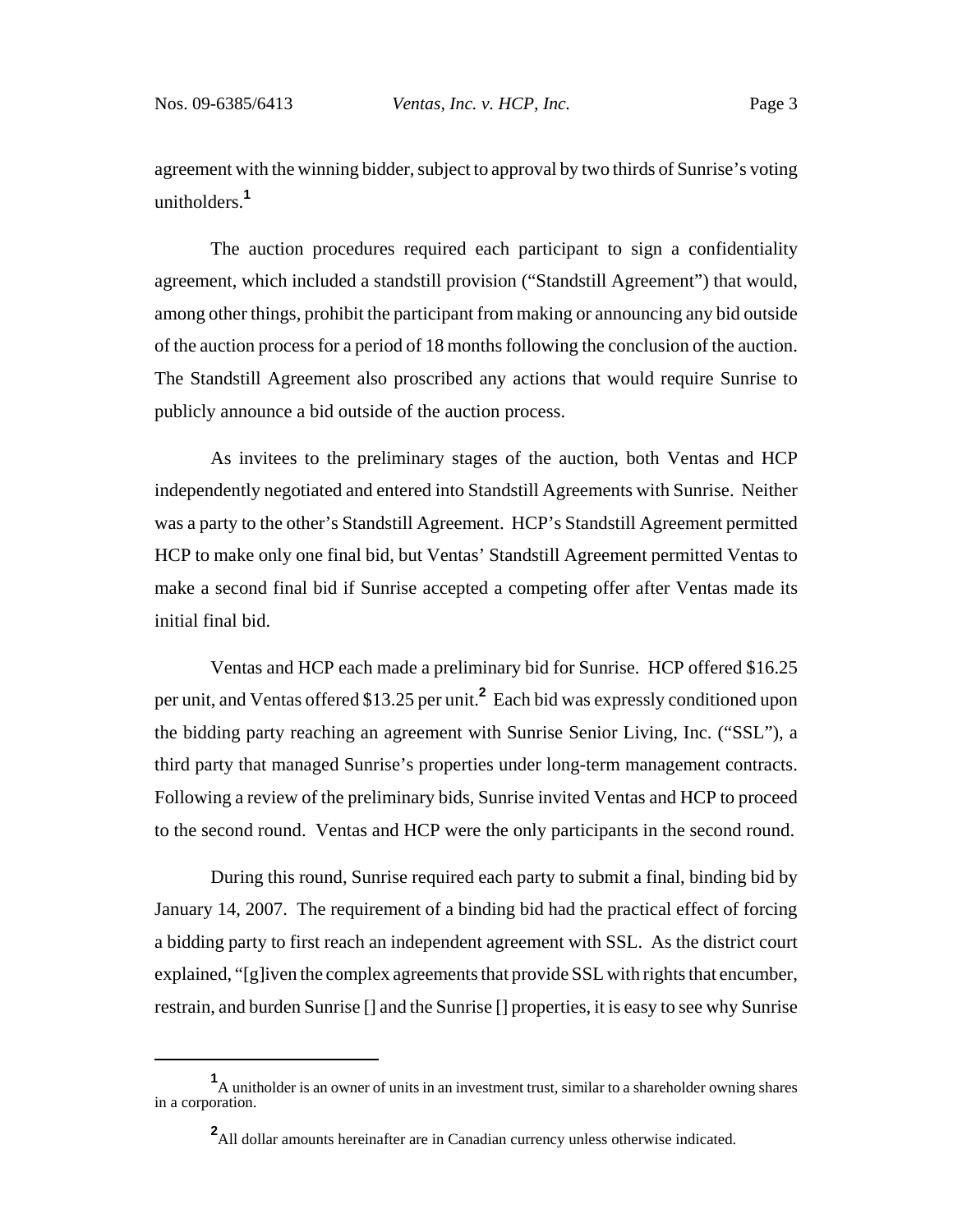agreement with the winning bidder, subject to approval by two thirds of Sunrise's voting unitholders.[1]

The auction procedures required each participant to sign a confidentiality agreement, which included a standstill provision ("Standstill Agreement") that would, among other things, prohibit the participant from making or announcing any bid outside of the auction process for a period of 18 months following the conclusion of the auction. The Standstill Agreement also proscribed any actions that would require Sunrise to publicly announce a bid outside of the auction process.

As invitees to the preliminary stages of the auction, both Ventas and HCP independently negotiated and entered into Standstill Agreements with Sunrise. Neither was a party to the other's Standstill Agreement. HCP's Standstill Agreement permitted HCP to make only one final bid, but Ventas' Standstill Agreement permitted Ventas to make a second final bid if Sunrise accepted a competing offer after Ventas made its initial final bid.

Ventas and HCP each made a preliminary bid for Sunrise. HCP offered $16.25 per unit, and Ventas offered $13.25 per unit.[2] Each bid was expressly conditioned upon the bidding party reaching an agreement with Sunrise Senior Living, Inc. ("SSL"), a third party that managed Sunrise's properties under long-term management contracts. Following a review of the preliminary bids, Sunrise invited Ventas and HCP to proceed to the second round. Ventas and HCP were the only participants in the second round.

During this round, Sunrise required each party to submit a final, binding bid by January 14, 2007. The requirement of a binding bid had the practical effect of forcing a bidding party to first reach an independent agreement with SSL. As the district court explained, "[g]iven the complex agreements that provide SSL with rights that encumber, restrain, and burden Sunrise [] and the Sunrise [] properties, it is easy to see why Sunrise

---

[1] A unitholder is an owner of units in an investment trust, similar to a shareholder owning shares in a corporation.

[2] All dollar amounts hereinafter are in Canadian currency unless otherwise indicated.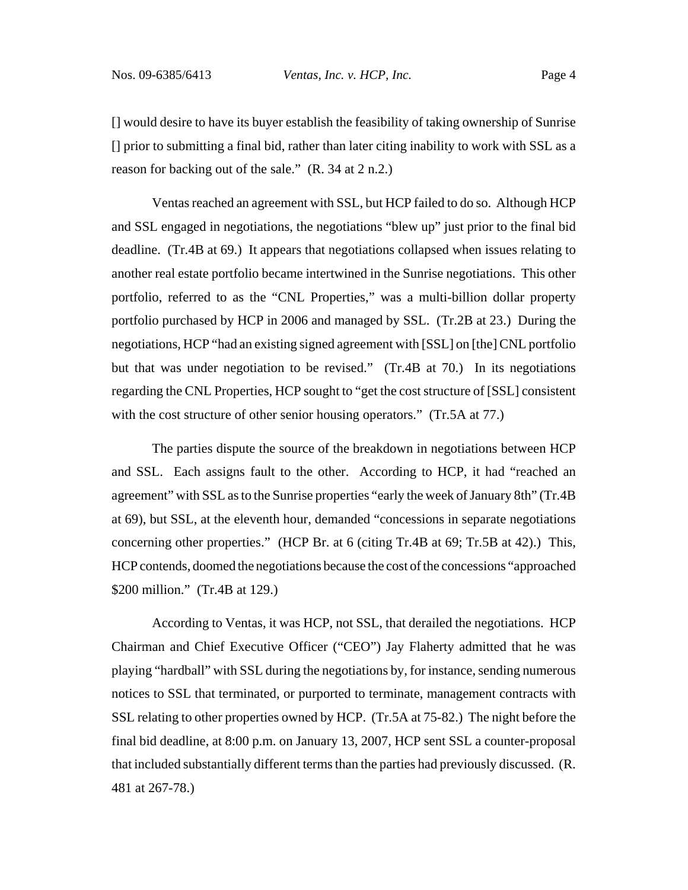[] would desire to have its buyer establish the feasibility of taking ownership of Sunrise [] prior to submitting a final bid, rather than later citing inability to work with SSL as a reason for backing out of the sale." (R. 34 at 2 n.2.)

Ventas reached an agreement with SSL, but HCP failed to do so. Although HCP and SSL engaged in negotiations, the negotiations "blew up" just prior to the final bid deadline. (Tr.4B at 69.) It appears that negotiations collapsed when issues relating to another real estate portfolio became intertwined in the Sunrise negotiations. This other portfolio, referred to as the "CNL Properties," was a multi-billion dollar property portfolio purchased by HCP in 2006 and managed by SSL. (Tr.2B at 23.) During the negotiations, HCP "had an existing signed agreement with [SSL] on [the] CNL portfolio but that was under negotiation to be revised." (Tr.4B at 70.) In its negotiations regarding the CNL Properties, HCP sought to "get the cost structure of [SSL] consistent with the cost structure of other senior housing operators." (Tr.5A at 77.)

The parties dispute the source of the breakdown in negotiations between HCP and SSL. Each assigns fault to the other. According to HCP, it had "reached an agreement" with SSL as to the Sunrise properties "early the week of January 8th" (Tr.4B at 69), but SSL, at the eleventh hour, demanded "concessions in separate negotiations concerning other properties." (HCP Br. at 6 (citing Tr.4B at 69; Tr.5B at 42).) This, HCP contends, doomed the negotiations because the cost of the concessions "approached $200 million." (Tr.4B at 129.)

According to Ventas, it was HCP, not SSL, that derailed the negotiations. HCP Chairman and Chief Executive Officer ("CEO") Jay Flaherty admitted that he was playing "hardball" with SSL during the negotiations by, for instance, sending numerous notices to SSL that terminated, or purported to terminate, management contracts with SSL relating to other properties owned by HCP. (Tr.5A at 75-82.) The night before the final bid deadline, at 8:00 p.m. on January 13, 2007, HCP sent SSL a counter-proposal that included substantially different terms than the parties had previously discussed. (R. 481 at 267-78.)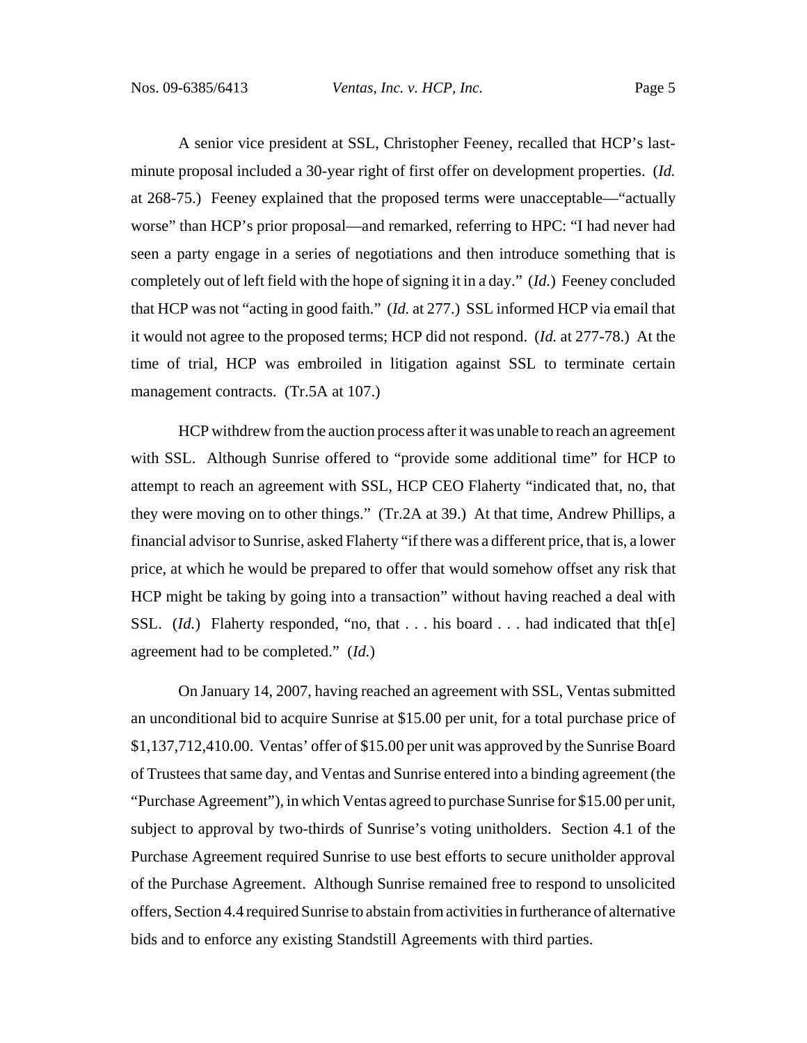A senior vice president at SSL, Christopher Feeney, recalled that HCP's last-minute proposal included a 30-year right of first offer on development properties. (*Id.* at 268-75.) Feeney explained that the proposed terms were unacceptable—"actually worse" than HCP's prior proposal—and remarked, referring to HPC: "I had never had seen a party engage in a series of negotiations and then introduce something that is completely out of left field with the hope of signing it in a day." (*Id.*) Feeney concluded that HCP was not "acting in good faith." (*Id.* at 277.) SSL informed HCP via email that it would not agree to the proposed terms; HCP did not respond. (*Id.* at 277-78.) At the time of trial, HCP was embroiled in litigation against SSL to terminate certain management contracts. (Tr.5A at 107.)

HCP withdrew from the auction process after it was unable to reach an agreement with SSL. Although Sunrise offered to "provide some additional time" for HCP to attempt to reach an agreement with SSL, HCP CEO Flaherty "indicated that, no, that they were moving on to other things." (Tr.2A at 39.) At that time, Andrew Phillips, a financial advisor to Sunrise, asked Flaherty "if there was a different price, that is, a lower price, at which he would be prepared to offer that would somehow offset any risk that HCP might be taking by going into a transaction" without having reached a deal with SSL. (*Id.*) Flaherty responded, "no, that . . . his board . . . had indicated that th[e] agreement had to be completed." (*Id.*)

On January 14, 2007, having reached an agreement with SSL, Ventas submitted an unconditional bid to acquire Sunrise at $15.00 per unit, for a total purchase price of $1,137,712,410.00. Ventas' offer of $15.00 per unit was approved by the Sunrise Board of Trustees that same day, and Ventas and Sunrise entered into a binding agreement (the "Purchase Agreement"), in which Ventas agreed to purchase Sunrise for $15.00 per unit, subject to approval by two-thirds of Sunrise's voting unitholders. Section 4.1 of the Purchase Agreement required Sunrise to use best efforts to secure unitholder approval of the Purchase Agreement. Although Sunrise remained free to respond to unsolicited offers, Section 4.4 required Sunrise to abstain from activities in furtherance of alternative bids and to enforce any existing Standstill Agreements with third parties.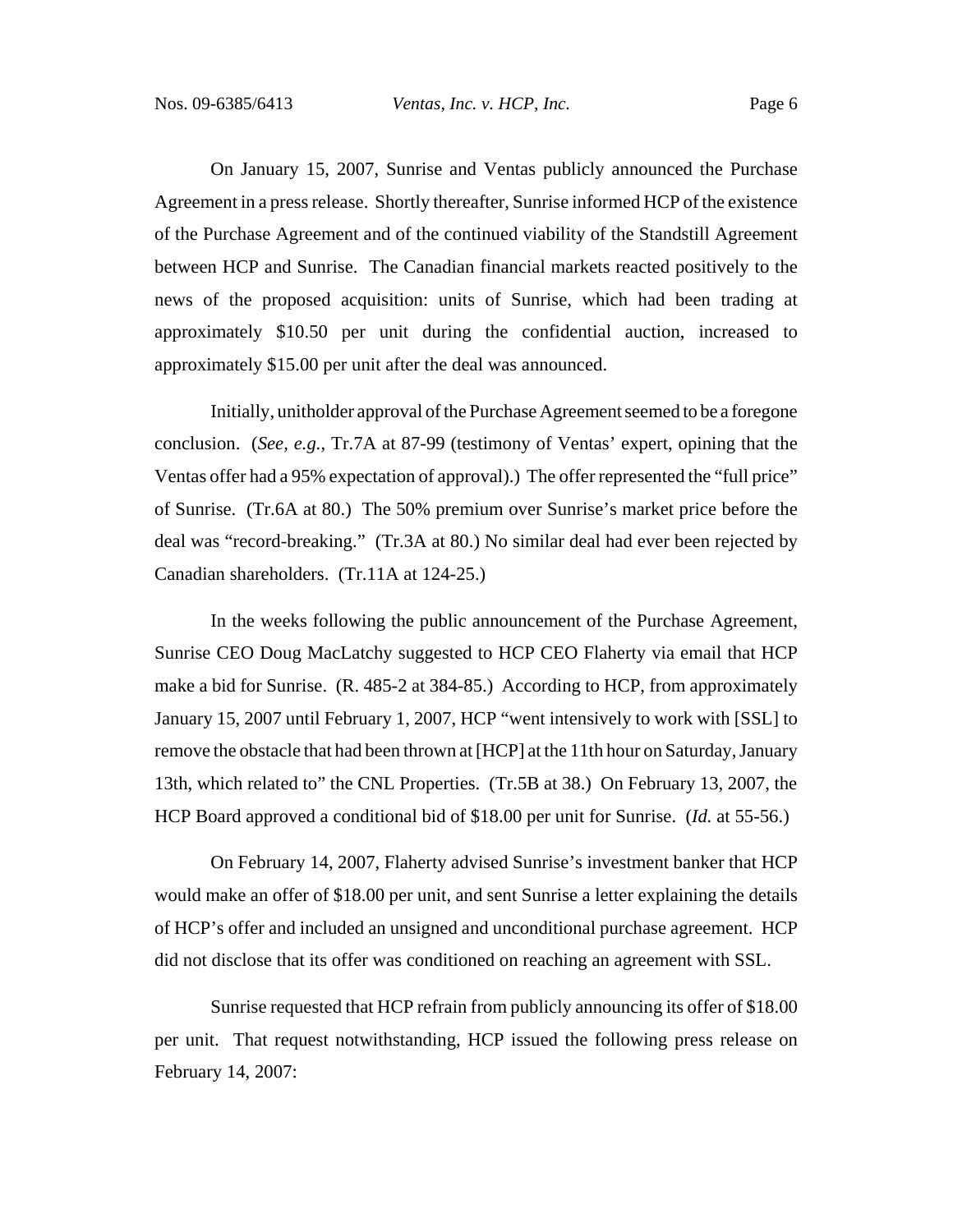On January 15, 2007, Sunrise and Ventas publicly announced the Purchase Agreement in a press release. Shortly thereafter, Sunrise informed HCP of the existence of the Purchase Agreement and of the continued viability of the Standstill Agreement between HCP and Sunrise. The Canadian financial markets reacted positively to the news of the proposed acquisition: units of Sunrise, which had been trading at approximately $10.50 per unit during the confidential auction, increased to approximately $15.00 per unit after the deal was announced.

Initially, unitholder approval of the Purchase Agreement seemed to be a foregone conclusion. (*See, e.g.*, Tr.7A at 87-99 (testimony of Ventas' expert, opining that the Ventas offer had a 95% expectation of approval).) The offer represented the "full price" of Sunrise. (Tr.6A at 80.) The 50% premium over Sunrise's market price before the deal was "record-breaking." (Tr.3A at 80.) No similar deal had ever been rejected by Canadian shareholders. (Tr.11A at 124-25.)

In the weeks following the public announcement of the Purchase Agreement, Sunrise CEO Doug MacLatchy suggested to HCP CEO Flaherty via email that HCP make a bid for Sunrise. (R. 485-2 at 384-85.) According to HCP, from approximately January 15, 2007 until February 1, 2007, HCP "went intensively to work with [SSL] to remove the obstacle that had been thrown at [HCP] at the 11th hour on Saturday, January 13th, which related to" the CNL Properties. (Tr.5B at 38.) On February 13, 2007, the HCP Board approved a conditional bid of $18.00 per unit for Sunrise. (*Id.* at 55-56.)

On February 14, 2007, Flaherty advised Sunrise's investment banker that HCP would make an offer of $18.00 per unit, and sent Sunrise a letter explaining the details of HCP's offer and included an unsigned and unconditional purchase agreement. HCP did not disclose that its offer was conditioned on reaching an agreement with SSL.

Sunrise requested that HCP refrain from publicly announcing its offer of $18.00 per unit. That request notwithstanding, HCP issued the following press release on February 14, 2007: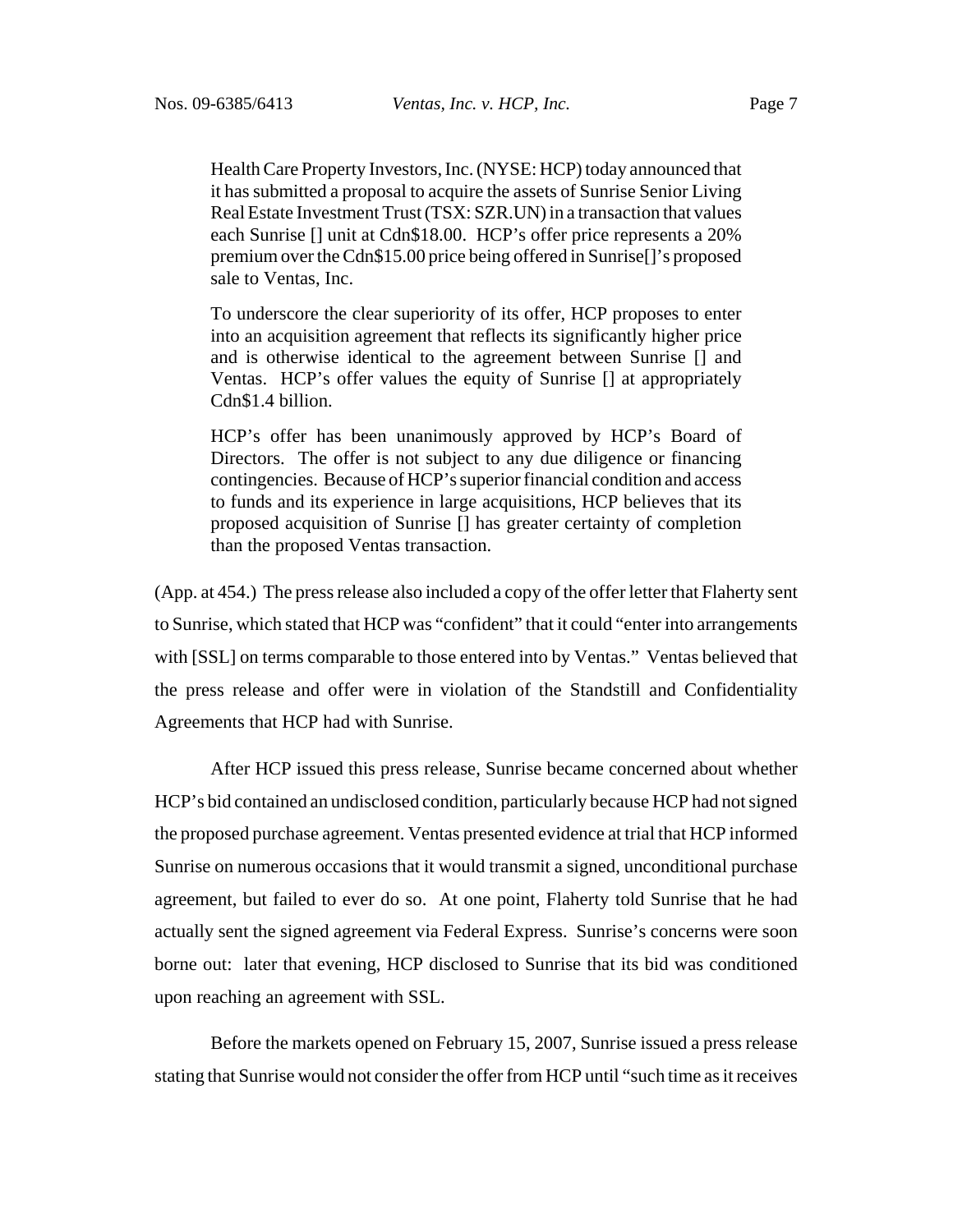> Health Care Property Investors, Inc. (NYSE: HCP) today announced that it has submitted a proposal to acquire the assets of Sunrise Senior Living Real Estate Investment Trust (TSX: SZR.UN) in a transaction that values each Sunrise [] unit at Cdn$18.00. HCP's offer price represents a 20% premium over the Cdn$15.00 price being offered in Sunrise[]'s proposed sale to Ventas, Inc.
>
> To underscore the clear superiority of its offer, HCP proposes to enter into an acquisition agreement that reflects its significantly higher price and is otherwise identical to the agreement between Sunrise [] and Ventas. HCP's offer values the equity of Sunrise [] at appropriately Cdn$1.4 billion.
>
> HCP's offer has been unanimously approved by HCP's Board of Directors. The offer is not subject to any due diligence or financing contingencies. Because of HCP's superior financial condition and access to funds and its experience in large acquisitions, HCP believes that its proposed acquisition of Sunrise [] has greater certainty of completion than the proposed Ventas transaction.

(App. at 454.) The press release also included a copy of the offer letter that Flaherty sent to Sunrise, which stated that HCP was "confident" that it could "enter into arrangements with [SSL] on terms comparable to those entered into by Ventas." Ventas believed that the press release and offer were in violation of the Standstill and Confidentiality Agreements that HCP had with Sunrise.

After HCP issued this press release, Sunrise became concerned about whether HCP's bid contained an undisclosed condition, particularly because HCP had not signed the proposed purchase agreement. Ventas presented evidence at trial that HCP informed Sunrise on numerous occasions that it would transmit a signed, unconditional purchase agreement, but failed to ever do so. At one point, Flaherty told Sunrise that he had actually sent the signed agreement via Federal Express. Sunrise's concerns were soon borne out: later that evening, HCP disclosed to Sunrise that its bid was conditioned upon reaching an agreement with SSL.

Before the markets opened on February 15, 2007, Sunrise issued a press release stating that Sunrise would not consider the offer from HCP until "such time as it receives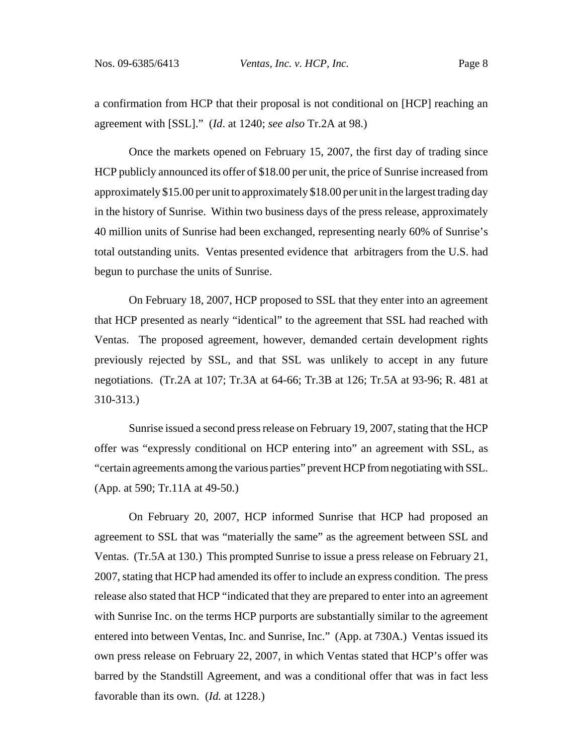a confirmation from HCP that their proposal is not conditional on [HCP] reaching an agreement with [SSL]." (*Id*. at 1240; *see also* Tr.2A at 98.)

Once the markets opened on February 15, 2007, the first day of trading since HCP publicly announced its offer of $18.00 per unit, the price of Sunrise increased from approximately $15.00 per unit to approximately $18.00 per unit in the largest trading day in the history of Sunrise. Within two business days of the press release, approximately 40 million units of Sunrise had been exchanged, representing nearly 60% of Sunrise's total outstanding units. Ventas presented evidence that arbitragers from the U.S. had begun to purchase the units of Sunrise.

On February 18, 2007, HCP proposed to SSL that they enter into an agreement that HCP presented as nearly "identical" to the agreement that SSL had reached with Ventas. The proposed agreement, however, demanded certain development rights previously rejected by SSL, and that SSL was unlikely to accept in any future negotiations. (Tr.2A at 107; Tr.3A at 64-66; Tr.3B at 126; Tr.5A at 93-96; R. 481 at 310-313.)

Sunrise issued a second press release on February 19, 2007, stating that the HCP offer was "expressly conditional on HCP entering into" an agreement with SSL, as "certain agreements among the various parties" prevent HCP from negotiating with SSL. (App. at 590; Tr.11A at 49-50.)

On February 20, 2007, HCP informed Sunrise that HCP had proposed an agreement to SSL that was "materially the same" as the agreement between SSL and Ventas. (Tr.5A at 130.) This prompted Sunrise to issue a press release on February 21, 2007, stating that HCP had amended its offer to include an express condition. The press release also stated that HCP "indicated that they are prepared to enter into an agreement with Sunrise Inc. on the terms HCP purports are substantially similar to the agreement entered into between Ventas, Inc. and Sunrise, Inc." (App. at 730A.) Ventas issued its own press release on February 22, 2007, in which Ventas stated that HCP's offer was barred by the Standstill Agreement, and was a conditional offer that was in fact less favorable than its own. (*Id.* at 1228.)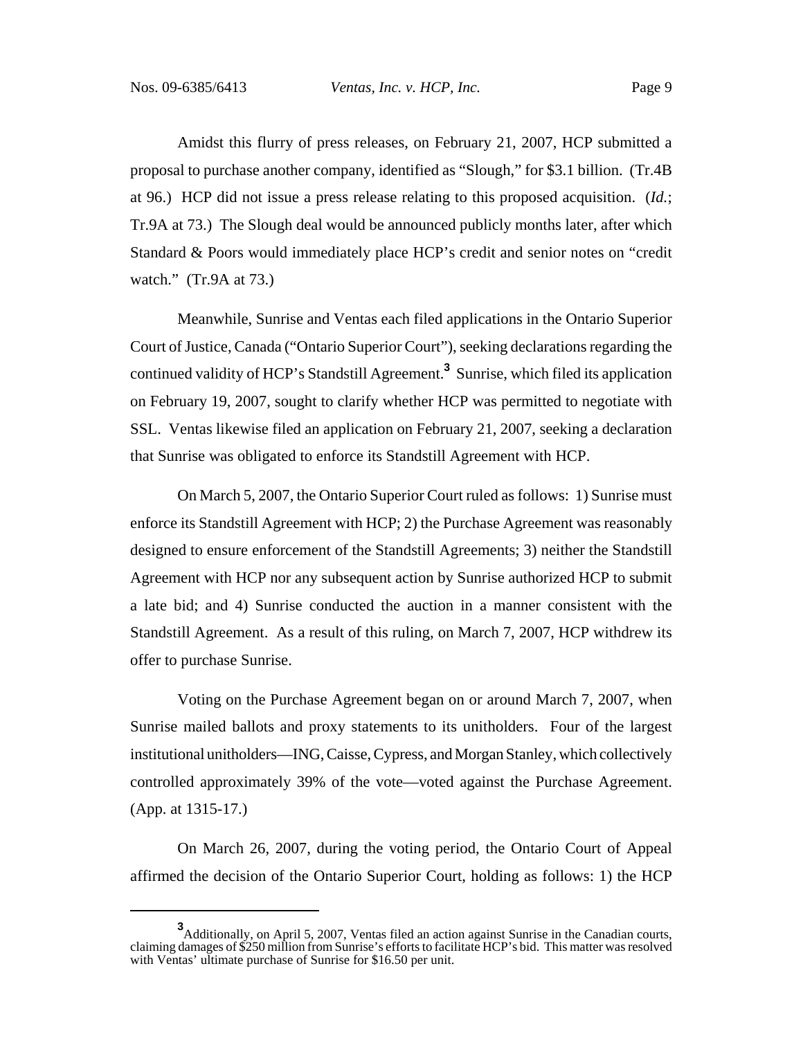Amidst this flurry of press releases, on February 21, 2007, HCP submitted a proposal to purchase another company, identified as "Slough," for \$3.1 billion. (Tr.4B at 96.) HCP did not issue a press release relating to this proposed acquisition. (*Id.*; Tr.9A at 73.) The Slough deal would be announced publicly months later, after which Standard & Poors would immediately place HCP's credit and senior notes on "credit watch." (Tr.9A at 73.)

Meanwhile, Sunrise and Ventas each filed applications in the Ontario Superior Court of Justice, Canada ("Ontario Superior Court"), seeking declarations regarding the continued validity of HCP's Standstill Agreement.[3] Sunrise, which filed its application on February 19, 2007, sought to clarify whether HCP was permitted to negotiate with SSL. Ventas likewise filed an application on February 21, 2007, seeking a declaration that Sunrise was obligated to enforce its Standstill Agreement with HCP.

On March 5, 2007, the Ontario Superior Court ruled as follows: 1) Sunrise must enforce its Standstill Agreement with HCP; 2) the Purchase Agreement was reasonably designed to ensure enforcement of the Standstill Agreements; 3) neither the Standstill Agreement with HCP nor any subsequent action by Sunrise authorized HCP to submit a late bid; and 4) Sunrise conducted the auction in a manner consistent with the Standstill Agreement. As a result of this ruling, on March 7, 2007, HCP withdrew its offer to purchase Sunrise.

Voting on the Purchase Agreement began on or around March 7, 2007, when Sunrise mailed ballots and proxy statements to its unitholders. Four of the largest institutional unitholders—ING, Caisse, Cypress, and Morgan Stanley, which collectively controlled approximately 39% of the vote—voted against the Purchase Agreement. (App. at 1315-17.)

On March 26, 2007, during the voting period, the Ontario Court of Appeal affirmed the decision of the Ontario Superior Court, holding as follows: 1) the HCP

---

[3] Additionally, on April 5, 2007, Ventas filed an action against Sunrise in the Canadian courts, claiming damages of \$250 million from Sunrise's efforts to facilitate HCP's bid. This matter was resolved with Ventas' ultimate purchase of Sunrise for \$16.50 per unit.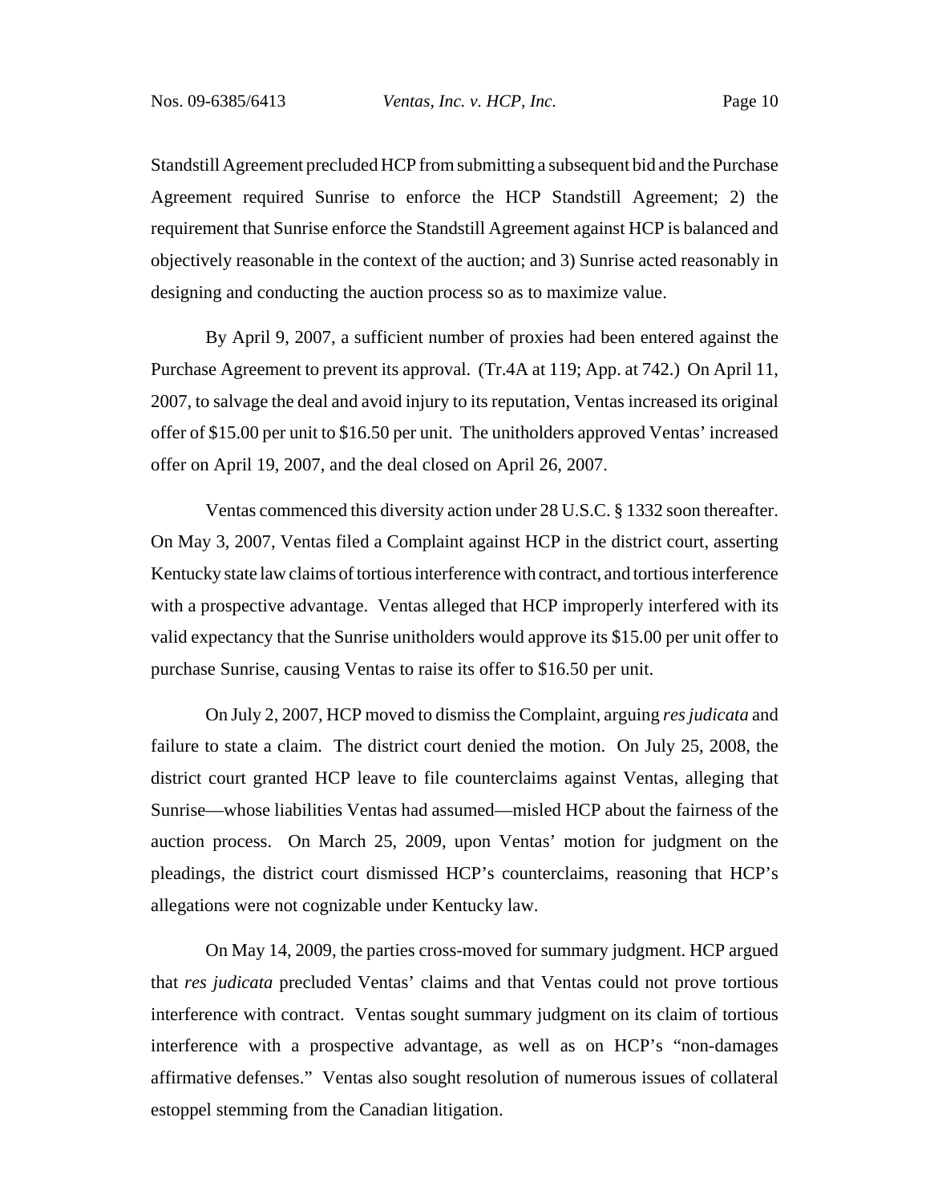Standstill Agreement precluded HCP from submitting a subsequent bid and the Purchase Agreement required Sunrise to enforce the HCP Standstill Agreement; 2) the requirement that Sunrise enforce the Standstill Agreement against HCP is balanced and objectively reasonable in the context of the auction; and 3) Sunrise acted reasonably in designing and conducting the auction process so as to maximize value.

By April 9, 2007, a sufficient number of proxies had been entered against the Purchase Agreement to prevent its approval. (Tr.4A at 119; App. at 742.) On April 11, 2007, to salvage the deal and avoid injury to its reputation, Ventas increased its original offer of $15.00 per unit to $16.50 per unit. The unitholders approved Ventas' increased offer on April 19, 2007, and the deal closed on April 26, 2007.

Ventas commenced this diversity action under 28 U.S.C. § 1332 soon thereafter. On May 3, 2007, Ventas filed a Complaint against HCP in the district court, asserting Kentucky state law claims of tortious interference with contract, and tortious interference with a prospective advantage. Ventas alleged that HCP improperly interfered with its valid expectancy that the Sunrise unitholders would approve its $15.00 per unit offer to purchase Sunrise, causing Ventas to raise its offer to $16.50 per unit.

On July 2, 2007, HCP moved to dismiss the Complaint, arguing *res judicata* and failure to state a claim. The district court denied the motion. On July 25, 2008, the district court granted HCP leave to file counterclaims against Ventas, alleging that Sunrise—whose liabilities Ventas had assumed—misled HCP about the fairness of the auction process. On March 25, 2009, upon Ventas' motion for judgment on the pleadings, the district court dismissed HCP's counterclaims, reasoning that HCP's allegations were not cognizable under Kentucky law.

On May 14, 2009, the parties cross-moved for summary judgment. HCP argued that *res judicata* precluded Ventas' claims and that Ventas could not prove tortious interference with contract. Ventas sought summary judgment on its claim of tortious interference with a prospective advantage, as well as on HCP's "non-damages affirmative defenses." Ventas also sought resolution of numerous issues of collateral estoppel stemming from the Canadian litigation.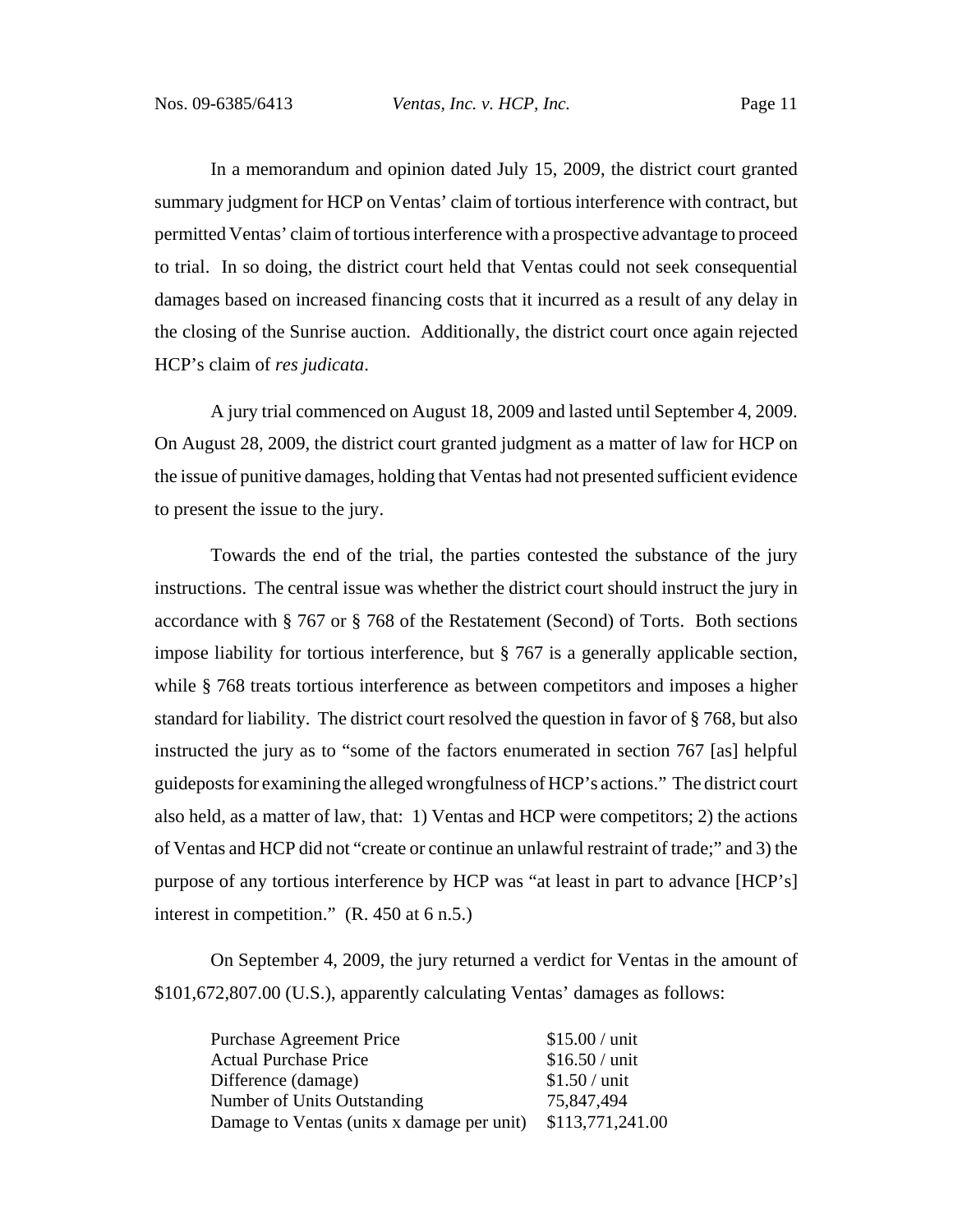In a memorandum and opinion dated July 15, 2009, the district court granted summary judgment for HCP on Ventas' claim of tortious interference with contract, but permitted Ventas' claim of tortious interference with a prospective advantage to proceed to trial. In so doing, the district court held that Ventas could not seek consequential damages based on increased financing costs that it incurred as a result of any delay in the closing of the Sunrise auction. Additionally, the district court once again rejected HCP's claim of *res judicata*.

A jury trial commenced on August 18, 2009 and lasted until September 4, 2009. On August 28, 2009, the district court granted judgment as a matter of law for HCP on the issue of punitive damages, holding that Ventas had not presented sufficient evidence to present the issue to the jury.

Towards the end of the trial, the parties contested the substance of the jury instructions. The central issue was whether the district court should instruct the jury in accordance with § 767 or § 768 of the Restatement (Second) of Torts. Both sections impose liability for tortious interference, but § 767 is a generally applicable section, while § 768 treats tortious interference as between competitors and imposes a higher standard for liability. The district court resolved the question in favor of § 768, but also instructed the jury as to "some of the factors enumerated in section 767 [as] helpful guideposts for examining the alleged wrongfulness of HCP's actions." The district court also held, as a matter of law, that: 1) Ventas and HCP were competitors; 2) the actions of Ventas and HCP did not "create or continue an unlawful restraint of trade;" and 3) the purpose of any tortious interference by HCP was "at least in part to advance [HCP's] interest in competition." (R. 450 at 6 n.5.)

On September 4, 2009, the jury returned a verdict for Ventas in the amount of $101,672,807.00 (U.S.), apparently calculating Ventas' damages as follows:

| | |
|---|---|
| Purchase Agreement Price | $15.00 / unit |
| Actual Purchase Price | $16.50 / unit |
| Difference (damage) | $1.50 / unit |
| Number of Units Outstanding | 75,847,494 |
| Damage to Ventas (units x damage per unit) | $113,771,241.00 |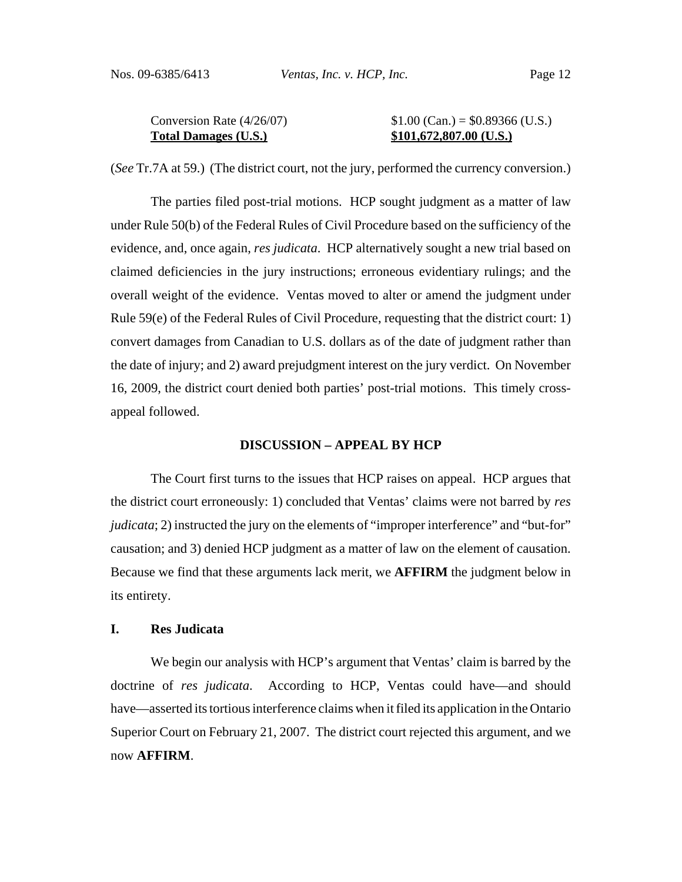| | |
|---|---|
| Conversion Rate (4/26/07) | $1.00 (Can.) = $0.89366 (U.S.) |
| **Total Damages (U.S.)** | **$101,672,807.00 (U.S.)** |

(*See* Tr.7A at 59.) (The district court, not the jury, performed the currency conversion.)

The parties filed post-trial motions. HCP sought judgment as a matter of law under Rule 50(b) of the Federal Rules of Civil Procedure based on the sufficiency of the evidence, and, once again, *res judicata*. HCP alternatively sought a new trial based on claimed deficiencies in the jury instructions; erroneous evidentiary rulings; and the overall weight of the evidence. Ventas moved to alter or amend the judgment under Rule 59(e) of the Federal Rules of Civil Procedure, requesting that the district court: 1) convert damages from Canadian to U.S. dollars as of the date of judgment rather than the date of injury; and 2) award prejudgment interest on the jury verdict. On November 16, 2009, the district court denied both parties' post-trial motions. This timely cross-appeal followed.

## DISCUSSION – APPEAL BY HCP

The Court first turns to the issues that HCP raises on appeal. HCP argues that the district court erroneously: 1) concluded that Ventas' claims were not barred by *res judicata*; 2) instructed the jury on the elements of "improper interference" and "but-for" causation; and 3) denied HCP judgment as a matter of law on the element of causation. Because we find that these arguments lack merit, we **AFFIRM** the judgment below in its entirety.

### I. Res Judicata

We begin our analysis with HCP's argument that Ventas' claim is barred by the doctrine of *res judicata*. According to HCP, Ventas could have—and should have—asserted its tortious interference claims when it filed its application in the Ontario Superior Court on February 21, 2007. The district court rejected this argument, and we now **AFFIRM**.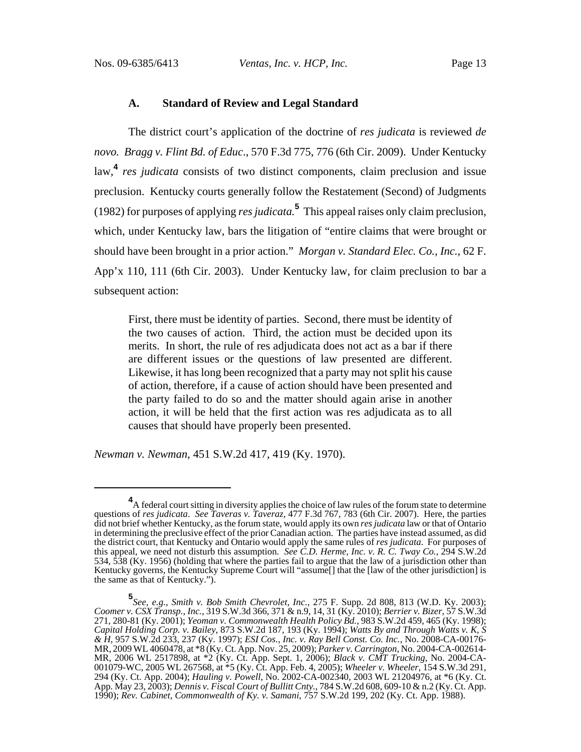### A. Standard of Review and Legal Standard

The district court's application of the doctrine of *res judicata* is reviewed *de novo*. *Bragg v. Flint Bd. of Educ*., 570 F.3d 775, 776 (6th Cir. 2009). Under Kentucky law,[4] *res judicata* consists of two distinct components, claim preclusion and issue preclusion. Kentucky courts generally follow the Restatement (Second) of Judgments (1982) for purposes of applying *res judicata.*[5] This appeal raises only claim preclusion, which, under Kentucky law, bars the litigation of "entire claims that were brought or should have been brought in a prior action." *Morgan v. Standard Elec. Co., Inc.*, 62 F. App'x 110, 111 (6th Cir. 2003). Under Kentucky law, for claim preclusion to bar a subsequent action:

> First, there must be identity of parties. Second, there must be identity of the two causes of action. Third, the action must be decided upon its merits. In short, the rule of res adjudicata does not act as a bar if there are different issues or the questions of law presented are different. Likewise, it has long been recognized that a party may not split his cause of action, therefore, if a cause of action should have been presented and the party failed to do so and the matter should again arise in another action, it will be held that the first action was res adjudicata as to all causes that should have properly been presented.

*Newman v. Newman*, 451 S.W.2d 417, 419 (Ky. 1970).

---

[4] A federal court sitting in diversity applies the choice of law rules of the forum state to determine questions of *res judicata*. *See Taveras v. Taveraz*, 477 F.3d 767, 783 (6th Cir. 2007). Here, the parties did not brief whether Kentucky, as the forum state, would apply its own *res judicata* law or that of Ontario in determining the preclusive effect of the prior Canadian action. The parties have instead assumed, as did the district court, that Kentucky and Ontario would apply the same rules of *res judicata*. For purposes of this appeal, we need not disturb this assumption. *See C.D. Herme, Inc. v. R. C. Tway Co.*, 294 S.W.2d 534, 538 (Ky. 1956) (holding that where the parties fail to argue that the law of a jurisdiction other than Kentucky governs, the Kentucky Supreme Court will "assume[] that the [law of the other jurisdiction] is the same as that of Kentucky.").

[5] *See, e.g.*, *Smith v. Bob Smith Chevrolet, Inc.*, 275 F. Supp. 2d 808, 813 (W.D. Ky. 2003); *Coomer v. CSX Transp., Inc.*, 319 S.W.3d 366, 371 & n.9, 14, 31 (Ky. 2010); *Berrier v. Bizer*, 57 S.W.3d 271, 280-81 (Ky. 2001); *Yeoman v. Commonwealth Health Policy Bd.*, 983 S.W.2d 459, 465 (Ky. 1998); *Capital Holding Corp. v. Bailey*, 873 S.W.2d 187, 193 (Ky. 1994); *Watts By and Through Watts v. K, S & H*, 957 S.W.2d 233, 237 (Ky. 1997); *ESI Cos., Inc. v. Ray Bell Const. Co. Inc.*, No. 2008-CA-00176-MR, 2009 WL 4060478, at *8 (Ky. Ct. App. Nov. 25, 2009); *Parker v. Carrington*, No. 2004-CA-002614-MR, 2006 WL 2517898, at *2 (Ky. Ct. App. Sept. 1, 2006); *Black v. CMT Trucking*, No. 2004-CA-001079-WC, 2005 WL 267568, at *5 (Ky. Ct. App. Feb. 4, 2005); *Wheeler v. Wheeler*, 154 S.W.3d 291, 294 (Ky. Ct. App. 2004); *Hauling v. Powell*, No. 2002-CA-002340, 2003 WL 21204976, at *6 (Ky. Ct. App. May 23, 2003); *Dennis v. Fiscal Court of Bullitt Cnty.*, 784 S.W.2d 608, 609-10 & n.2 (Ky. Ct. App. 1990); *Rev. Cabinet, Commonwealth of Ky. v. Samani*, 757 S.W.2d 199, 202 (Ky. Ct. App. 1988).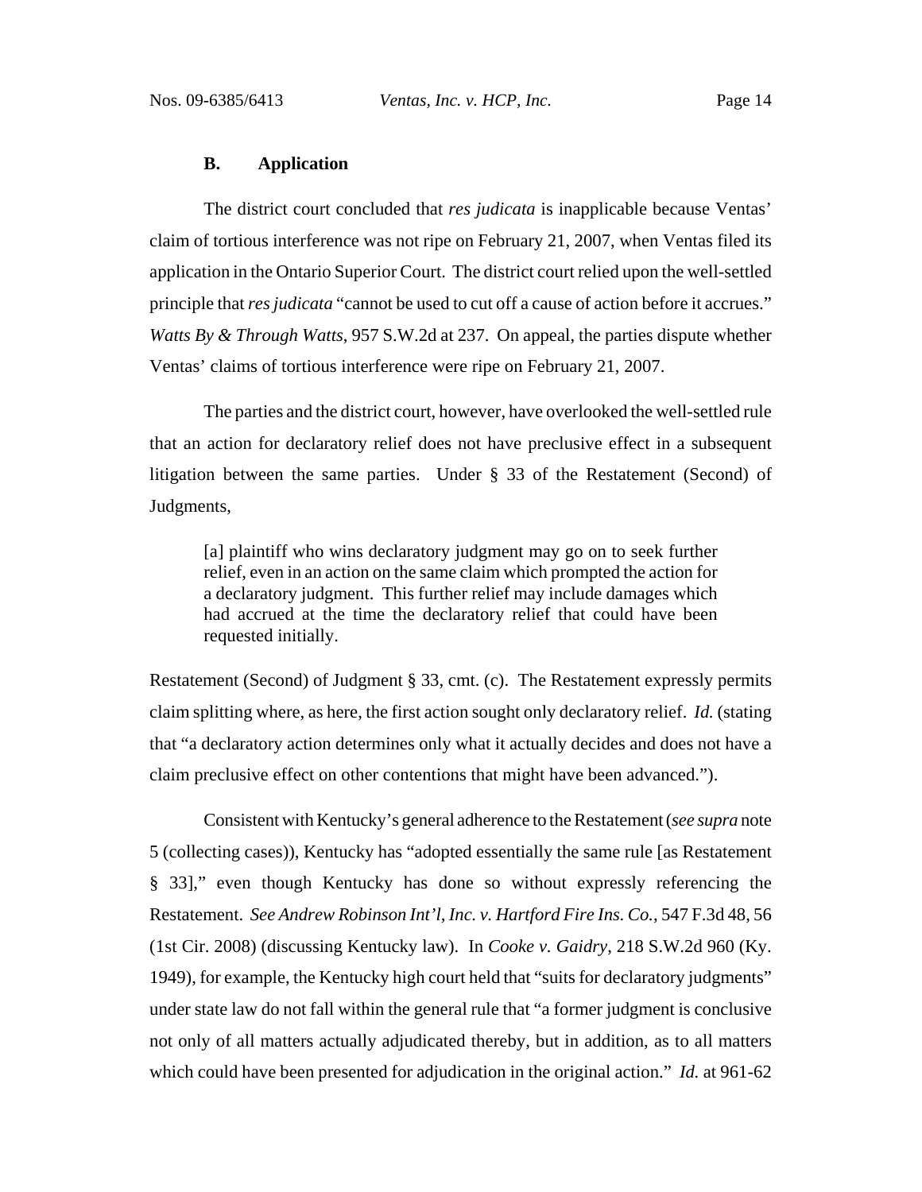### B. Application

The district court concluded that *res judicata* is inapplicable because Ventas' claim of tortious interference was not ripe on February 21, 2007, when Ventas filed its application in the Ontario Superior Court. The district court relied upon the well-settled principle that *res judicata* "cannot be used to cut off a cause of action before it accrues." *Watts By & Through Watts*, 957 S.W.2d at 237. On appeal, the parties dispute whether Ventas' claims of tortious interference were ripe on February 21, 2007.

The parties and the district court, however, have overlooked the well-settled rule that an action for declaratory relief does not have preclusive effect in a subsequent litigation between the same parties. Under § 33 of the Restatement (Second) of Judgments,

> [a] plaintiff who wins declaratory judgment may go on to seek further relief, even in an action on the same claim which prompted the action for a declaratory judgment. This further relief may include damages which had accrued at the time the declaratory relief that could have been requested initially.

Restatement (Second) of Judgment § 33, cmt. (c). The Restatement expressly permits claim splitting where, as here, the first action sought only declaratory relief. *Id.* (stating that "a declaratory action determines only what it actually decides and does not have a claim preclusive effect on other contentions that might have been advanced.").

Consistent with Kentucky's general adherence to the Restatement (*see supra* note 5 (collecting cases)), Kentucky has "adopted essentially the same rule [as Restatement § 33]," even though Kentucky has done so without expressly referencing the Restatement. *See Andrew Robinson Int'l, Inc. v. Hartford Fire Ins. Co.*, 547 F.3d 48, 56 (1st Cir. 2008) (discussing Kentucky law). In *Cooke v. Gaidry*, 218 S.W.2d 960 (Ky. 1949), for example, the Kentucky high court held that "suits for declaratory judgments" under state law do not fall within the general rule that "a former judgment is conclusive not only of all matters actually adjudicated thereby, but in addition, as to all matters which could have been presented for adjudication in the original action." *Id.* at 961-62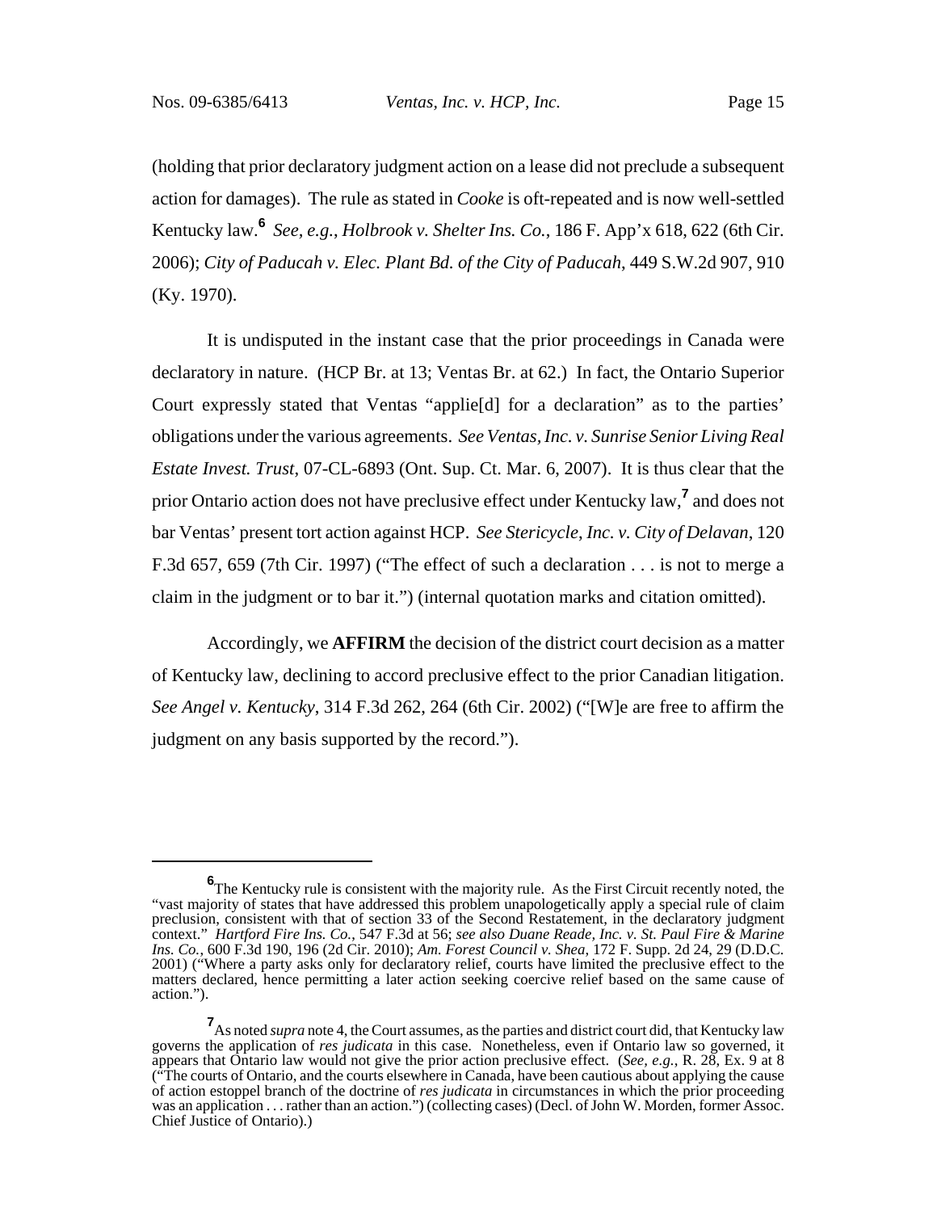(holding that prior declaratory judgment action on a lease did not preclude a subsequent action for damages). The rule as stated in *Cooke* is oft-repeated and is now well-settled Kentucky law.[6] *See, e.g.*, *Holbrook v. Shelter Ins. Co.*, 186 F. App'x 618, 622 (6th Cir. 2006); *City of Paducah v. Elec. Plant Bd. of the City of Paducah*, 449 S.W.2d 907, 910 (Ky. 1970).

It is undisputed in the instant case that the prior proceedings in Canada were declaratory in nature. (HCP Br. at 13; Ventas Br. at 62.) In fact, the Ontario Superior Court expressly stated that Ventas "applie[d] for a declaration" as to the parties' obligations under the various agreements. *See Ventas, Inc. v. Sunrise Senior Living Real Estate Invest. Trust*, 07-CL-6893 (Ont. Sup. Ct. Mar. 6, 2007). It is thus clear that the prior Ontario action does not have preclusive effect under Kentucky law,[7] and does not bar Ventas' present tort action against HCP. *See Stericycle, Inc. v. City of Delavan*, 120 F.3d 657, 659 (7th Cir. 1997) ("The effect of such a declaration . . . is not to merge a claim in the judgment or to bar it.") (internal quotation marks and citation omitted).

Accordingly, we **AFFIRM** the decision of the district court decision as a matter of Kentucky law, declining to accord preclusive effect to the prior Canadian litigation. *See Angel v. Kentucky*, 314 F.3d 262, 264 (6th Cir. 2002) ("[W]e are free to affirm the judgment on any basis supported by the record.").

---

[6] The Kentucky rule is consistent with the majority rule. As the First Circuit recently noted, the "vast majority of states that have addressed this problem unapologetically apply a special rule of claim preclusion, consistent with that of section 33 of the Second Restatement, in the declaratory judgment context." *Hartford Fire Ins. Co.*, 547 F.3d at 56; *see also Duane Reade, Inc. v. St. Paul Fire & Marine Ins. Co.*, 600 F.3d 190, 196 (2d Cir. 2010); *Am. Forest Council v. Shea*, 172 F. Supp. 2d 24, 29 (D.D.C. 2001) ("Where a party asks only for declaratory relief, courts have limited the preclusive effect to the matters declared, hence permitting a later action seeking coercive relief based on the same cause of action.").

[7] As noted *supra* note 4, the Court assumes, as the parties and district court did, that Kentucky law governs the application of *res judicata* in this case. Nonetheless, even if Ontario law so governed, it appears that Ontario law would not give the prior action preclusive effect. (*See, e.g.*, R. 28, Ex. 9 at 8 ("The courts of Ontario, and the courts elsewhere in Canada, have been cautious about applying the cause of action estoppel branch of the doctrine of *res judicata* in circumstances in which the prior proceeding was an application . . . rather than an action.") (collecting cases) (Decl. of John W. Morden, former Assoc. Chief Justice of Ontario).)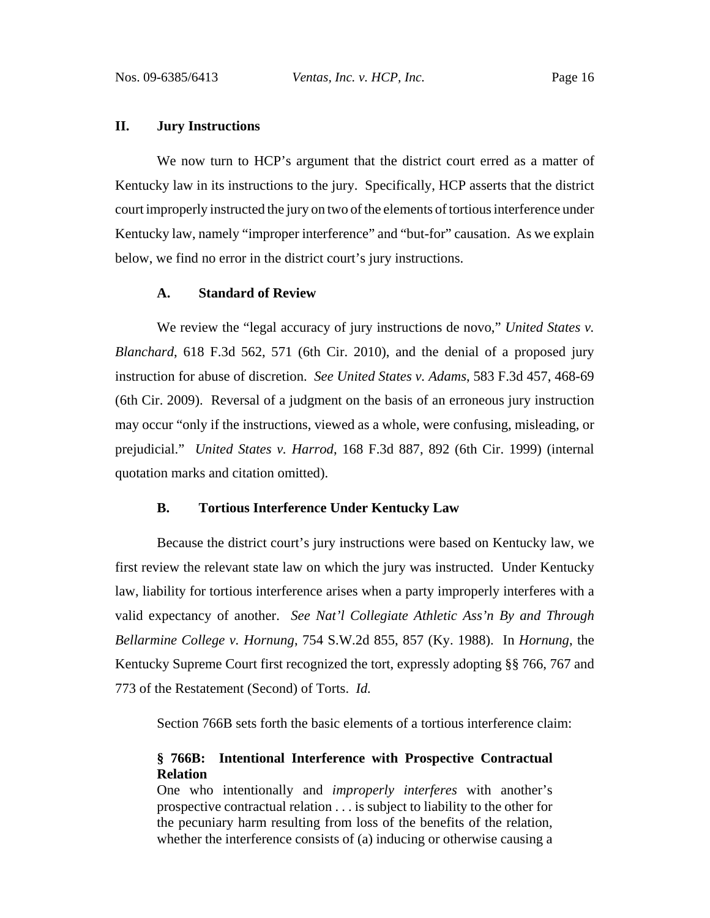## II. Jury Instructions

We now turn to HCP's argument that the district court erred as a matter of Kentucky law in its instructions to the jury. Specifically, HCP asserts that the district court improperly instructed the jury on two of the elements of tortious interference under Kentucky law, namely "improper interference" and "but-for" causation. As we explain below, we find no error in the district court's jury instructions.

### A. Standard of Review

We review the "legal accuracy of jury instructions de novo," *United States v. Blanchard*, 618 F.3d 562, 571 (6th Cir. 2010), and the denial of a proposed jury instruction for abuse of discretion. *See United States v. Adams*, 583 F.3d 457, 468-69 (6th Cir. 2009). Reversal of a judgment on the basis of an erroneous jury instruction may occur "only if the instructions, viewed as a whole, were confusing, misleading, or prejudicial." *United States v. Harrod*, 168 F.3d 887, 892 (6th Cir. 1999) (internal quotation marks and citation omitted).

### B. Tortious Interference Under Kentucky Law

Because the district court's jury instructions were based on Kentucky law, we first review the relevant state law on which the jury was instructed. Under Kentucky law, liability for tortious interference arises when a party improperly interferes with a valid expectancy of another. *See Nat'l Collegiate Athletic Ass'n By and Through Bellarmine College v. Hornung*, 754 S.W.2d 855, 857 (Ky. 1988). In *Hornung*, the Kentucky Supreme Court first recognized the tort, expressly adopting §§ 766, 767 and 773 of the Restatement (Second) of Torts. *Id.*

Section 766B sets forth the basic elements of a tortious interference claim:

> **§ 766B: Intentional Interference with Prospective Contractual Relation**
> One who intentionally and *improperly interferes* with another's prospective contractual relation . . . is subject to liability to the other for the pecuniary harm resulting from loss of the benefits of the relation, whether the interference consists of (a) inducing or otherwise causing a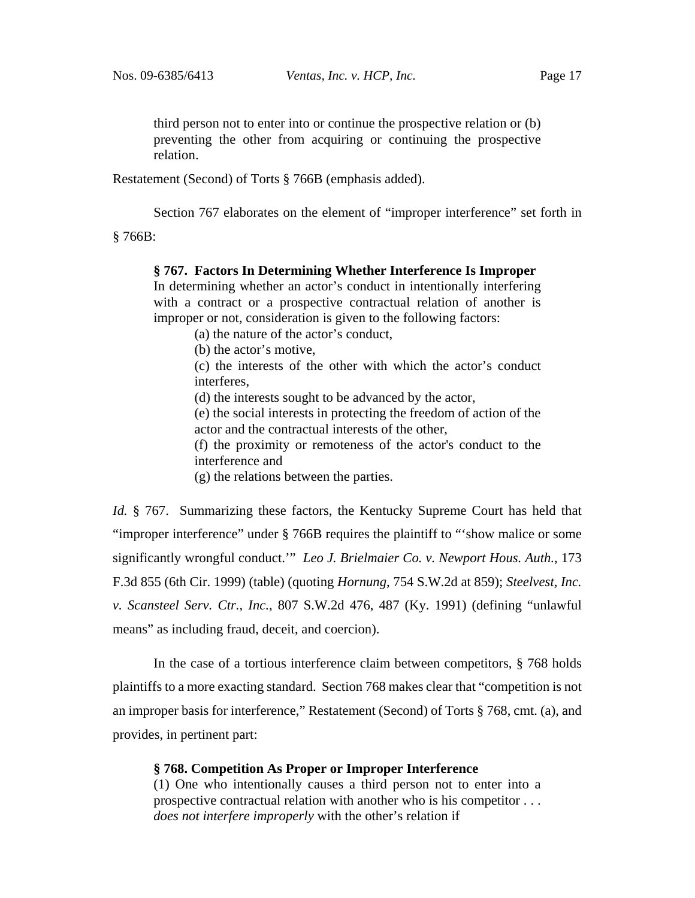> third person not to enter into or continue the prospective relation or (b) preventing the other from acquiring or continuing the prospective relation.

Restatement (Second) of Torts § 766B (emphasis added).

Section 767 elaborates on the element of "improper interference" set forth in § 766B:

> **§ 767. Factors In Determining Whether Interference Is Improper**
> In determining whether an actor's conduct in intentionally interfering with a contract or a prospective contractual relation of another is improper or not, consideration is given to the following factors:
>
> (a) the nature of the actor's conduct,
>
> (b) the actor's motive,
>
> (c) the interests of the other with which the actor's conduct interferes,
>
> (d) the interests sought to be advanced by the actor,
>
> (e) the social interests in protecting the freedom of action of the actor and the contractual interests of the other,
>
> (f) the proximity or remoteness of the actor's conduct to the interference and
>
> (g) the relations between the parties.

*Id.* § 767. Summarizing these factors, the Kentucky Supreme Court has held that "improper interference" under § 766B requires the plaintiff to "'show malice or some significantly wrongful conduct.'" *Leo J. Brielmaier Co. v. Newport Hous. Auth.*, 173 F.3d 855 (6th Cir. 1999) (table) (quoting *Hornung*, 754 S.W.2d at 859); *Steelvest, Inc. v. Scansteel Serv. Ctr., Inc.*, 807 S.W.2d 476, 487 (Ky. 1991) (defining "unlawful means" as including fraud, deceit, and coercion).

In the case of a tortious interference claim between competitors, § 768 holds plaintiffs to a more exacting standard. Section 768 makes clear that "competition is not an improper basis for interference," Restatement (Second) of Torts § 768, cmt. (a), and provides, in pertinent part:

> **§ 768. Competition As Proper or Improper Interference**
> (1) One who intentionally causes a third person not to enter into a prospective contractual relation with another who is his competitor . . . *does not interfere improperly* with the other's relation if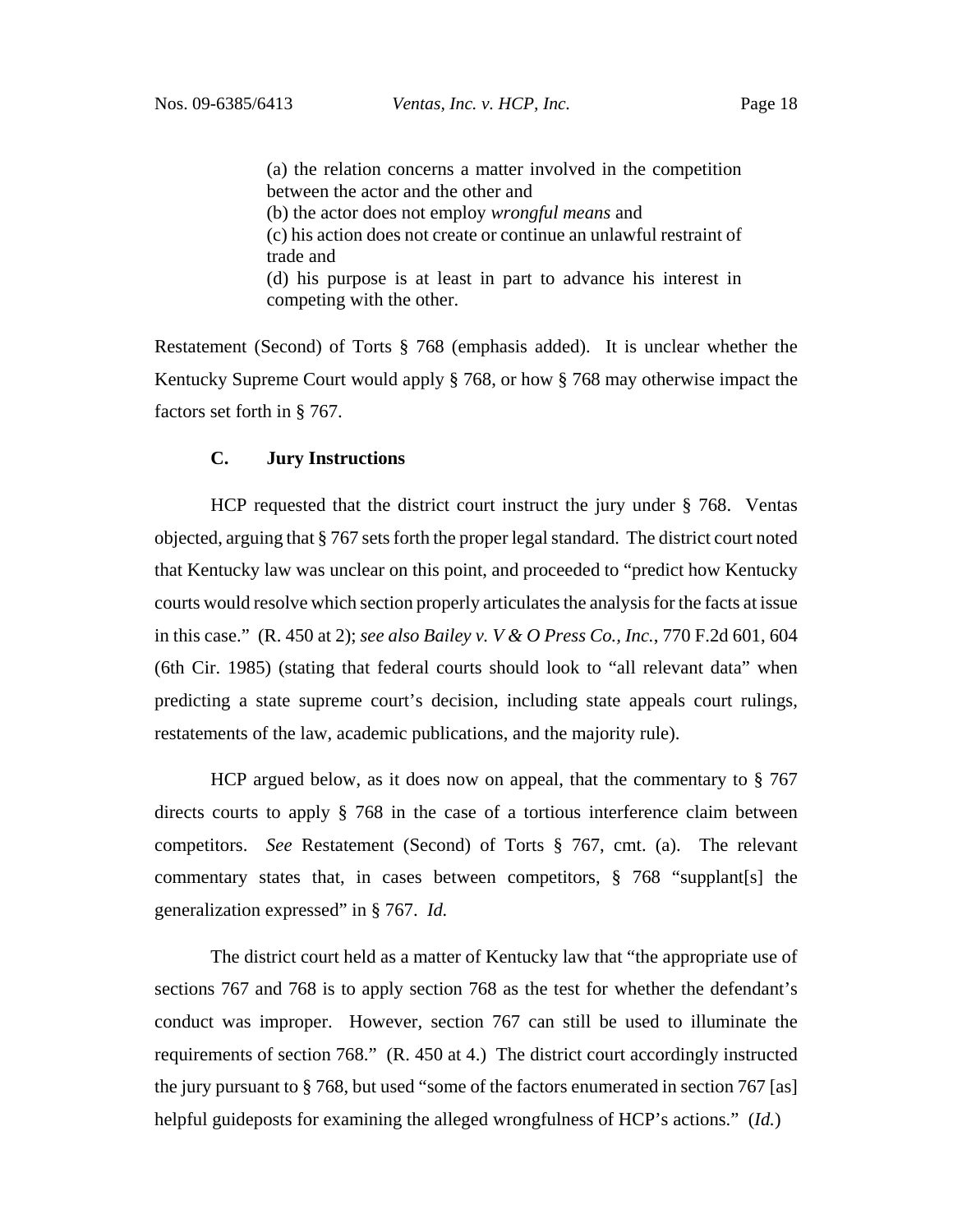> (a) the relation concerns a matter involved in the competition between the actor and the other and
> (b) the actor does not employ *wrongful means* and
> (c) his action does not create or continue an unlawful restraint of trade and
> (d) his purpose is at least in part to advance his interest in competing with the other.

Restatement (Second) of Torts § 768 (emphasis added). It is unclear whether the Kentucky Supreme Court would apply § 768, or how § 768 may otherwise impact the factors set forth in § 767.

### C. Jury Instructions

HCP requested that the district court instruct the jury under § 768. Ventas objected, arguing that § 767 sets forth the proper legal standard. The district court noted that Kentucky law was unclear on this point, and proceeded to "predict how Kentucky courts would resolve which section properly articulates the analysis for the facts at issue in this case." (R. 450 at 2); *see also Bailey v. V & O Press Co., Inc.*, 770 F.2d 601, 604 (6th Cir. 1985) (stating that federal courts should look to "all relevant data" when predicting a state supreme court's decision, including state appeals court rulings, restatements of the law, academic publications, and the majority rule).

HCP argued below, as it does now on appeal, that the commentary to § 767 directs courts to apply § 768 in the case of a tortious interference claim between competitors. *See* Restatement (Second) of Torts § 767, cmt. (a). The relevant commentary states that, in cases between competitors, § 768 "supplant[s] the generalization expressed" in § 767. *Id.*

The district court held as a matter of Kentucky law that "the appropriate use of sections 767 and 768 is to apply section 768 as the test for whether the defendant's conduct was improper. However, section 767 can still be used to illuminate the requirements of section 768." (R. 450 at 4.) The district court accordingly instructed the jury pursuant to § 768, but used "some of the factors enumerated in section 767 [as] helpful guideposts for examining the alleged wrongfulness of HCP's actions." (*Id.*)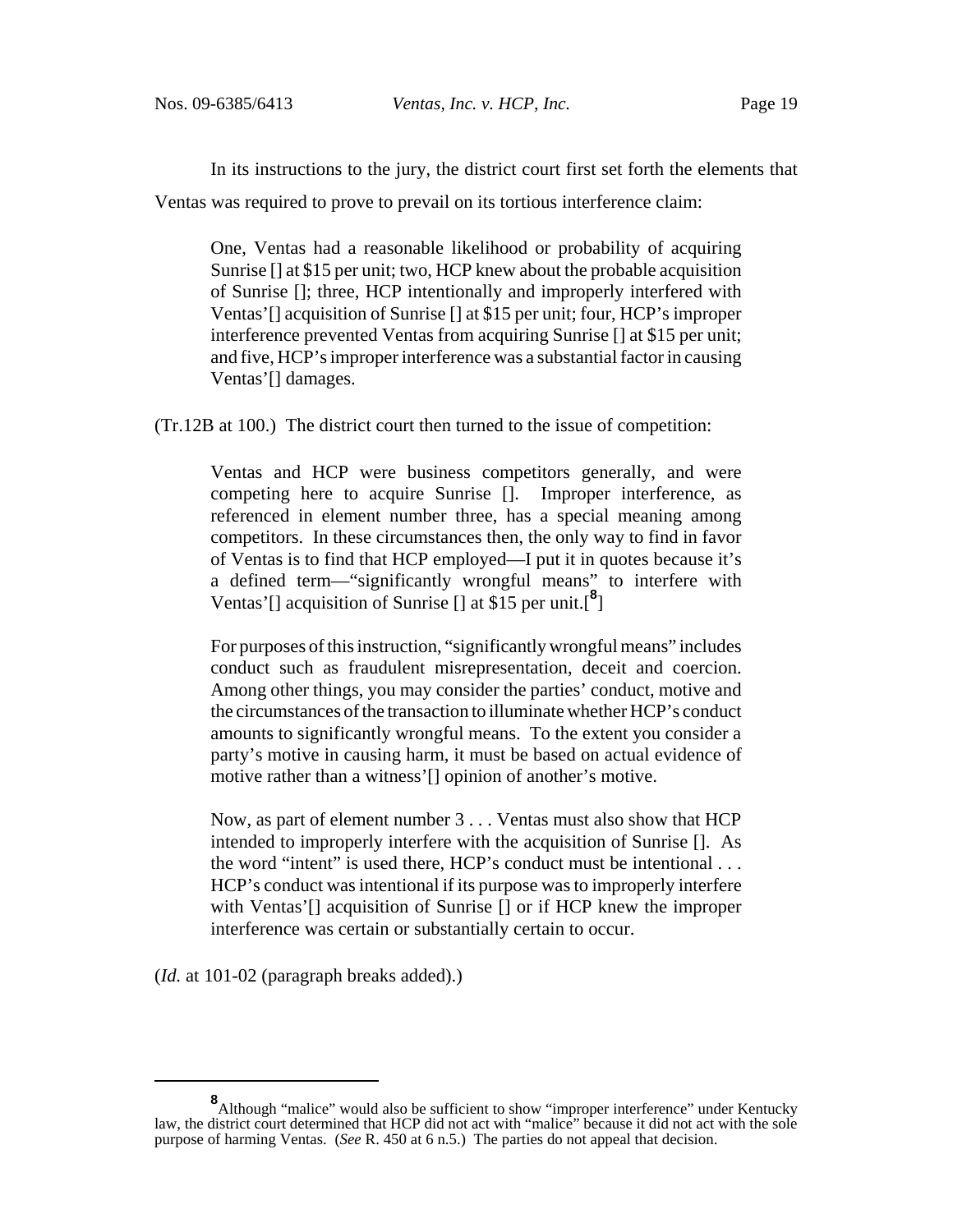In its instructions to the jury, the district court first set forth the elements that Ventas was required to prove to prevail on its tortious interference claim:

> One, Ventas had a reasonable likelihood or probability of acquiring Sunrise [] at $15 per unit; two, HCP knew about the probable acquisition of Sunrise []; three, HCP intentionally and improperly interfered with Ventas'[] acquisition of Sunrise [] at $15 per unit; four, HCP's improper interference prevented Ventas from acquiring Sunrise [] at $15 per unit; and five, HCP's improper interference was a substantial factor in causing Ventas'[] damages.

(Tr.12B at 100.) The district court then turned to the issue of competition:

> Ventas and HCP were business competitors generally, and were competing here to acquire Sunrise []. Improper interference, as referenced in element number three, has a special meaning among competitors. In these circumstances then, the only way to find in favor of Ventas is to find that HCP employed—I put it in quotes because it's a defined term—"significantly wrongful means" to interfere with Ventas'[] acquisition of Sunrise [] at $15 per unit.[8]
>
> For purposes of this instruction, "significantly wrongful means" includes conduct such as fraudulent misrepresentation, deceit and coercion. Among other things, you may consider the parties' conduct, motive and the circumstances of the transaction to illuminate whether HCP's conduct amounts to significantly wrongful means. To the extent you consider a party's motive in causing harm, it must be based on actual evidence of motive rather than a witness'[] opinion of another's motive.
>
> Now, as part of element number 3 . . . Ventas must also show that HCP intended to improperly interfere with the acquisition of Sunrise []. As the word "intent" is used there, HCP's conduct must be intentional . . . HCP's conduct was intentional if its purpose was to improperly interfere with Ventas'[] acquisition of Sunrise [] or if HCP knew the improper interference was certain or substantially certain to occur.

(*Id.* at 101-02 (paragraph breaks added).)

---

[8] Although "malice" would also be sufficient to show "improper interference" under Kentucky law, the district court determined that HCP did not act with "malice" because it did not act with the sole purpose of harming Ventas. (*See* R. 450 at 6 n.5.) The parties do not appeal that decision.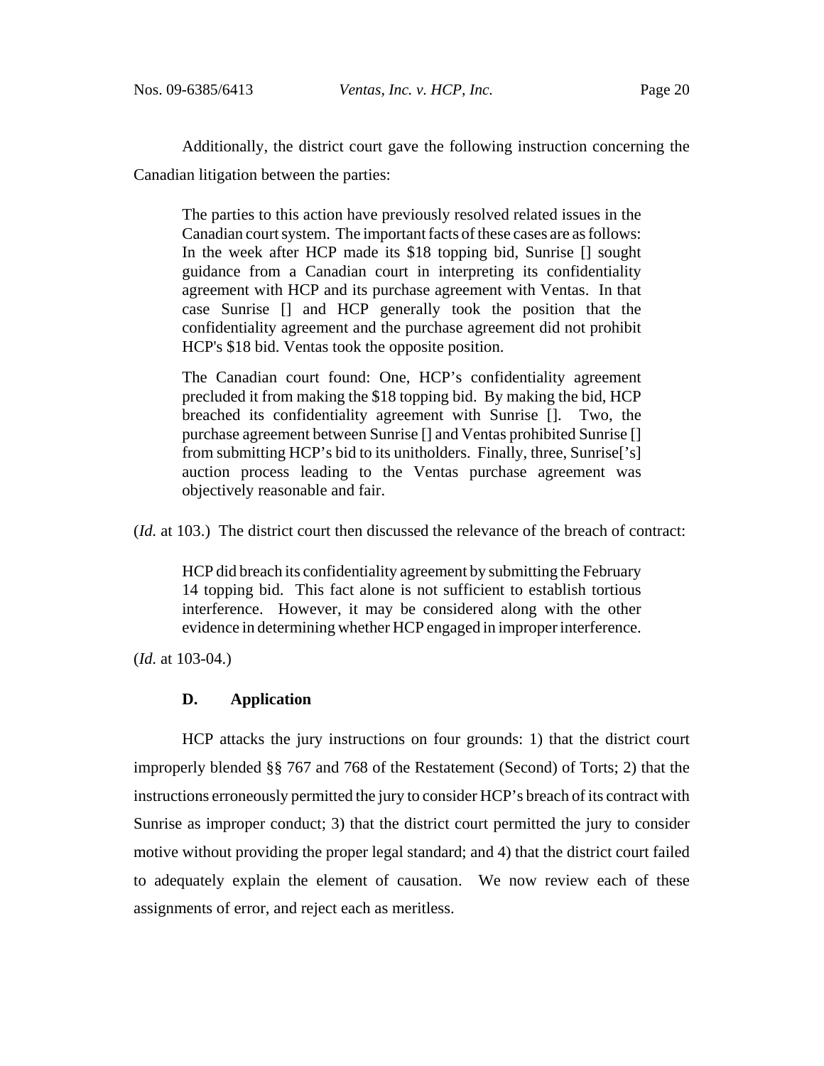Additionally, the district court gave the following instruction concerning the Canadian litigation between the parties:

> The parties to this action have previously resolved related issues in the Canadian court system. The important facts of these cases are as follows: In the week after HCP made its $18 topping bid, Sunrise [] sought guidance from a Canadian court in interpreting its confidentiality agreement with HCP and its purchase agreement with Ventas. In that case Sunrise [] and HCP generally took the position that the confidentiality agreement and the purchase agreement did not prohibit HCP's $18 bid. Ventas took the opposite position.
>
> The Canadian court found: One, HCP's confidentiality agreement precluded it from making the $18 topping bid. By making the bid, HCP breached its confidentiality agreement with Sunrise []. Two, the purchase agreement between Sunrise [] and Ventas prohibited Sunrise [] from submitting HCP's bid to its unitholders. Finally, three, Sunrise['s] auction process leading to the Ventas purchase agreement was objectively reasonable and fair.

(*Id.* at 103.) The district court then discussed the relevance of the breach of contract:

> HCP did breach its confidentiality agreement by submitting the February 14 topping bid. This fact alone is not sufficient to establish tortious interference. However, it may be considered along with the other evidence in determining whether HCP engaged in improper interference.

(*Id.* at 103-04.)

### D. Application

HCP attacks the jury instructions on four grounds: 1) that the district court improperly blended §§ 767 and 768 of the Restatement (Second) of Torts; 2) that the instructions erroneously permitted the jury to consider HCP's breach of its contract with Sunrise as improper conduct; 3) that the district court permitted the jury to consider motive without providing the proper legal standard; and 4) that the district court failed to adequately explain the element of causation. We now review each of these assignments of error, and reject each as meritless.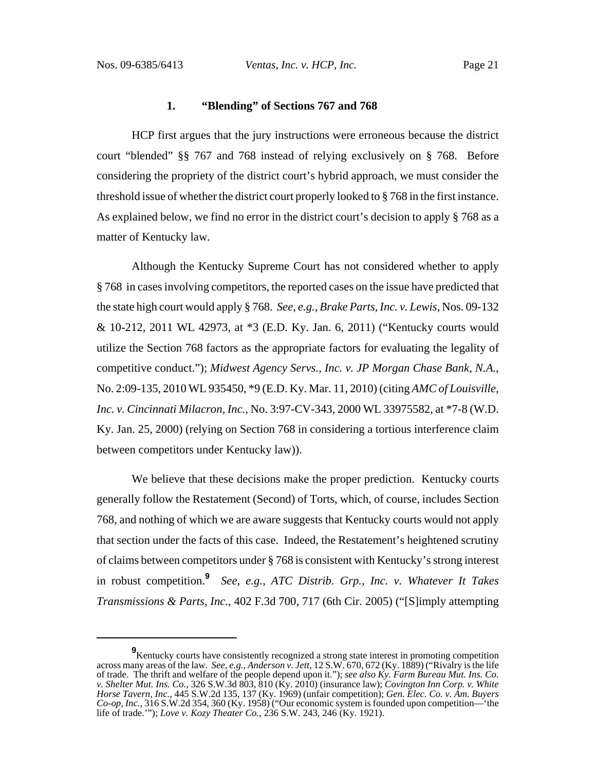### 1. "Blending" of Sections 767 and 768

HCP first argues that the jury instructions were erroneous because the district court "blended" §§ 767 and 768 instead of relying exclusively on § 768. Before considering the propriety of the district court's hybrid approach, we must consider the threshold issue of whether the district court properly looked to § 768 in the first instance. As explained below, we find no error in the district court's decision to apply § 768 as a matter of Kentucky law.

Although the Kentucky Supreme Court has not considered whether to apply § 768 in cases involving competitors, the reported cases on the issue have predicted that the state high court would apply § 768. *See, e.g.*, *Brake Parts, Inc. v. Lewis*, Nos. 09-132 & 10-212, 2011 WL 42973, at *3 (E.D. Ky. Jan. 6, 2011) ("Kentucky courts would utilize the Section 768 factors as the appropriate factors for evaluating the legality of competitive conduct."); *Midwest Agency Servs., Inc. v. JP Morgan Chase Bank, N.A.*, No. 2:09-135, 2010 WL 935450, *9 (E.D. Ky. Mar. 11, 2010) (citing *AMC of Louisville, Inc. v. Cincinnati Milacron, Inc.*, No. 3:97-CV-343, 2000 WL 33975582, at *7-8 (W.D. Ky. Jan. 25, 2000) (relying on Section 768 in considering a tortious interference claim between competitors under Kentucky law)).

We believe that these decisions make the proper prediction. Kentucky courts generally follow the Restatement (Second) of Torts, which, of course, includes Section 768, and nothing of which we are aware suggests that Kentucky courts would not apply that section under the facts of this case. Indeed, the Restatement's heightened scrutiny of claims between competitors under § 768 is consistent with Kentucky's strong interest in robust competition.[9] *See, e.g.*, *ATC Distrib. Grp., Inc. v. Whatever It Takes Transmissions & Parts, Inc.*, 402 F.3d 700, 717 (6th Cir. 2005) ("[S]imply attempting

---

[9] Kentucky courts have consistently recognized a strong state interest in promoting competition across many areas of the law. *See, e.g.*, *Anderson v. Jett*, 12 S.W. 670, 672 (Ky. 1889) ("Rivalry is the life of trade. The thrift and welfare of the people depend upon it."); *see also Ky. Farm Bureau Mut. Ins. Co. v. Shelter Mut. Ins. Co.*, 326 S.W.3d 803, 810 (Ky. 2010) (insurance law); *Covington Inn Corp. v. White Horse Tavern, Inc.*, 445 S.W.2d 135, 137 (Ky. 1969) (unfair competition); *Gen. Elec. Co. v. Am. Buyers Co-op, Inc.*, 316 S.W.2d 354, 360 (Ky. 1958) ("Our economic system is founded upon competition—'the life of trade.'"); *Love v. Kozy Theater Co.*, 236 S.W. 243, 246 (Ky. 1921).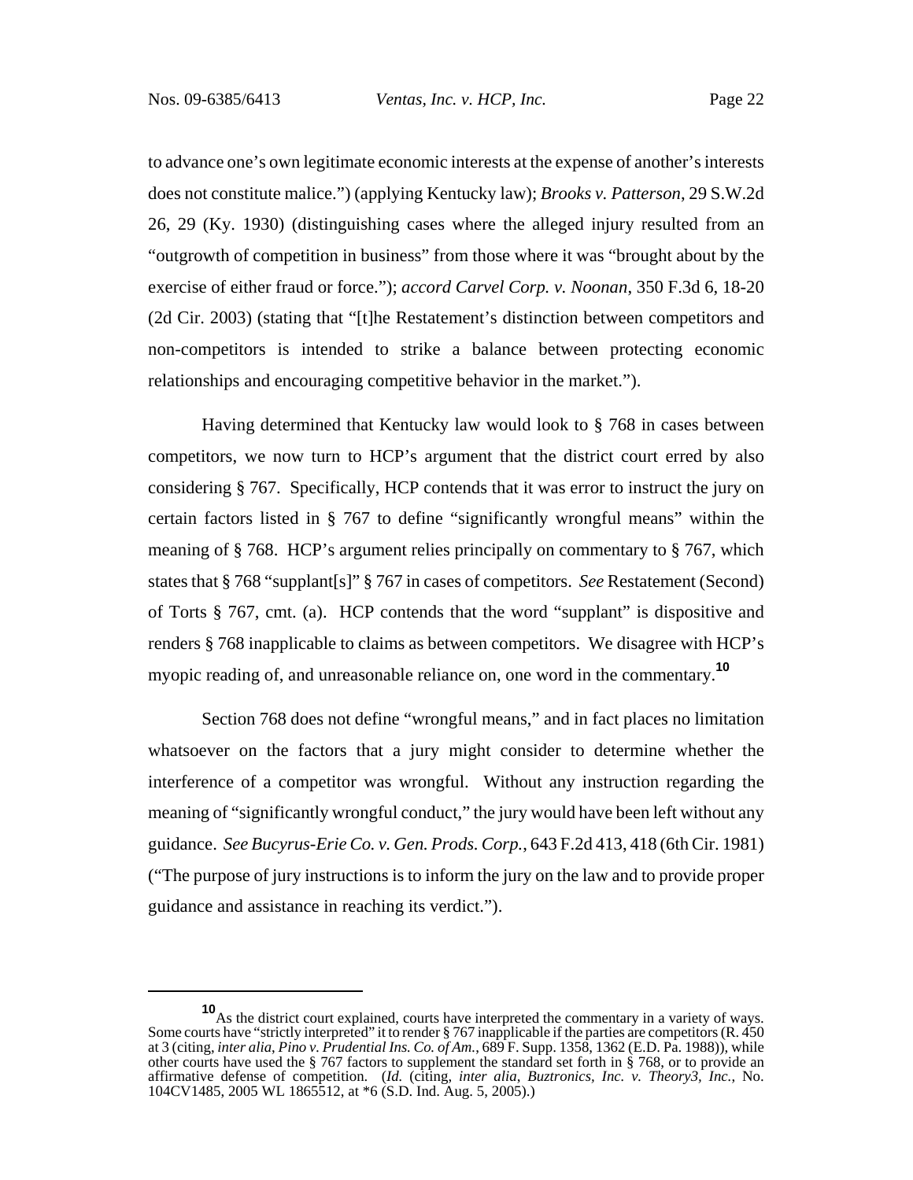to advance one's own legitimate economic interests at the expense of another's interests does not constitute malice.") (applying Kentucky law); *Brooks v. Patterson*, 29 S.W.2d 26, 29 (Ky. 1930) (distinguishing cases where the alleged injury resulted from an "outgrowth of competition in business" from those where it was "brought about by the exercise of either fraud or force."); *accord Carvel Corp. v. Noonan*, 350 F.3d 6, 18-20 (2d Cir. 2003) (stating that "[t]he Restatement's distinction between competitors and non-competitors is intended to strike a balance between protecting economic relationships and encouraging competitive behavior in the market.").

Having determined that Kentucky law would look to § 768 in cases between competitors, we now turn to HCP's argument that the district court erred by also considering § 767. Specifically, HCP contends that it was error to instruct the jury on certain factors listed in § 767 to define "significantly wrongful means" within the meaning of § 768. HCP's argument relies principally on commentary to § 767, which states that § 768 "supplant[s]" § 767 in cases of competitors. *See* Restatement (Second) of Torts § 767, cmt. (a). HCP contends that the word "supplant" is dispositive and renders § 768 inapplicable to claims as between competitors. We disagree with HCP's myopic reading of, and unreasonable reliance on, one word in the commentary.[10]

Section 768 does not define "wrongful means," and in fact places no limitation whatsoever on the factors that a jury might consider to determine whether the interference of a competitor was wrongful. Without any instruction regarding the meaning of "significantly wrongful conduct," the jury would have been left without any guidance. *See Bucyrus-Erie Co. v. Gen. Prods. Corp.*, 643 F.2d 413, 418 (6th Cir. 1981) ("The purpose of jury instructions is to inform the jury on the law and to provide proper guidance and assistance in reaching its verdict.").

---

[10] As the district court explained, courts have interpreted the commentary in a variety of ways. Some courts have "strictly interpreted" it to render § 767 inapplicable if the parties are competitors (R. 450 at 3 (citing, *inter alia*, *Pino v. Prudential Ins. Co. of Am.*, 689 F. Supp. 1358, 1362 (E.D. Pa. 1988)), while other courts have used the § 767 factors to supplement the standard set forth in § 768, or to provide an affirmative defense of competition. (*Id.* (citing, *inter alia*, *Buztronics, Inc. v. Theory3, Inc.*, No. 104CV1485, 2005 WL 1865512, at *6 (S.D. Ind. Aug. 5, 2005).)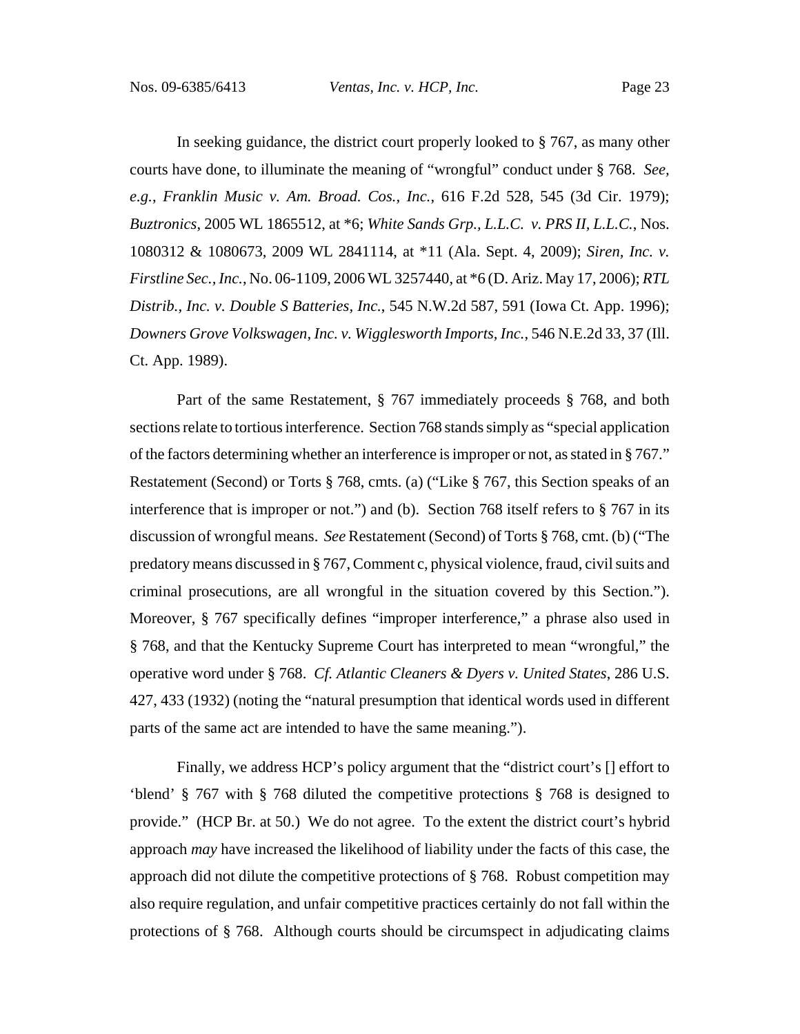In seeking guidance, the district court properly looked to § 767, as many other courts have done, to illuminate the meaning of "wrongful" conduct under § 768. *See, e.g.*, *Franklin Music v. Am. Broad. Cos., Inc.*, 616 F.2d 528, 545 (3d Cir. 1979); *Buztronics*, 2005 WL 1865512, at *6; *White Sands Grp., L.L.C. v. PRS II, L.L.C.*, Nos. 1080312 & 1080673, 2009 WL 2841114, at *11 (Ala. Sept. 4, 2009); *Siren, Inc. v. Firstline Sec., Inc.*, No. 06-1109, 2006 WL 3257440, at *6 (D. Ariz. May 17, 2006); *RTL Distrib., Inc. v. Double S Batteries, Inc.*, 545 N.W.2d 587, 591 (Iowa Ct. App. 1996); *Downers Grove Volkswagen, Inc. v. Wigglesworth Imports, Inc.*, 546 N.E.2d 33, 37 (Ill. Ct. App. 1989).

Part of the same Restatement, § 767 immediately proceeds § 768, and both sections relate to tortious interference. Section 768 stands simply as "special application of the factors determining whether an interference is improper or not, as stated in § 767." Restatement (Second) or Torts § 768, cmts. (a) ("Like § 767, this Section speaks of an interference that is improper or not.") and (b). Section 768 itself refers to § 767 in its discussion of wrongful means. *See* Restatement (Second) of Torts § 768, cmt. (b) ("The predatory means discussed in § 767, Comment c, physical violence, fraud, civil suits and criminal prosecutions, are all wrongful in the situation covered by this Section."). Moreover, § 767 specifically defines "improper interference," a phrase also used in § 768, and that the Kentucky Supreme Court has interpreted to mean "wrongful," the operative word under § 768. *Cf. Atlantic Cleaners & Dyers v. United States*, 286 U.S. 427, 433 (1932) (noting the "natural presumption that identical words used in different parts of the same act are intended to have the same meaning.").

Finally, we address HCP's policy argument that the "district court's [] effort to 'blend' § 767 with § 768 diluted the competitive protections § 768 is designed to provide." (HCP Br. at 50.) We do not agree. To the extent the district court's hybrid approach *may* have increased the likelihood of liability under the facts of this case, the approach did not dilute the competitive protections of § 768. Robust competition may also require regulation, and unfair competitive practices certainly do not fall within the protections of § 768. Although courts should be circumspect in adjudicating claims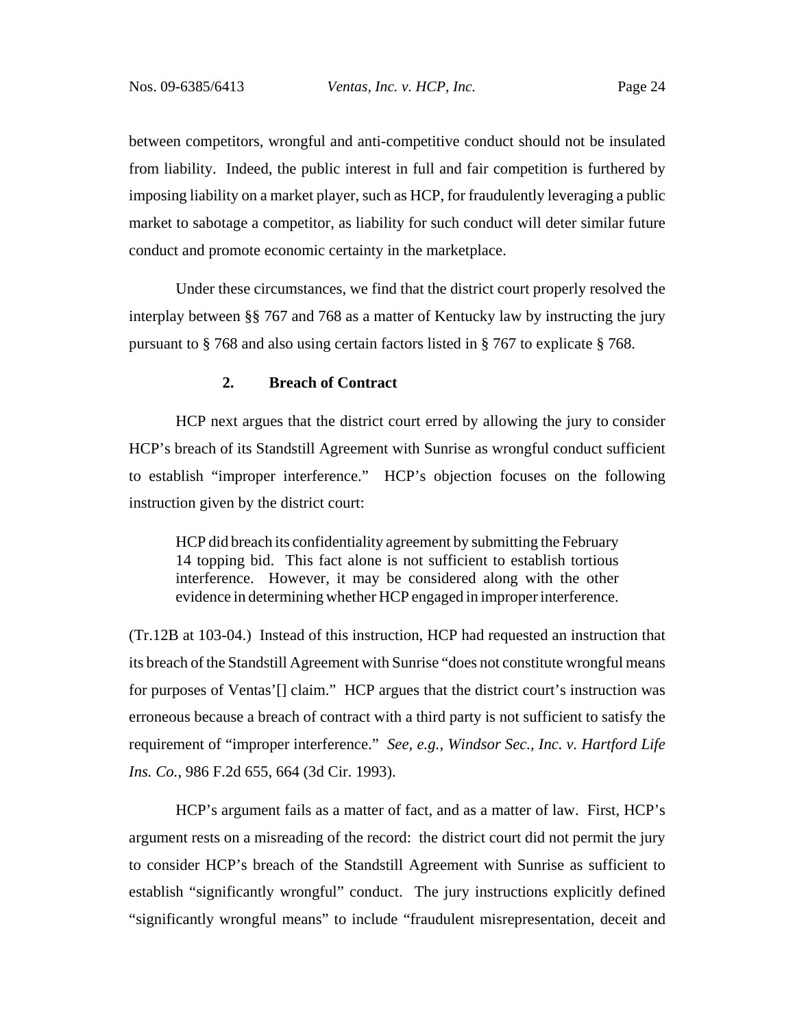between competitors, wrongful and anti-competitive conduct should not be insulated from liability. Indeed, the public interest in full and fair competition is furthered by imposing liability on a market player, such as HCP, for fraudulently leveraging a public market to sabotage a competitor, as liability for such conduct will deter similar future conduct and promote economic certainty in the marketplace.

Under these circumstances, we find that the district court properly resolved the interplay between §§ 767 and 768 as a matter of Kentucky law by instructing the jury pursuant to § 768 and also using certain factors listed in § 767 to explicate § 768.

### 2. Breach of Contract

HCP next argues that the district court erred by allowing the jury to consider HCP's breach of its Standstill Agreement with Sunrise as wrongful conduct sufficient to establish "improper interference." HCP's objection focuses on the following instruction given by the district court:

> HCP did breach its confidentiality agreement by submitting the February 14 topping bid. This fact alone is not sufficient to establish tortious interference. However, it may be considered along with the other evidence in determining whether HCP engaged in improper interference.

(Tr.12B at 103-04.) Instead of this instruction, HCP had requested an instruction that its breach of the Standstill Agreement with Sunrise "does not constitute wrongful means for purposes of Ventas'[] claim." HCP argues that the district court's instruction was erroneous because a breach of contract with a third party is not sufficient to satisfy the requirement of "improper interference." *See, e.g., Windsor Sec., Inc. v. Hartford Life Ins. Co.*, 986 F.2d 655, 664 (3d Cir. 1993).

HCP's argument fails as a matter of fact, and as a matter of law. First, HCP's argument rests on a misreading of the record: the district court did not permit the jury to consider HCP's breach of the Standstill Agreement with Sunrise as sufficient to establish "significantly wrongful" conduct. The jury instructions explicitly defined "significantly wrongful means" to include "fraudulent misrepresentation, deceit and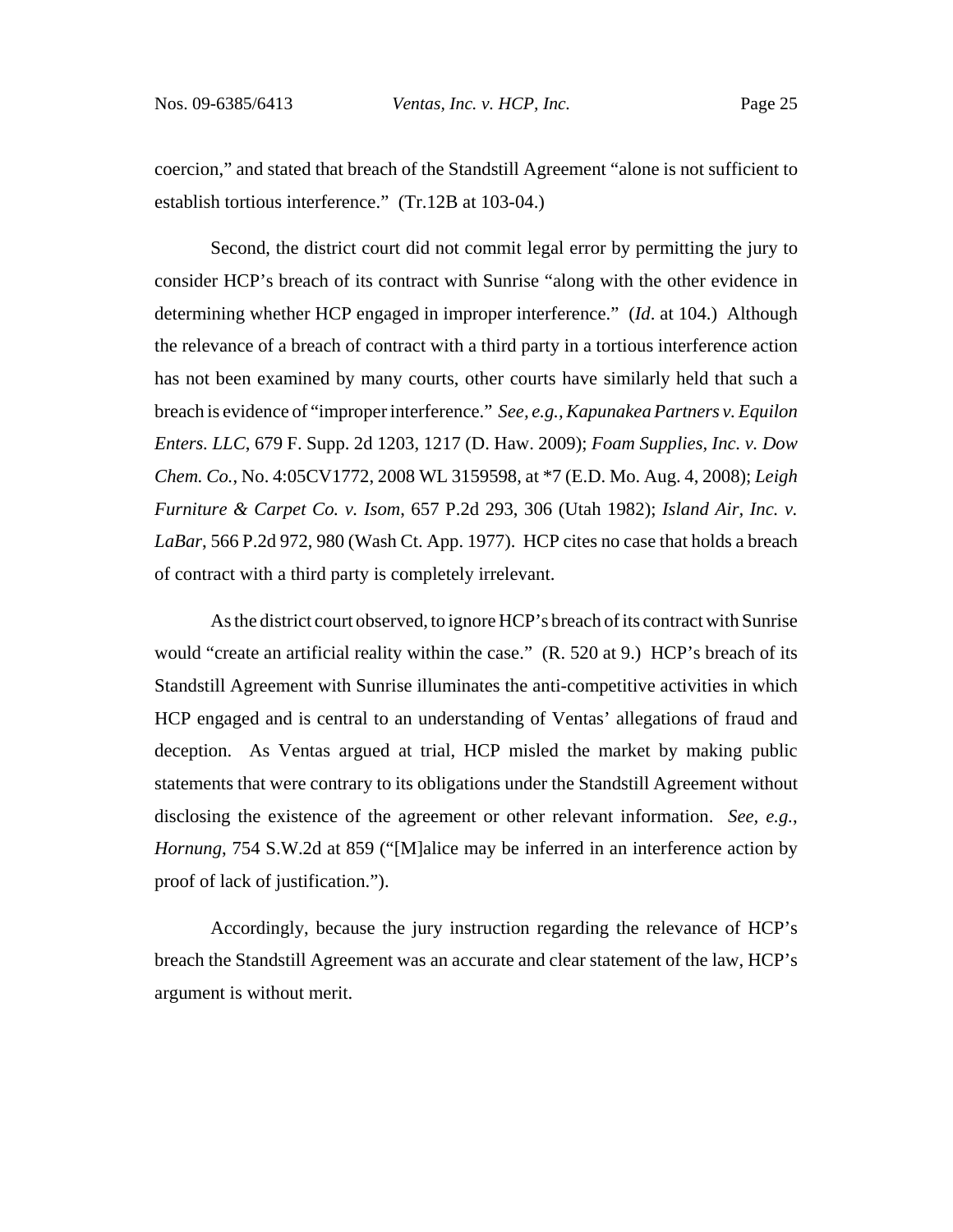coercion," and stated that breach of the Standstill Agreement "alone is not sufficient to establish tortious interference." (Tr.12B at 103-04.)

Second, the district court did not commit legal error by permitting the jury to consider HCP's breach of its contract with Sunrise "along with the other evidence in determining whether HCP engaged in improper interference." (*Id*. at 104.) Although the relevance of a breach of contract with a third party in a tortious interference action has not been examined by many courts, other courts have similarly held that such a breach is evidence of "improper interference." *See, e.g., Kapunakea Partners v. Equilon Enters. LLC*, 679 F. Supp. 2d 1203, 1217 (D. Haw. 2009); *Foam Supplies, Inc. v. Dow Chem. Co.*, No. 4:05CV1772, 2008 WL 3159598, at *7 (E.D. Mo. Aug. 4, 2008); *Leigh Furniture & Carpet Co. v. Isom*, 657 P.2d 293, 306 (Utah 1982); *Island Air, Inc. v. LaBar*, 566 P.2d 972, 980 (Wash Ct. App. 1977). HCP cites no case that holds a breach of contract with a third party is completely irrelevant.

As the district court observed, to ignore HCP's breach of its contract with Sunrise would "create an artificial reality within the case." (R. 520 at 9.) HCP's breach of its Standstill Agreement with Sunrise illuminates the anti-competitive activities in which HCP engaged and is central to an understanding of Ventas' allegations of fraud and deception. As Ventas argued at trial, HCP misled the market by making public statements that were contrary to its obligations under the Standstill Agreement without disclosing the existence of the agreement or other relevant information. *See, e.g.*, *Hornung*, 754 S.W.2d at 859 ("[M]alice may be inferred in an interference action by proof of lack of justification.").

Accordingly, because the jury instruction regarding the relevance of HCP's breach the Standstill Agreement was an accurate and clear statement of the law, HCP's argument is without merit.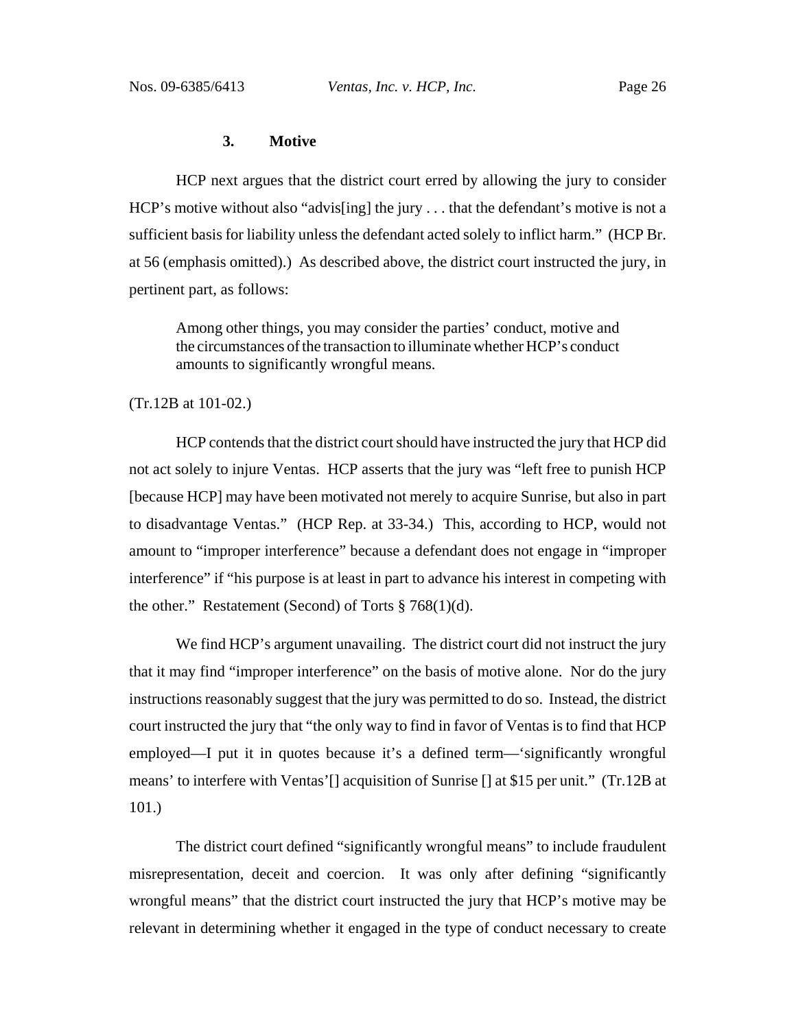### 3. Motive

HCP next argues that the district court erred by allowing the jury to consider HCP's motive without also "advis[ing] the jury . . . that the defendant's motive is not a sufficient basis for liability unless the defendant acted solely to inflict harm." (HCP Br. at 56 (emphasis omitted).) As described above, the district court instructed the jury, in pertinent part, as follows:

> Among other things, you may consider the parties' conduct, motive and the circumstances of the transaction to illuminate whether HCP's conduct amounts to significantly wrongful means.

(Tr.12B at 101-02.)

HCP contends that the district court should have instructed the jury that HCP did not act solely to injure Ventas. HCP asserts that the jury was "left free to punish HCP [because HCP] may have been motivated not merely to acquire Sunrise, but also in part to disadvantage Ventas." (HCP Rep. at 33-34.) This, according to HCP, would not amount to "improper interference" because a defendant does not engage in "improper interference" if "his purpose is at least in part to advance his interest in competing with the other." Restatement (Second) of Torts § 768(1)(d).

We find HCP's argument unavailing. The district court did not instruct the jury that it may find "improper interference" on the basis of motive alone. Nor do the jury instructions reasonably suggest that the jury was permitted to do so. Instead, the district court instructed the jury that "the only way to find in favor of Ventas is to find that HCP employed—I put it in quotes because it's a defined term—'significantly wrongful means' to interfere with Ventas'[] acquisition of Sunrise [] at $15 per unit." (Tr.12B at 101.)

The district court defined "significantly wrongful means" to include fraudulent misrepresentation, deceit and coercion. It was only after defining "significantly wrongful means" that the district court instructed the jury that HCP's motive may be relevant in determining whether it engaged in the type of conduct necessary to create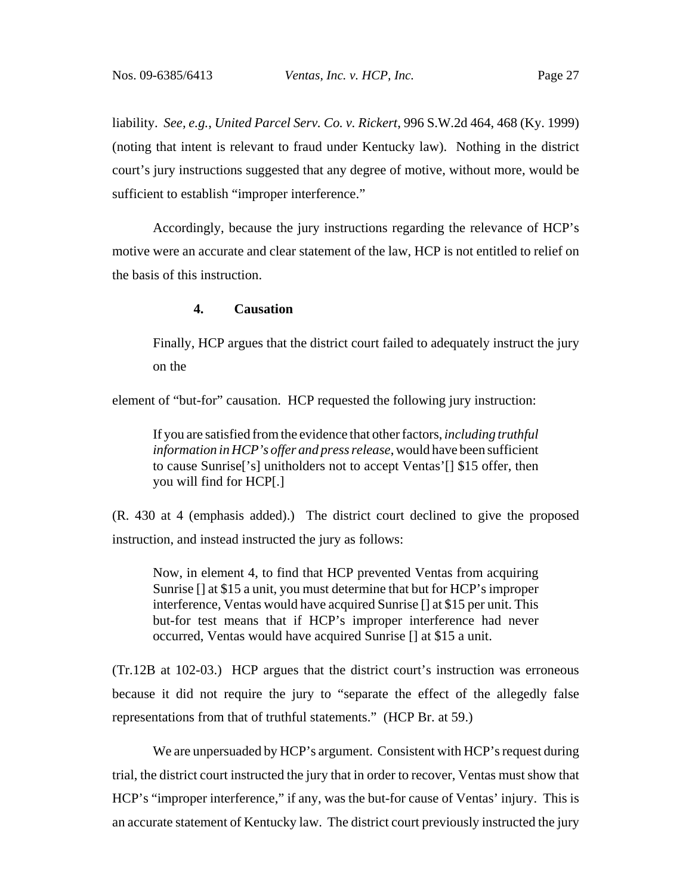liability. *See, e.g.*, *United Parcel Serv. Co. v. Rickert*, 996 S.W.2d 464, 468 (Ky. 1999) (noting that intent is relevant to fraud under Kentucky law). Nothing in the district court's jury instructions suggested that any degree of motive, without more, would be sufficient to establish "improper interference."

Accordingly, because the jury instructions regarding the relevance of HCP's motive were an accurate and clear statement of the law, HCP is not entitled to relief on the basis of this instruction.

#### 4. Causation

Finally, HCP argues that the district court failed to adequately instruct the jury on the element of "but-for" causation. HCP requested the following jury instruction:

> If you are satisfied from the evidence that other factors, *including truthful information in HCP's offer and press release*, would have been sufficient to cause Sunrise['s] unitholders not to accept Ventas'[] $15 offer, then you will find for HCP[.]

(R. 430 at 4 (emphasis added).) The district court declined to give the proposed instruction, and instead instructed the jury as follows:

> Now, in element 4, to find that HCP prevented Ventas from acquiring Sunrise [] at $15 a unit, you must determine that but for HCP's improper interference, Ventas would have acquired Sunrise [] at $15 per unit. This but-for test means that if HCP's improper interference had never occurred, Ventas would have acquired Sunrise [] at $15 a unit.

(Tr.12B at 102-03.) HCP argues that the district court's instruction was erroneous because it did not require the jury to "separate the effect of the allegedly false representations from that of truthful statements." (HCP Br. at 59.)

We are unpersuaded by HCP's argument. Consistent with HCP's request during trial, the district court instructed the jury that in order to recover, Ventas must show that HCP's "improper interference," if any, was the but-for cause of Ventas' injury. This is an accurate statement of Kentucky law. The district court previously instructed the jury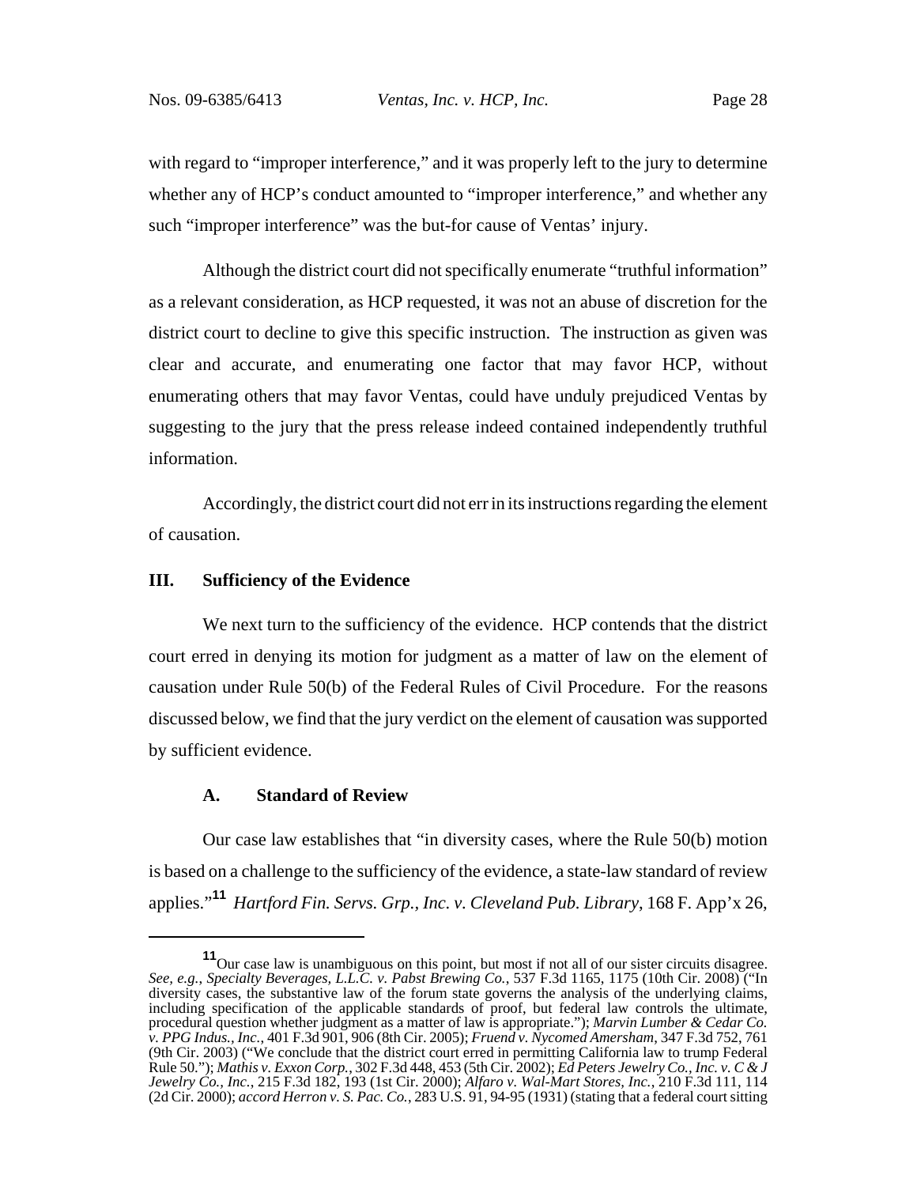with regard to "improper interference," and it was properly left to the jury to determine whether any of HCP's conduct amounted to "improper interference," and whether any such "improper interference" was the but-for cause of Ventas' injury.

Although the district court did not specifically enumerate "truthful information" as a relevant consideration, as HCP requested, it was not an abuse of discretion for the district court to decline to give this specific instruction. The instruction as given was clear and accurate, and enumerating one factor that may favor HCP, without enumerating others that may favor Ventas, could have unduly prejudiced Ventas by suggesting to the jury that the press release indeed contained independently truthful information.

Accordingly, the district court did not err in its instructions regarding the element of causation.

## III. Sufficiency of the Evidence

We next turn to the sufficiency of the evidence. HCP contends that the district court erred in denying its motion for judgment as a matter of law on the element of causation under Rule 50(b) of the Federal Rules of Civil Procedure. For the reasons discussed below, we find that the jury verdict on the element of causation was supported by sufficient evidence.

### A. Standard of Review

Our case law establishes that "in diversity cases, where the Rule 50(b) motion is based on a challenge to the sufficiency of the evidence, a state-law standard of review applies."[11] *Hartford Fin. Servs. Grp., Inc. v. Cleveland Pub. Library*, 168 F. App'x 26,

---

[11] Our case law is unambiguous on this point, but most if not all of our sister circuits disagree. *See, e.g.*, *Specialty Beverages, L.L.C. v. Pabst Brewing Co.*, 537 F.3d 1165, 1175 (10th Cir. 2008) ("In diversity cases, the substantive law of the forum state governs the analysis of the underlying claims, including specification of the applicable standards of proof, but federal law controls the ultimate, procedural question whether judgment as a matter of law is appropriate."); *Marvin Lumber & Cedar Co. v. PPG Indus., Inc.*, 401 F.3d 901, 906 (8th Cir. 2005); *Fruend v. Nycomed Amersham*, 347 F.3d 752, 761 (9th Cir. 2003) ("We conclude that the district court erred in permitting California law to trump Federal Rule 50."); *Mathis v. Exxon Corp.*, 302 F.3d 448, 453 (5th Cir. 2002); *Ed Peters Jewelry Co., Inc. v. C & J Jewelry Co., Inc.*, 215 F.3d 182, 193 (1st Cir. 2000); *Alfaro v. Wal-Mart Stores, Inc.*, 210 F.3d 111, 114 (2d Cir. 2000); *accord Herron v. S. Pac. Co.*, 283 U.S. 91, 94-95 (1931) (stating that a federal court sitting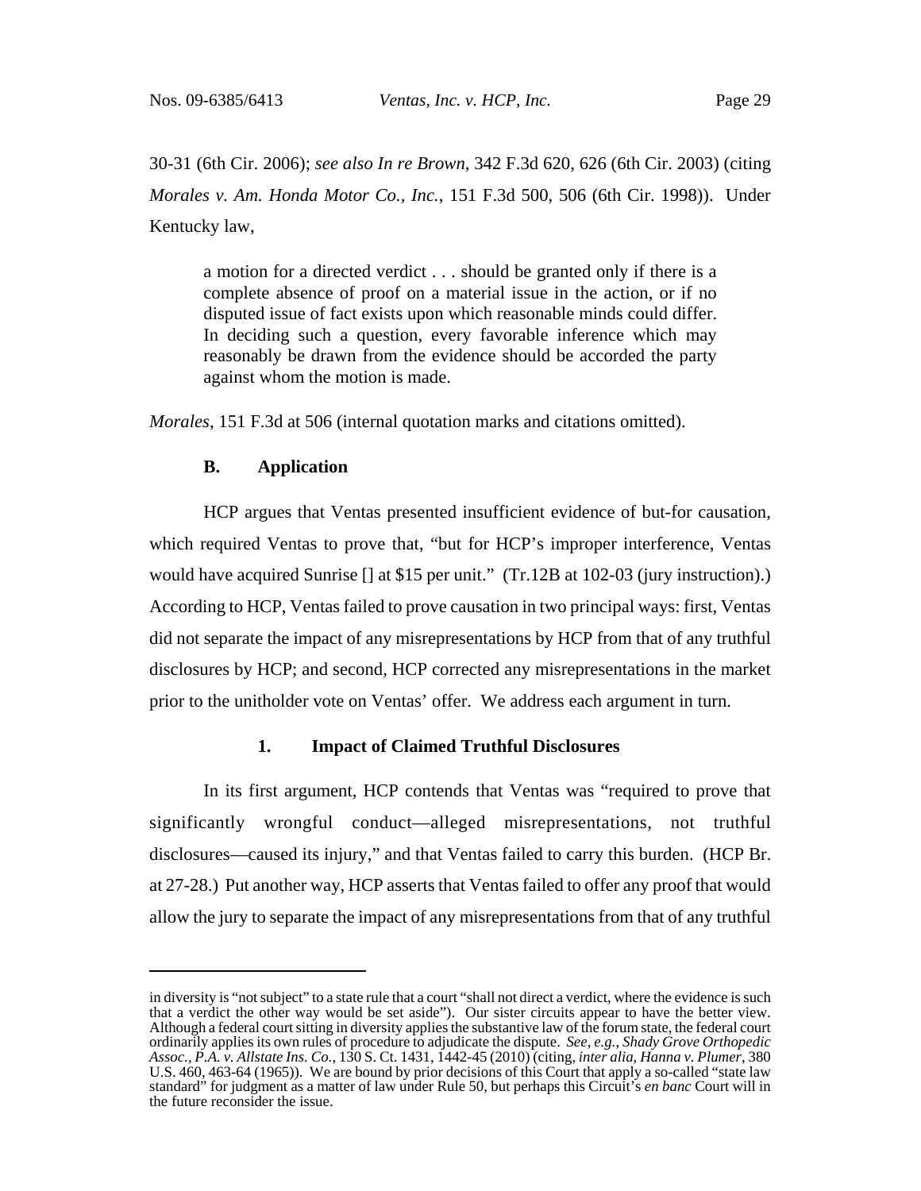30-31 (6th Cir. 2006); *see also In re Brown*, 342 F.3d 620, 626 (6th Cir. 2003) (citing *Morales v. Am. Honda Motor Co., Inc.*, 151 F.3d 500, 506 (6th Cir. 1998)). Under Kentucky law,

> a motion for a directed verdict . . . should be granted only if there is a complete absence of proof on a material issue in the action, or if no disputed issue of fact exists upon which reasonable minds could differ. In deciding such a question, every favorable inference which may reasonably be drawn from the evidence should be accorded the party against whom the motion is made.

*Morales*, 151 F.3d at 506 (internal quotation marks and citations omitted).

### B. Application

HCP argues that Ventas presented insufficient evidence of but-for causation, which required Ventas to prove that, "but for HCP's improper interference, Ventas would have acquired Sunrise [] at $15 per unit." (Tr.12B at 102-03 (jury instruction).) According to HCP, Ventas failed to prove causation in two principal ways: first, Ventas did not separate the impact of any misrepresentations by HCP from that of any truthful disclosures by HCP; and second, HCP corrected any misrepresentations in the market prior to the unitholder vote on Ventas' offer. We address each argument in turn.

#### 1. Impact of Claimed Truthful Disclosures

In its first argument, HCP contends that Ventas was "required to prove that significantly wrongful conduct—alleged misrepresentations, not truthful disclosures—caused its injury," and that Ventas failed to carry this burden. (HCP Br. at 27-28.) Put another way, HCP asserts that Ventas failed to offer any proof that would allow the jury to separate the impact of any misrepresentations from that of any truthful

---

in diversity is "not subject" to a state rule that a court "shall not direct a verdict, where the evidence is such that a verdict the other way would be set aside"). Our sister circuits appear to have the better view. Although a federal court sitting in diversity applies the substantive law of the forum state, the federal court ordinarily applies its own rules of procedure to adjudicate the dispute. *See, e.g.*, *Shady Grove Orthopedic Assoc., P.A. v. Allstate Ins. Co.*, 130 S. Ct. 1431, 1442-45 (2010) (citing, *inter alia*, *Hanna v. Plumer*, 380 U.S. 460, 463-64 (1965)). We are bound by prior decisions of this Court that apply a so-called "state law standard" for judgment as a matter of law under Rule 50, but perhaps this Circuit's *en banc* Court will in the future reconsider the issue.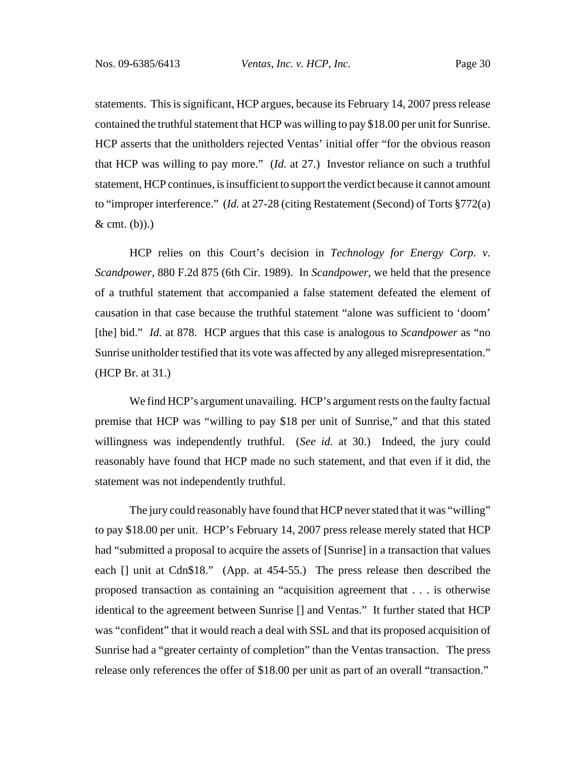statements. This is significant, HCP argues, because its February 14, 2007 press release contained the truthful statement that HCP was willing to pay $18.00 per unit for Sunrise. HCP asserts that the unitholders rejected Ventas' initial offer "for the obvious reason that HCP was willing to pay more." (*Id.* at 27.) Investor reliance on such a truthful statement, HCP continues, is insufficient to support the verdict because it cannot amount to "improper interference." (*Id.* at 27-28 (citing Restatement (Second) of Torts §772(a) & cmt. (b)).)

HCP relies on this Court's decision in *Technology for Energy Corp. v. Scandpower*, 880 F.2d 875 (6th Cir. 1989). In *Scandpower*, we held that the presence of a truthful statement that accompanied a false statement defeated the element of causation in that case because the truthful statement "alone was sufficient to 'doom' [the] bid." *Id.* at 878. HCP argues that this case is analogous to *Scandpower* as "no Sunrise unitholder testified that its vote was affected by any alleged misrepresentation." (HCP Br. at 31.)

We find HCP's argument unavailing. HCP's argument rests on the faulty factual premise that HCP was "willing to pay $18 per unit of Sunrise," and that this stated willingness was independently truthful. (*See id.* at 30.) Indeed, the jury could reasonably have found that HCP made no such statement, and that even if it did, the statement was not independently truthful.

The jury could reasonably have found that HCP never stated that it was "willing" to pay $18.00 per unit. HCP's February 14, 2007 press release merely stated that HCP had "submitted a proposal to acquire the assets of [Sunrise] in a transaction that values each [] unit at Cdn$18." (App. at 454-55.) The press release then described the proposed transaction as containing an "acquisition agreement that . . . is otherwise identical to the agreement between Sunrise [] and Ventas." It further stated that HCP was "confident" that it would reach a deal with SSL and that its proposed acquisition of Sunrise had a "greater certainty of completion" than the Ventas transaction. The press release only references the offer of $18.00 per unit as part of an overall "transaction."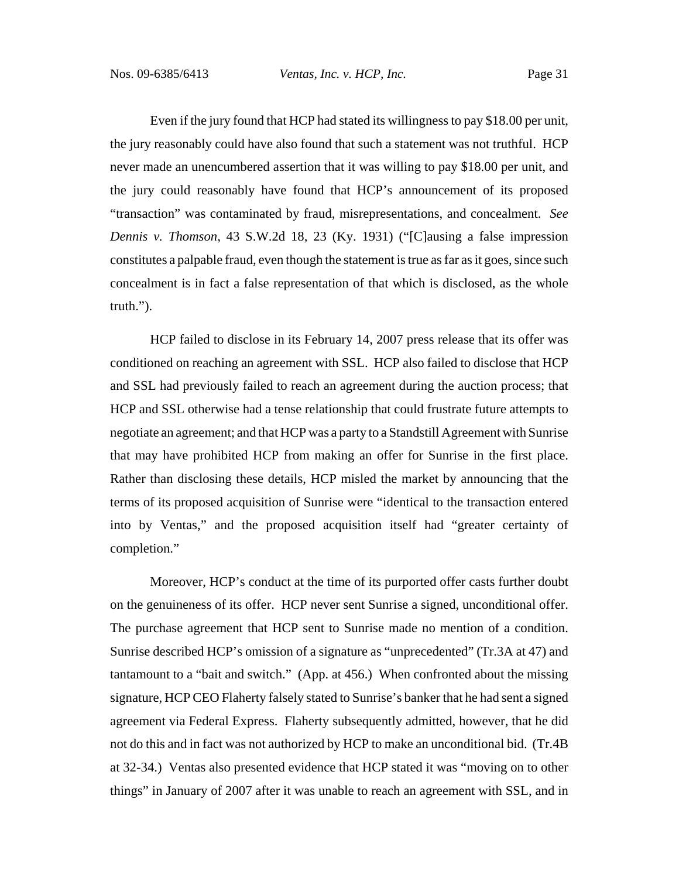Even if the jury found that HCP had stated its willingness to pay $18.00 per unit, the jury reasonably could have also found that such a statement was not truthful. HCP never made an unencumbered assertion that it was willing to pay $18.00 per unit, and the jury could reasonably have found that HCP's announcement of its proposed "transaction" was contaminated by fraud, misrepresentations, and concealment. *See Dennis v. Thomson*, 43 S.W.2d 18, 23 (Ky. 1931) ("[C]ausing a false impression constitutes a palpable fraud, even though the statement is true as far as it goes, since such concealment is in fact a false representation of that which is disclosed, as the whole truth.").

HCP failed to disclose in its February 14, 2007 press release that its offer was conditioned on reaching an agreement with SSL. HCP also failed to disclose that HCP and SSL had previously failed to reach an agreement during the auction process; that HCP and SSL otherwise had a tense relationship that could frustrate future attempts to negotiate an agreement; and that HCP was a party to a Standstill Agreement with Sunrise that may have prohibited HCP from making an offer for Sunrise in the first place. Rather than disclosing these details, HCP misled the market by announcing that the terms of its proposed acquisition of Sunrise were "identical to the transaction entered into by Ventas," and the proposed acquisition itself had "greater certainty of completion."

Moreover, HCP's conduct at the time of its purported offer casts further doubt on the genuineness of its offer. HCP never sent Sunrise a signed, unconditional offer. The purchase agreement that HCP sent to Sunrise made no mention of a condition. Sunrise described HCP's omission of a signature as "unprecedented" (Tr.3A at 47) and tantamount to a "bait and switch." (App. at 456.) When confronted about the missing signature, HCP CEO Flaherty falsely stated to Sunrise's banker that he had sent a signed agreement via Federal Express. Flaherty subsequently admitted, however, that he did not do this and in fact was not authorized by HCP to make an unconditional bid. (Tr.4B at 32-34.) Ventas also presented evidence that HCP stated it was "moving on to other things" in January of 2007 after it was unable to reach an agreement with SSL, and in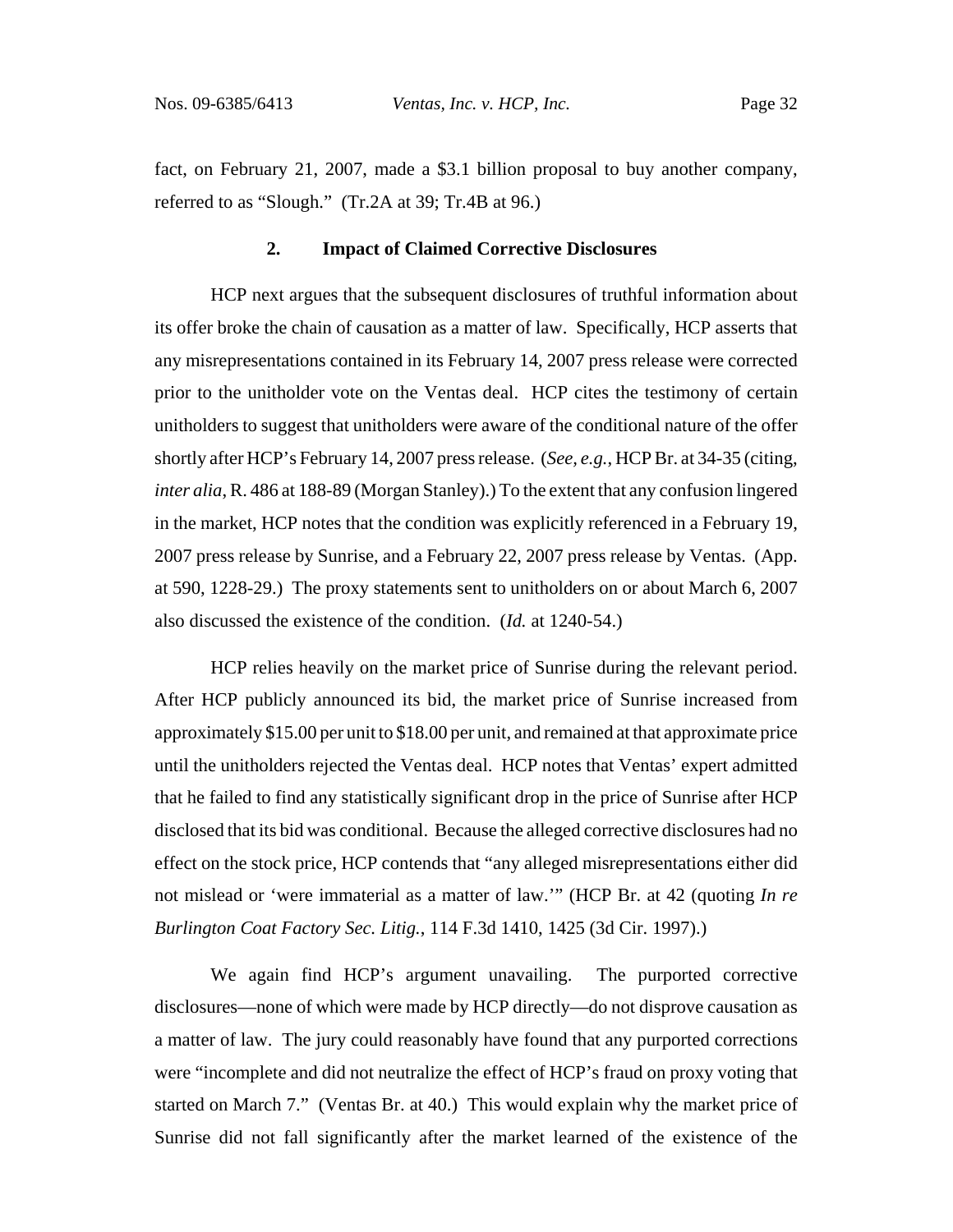fact, on February 21, 2007, made a $3.1 billion proposal to buy another company, referred to as "Slough." (Tr.2A at 39; Tr.4B at 96.)

### 2. Impact of Claimed Corrective Disclosures

HCP next argues that the subsequent disclosures of truthful information about its offer broke the chain of causation as a matter of law. Specifically, HCP asserts that any misrepresentations contained in its February 14, 2007 press release were corrected prior to the unitholder vote on the Ventas deal. HCP cites the testimony of certain unitholders to suggest that unitholders were aware of the conditional nature of the offer shortly after HCP's February 14, 2007 press release. (*See, e.g.*, HCP Br. at 34-35 (citing, *inter alia*, R. 486 at 188-89 (Morgan Stanley).) To the extent that any confusion lingered in the market, HCP notes that the condition was explicitly referenced in a February 19, 2007 press release by Sunrise, and a February 22, 2007 press release by Ventas. (App. at 590, 1228-29.) The proxy statements sent to unitholders on or about March 6, 2007 also discussed the existence of the condition. (*Id.* at 1240-54.)

HCP relies heavily on the market price of Sunrise during the relevant period. After HCP publicly announced its bid, the market price of Sunrise increased from approximately $15.00 per unit to $18.00 per unit, and remained at that approximate price until the unitholders rejected the Ventas deal. HCP notes that Ventas' expert admitted that he failed to find any statistically significant drop in the price of Sunrise after HCP disclosed that its bid was conditional. Because the alleged corrective disclosures had no effect on the stock price, HCP contends that "any alleged misrepresentations either did not mislead or 'were immaterial as a matter of law.'" (HCP Br. at 42 (quoting *In re Burlington Coat Factory Sec. Litig.*, 114 F.3d 1410, 1425 (3d Cir. 1997).)

We again find HCP's argument unavailing. The purported corrective disclosures—none of which were made by HCP directly—do not disprove causation as a matter of law. The jury could reasonably have found that any purported corrections were "incomplete and did not neutralize the effect of HCP's fraud on proxy voting that started on March 7." (Ventas Br. at 40.) This would explain why the market price of Sunrise did not fall significantly after the market learned of the existence of the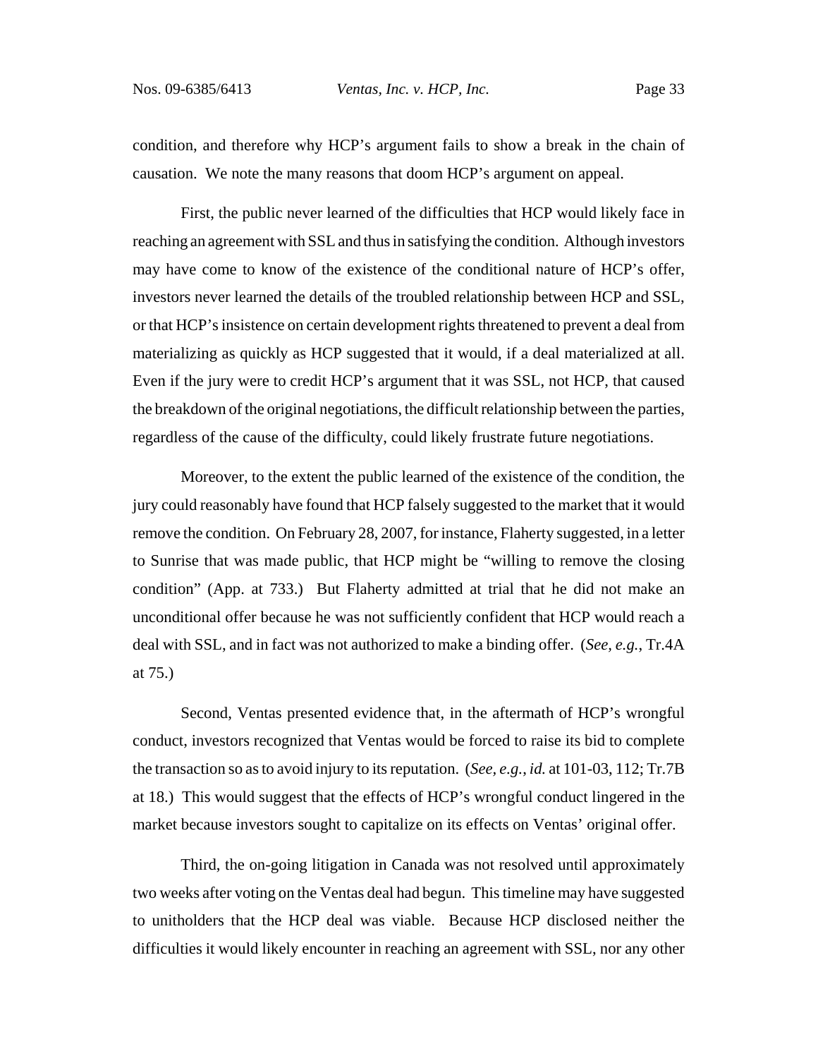condition, and therefore why HCP's argument fails to show a break in the chain of causation. We note the many reasons that doom HCP's argument on appeal.

First, the public never learned of the difficulties that HCP would likely face in reaching an agreement with SSL and thus in satisfying the condition. Although investors may have come to know of the existence of the conditional nature of HCP's offer, investors never learned the details of the troubled relationship between HCP and SSL, or that HCP's insistence on certain development rights threatened to prevent a deal from materializing as quickly as HCP suggested that it would, if a deal materialized at all. Even if the jury were to credit HCP's argument that it was SSL, not HCP, that caused the breakdown of the original negotiations, the difficult relationship between the parties, regardless of the cause of the difficulty, could likely frustrate future negotiations.

Moreover, to the extent the public learned of the existence of the condition, the jury could reasonably have found that HCP falsely suggested to the market that it would remove the condition. On February 28, 2007, for instance, Flaherty suggested, in a letter to Sunrise that was made public, that HCP might be "willing to remove the closing condition" (App. at 733.) But Flaherty admitted at trial that he did not make an unconditional offer because he was not sufficiently confident that HCP would reach a deal with SSL, and in fact was not authorized to make a binding offer. (*See, e.g.*, Tr.4A at 75.)

Second, Ventas presented evidence that, in the aftermath of HCP's wrongful conduct, investors recognized that Ventas would be forced to raise its bid to complete the transaction so as to avoid injury to its reputation. (*See, e.g.*, *id.* at 101-03, 112; Tr.7B at 18.) This would suggest that the effects of HCP's wrongful conduct lingered in the market because investors sought to capitalize on its effects on Ventas' original offer.

Third, the on-going litigation in Canada was not resolved until approximately two weeks after voting on the Ventas deal had begun. This timeline may have suggested to unitholders that the HCP deal was viable. Because HCP disclosed neither the difficulties it would likely encounter in reaching an agreement with SSL, nor any other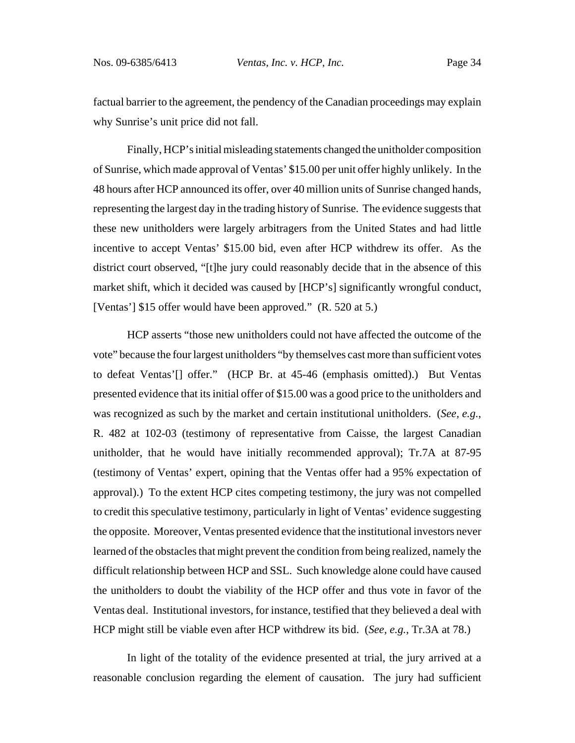factual barrier to the agreement, the pendency of the Canadian proceedings may explain why Sunrise's unit price did not fall.

Finally, HCP's initial misleading statements changed the unitholder composition of Sunrise, which made approval of Ventas' $15.00 per unit offer highly unlikely. In the 48 hours after HCP announced its offer, over 40 million units of Sunrise changed hands, representing the largest day in the trading history of Sunrise. The evidence suggests that these new unitholders were largely arbitragers from the United States and had little incentive to accept Ventas' $15.00 bid, even after HCP withdrew its offer. As the district court observed, "[t]he jury could reasonably decide that in the absence of this market shift, which it decided was caused by [HCP's] significantly wrongful conduct, [Ventas'] $15 offer would have been approved." (R. 520 at 5.)

HCP asserts "those new unitholders could not have affected the outcome of the vote" because the four largest unitholders "by themselves cast more than sufficient votes to defeat Ventas'[] offer." (HCP Br. at 45-46 (emphasis omitted).) But Ventas presented evidence that its initial offer of $15.00 was a good price to the unitholders and was recognized as such by the market and certain institutional unitholders. (*See, e.g.*, R. 482 at 102-03 (testimony of representative from Caisse, the largest Canadian unitholder, that he would have initially recommended approval); Tr.7A at 87-95 (testimony of Ventas' expert, opining that the Ventas offer had a 95% expectation of approval).) To the extent HCP cites competing testimony, the jury was not compelled to credit this speculative testimony, particularly in light of Ventas' evidence suggesting the opposite. Moreover, Ventas presented evidence that the institutional investors never learned of the obstacles that might prevent the condition from being realized, namely the difficult relationship between HCP and SSL. Such knowledge alone could have caused the unitholders to doubt the viability of the HCP offer and thus vote in favor of the Ventas deal. Institutional investors, for instance, testified that they believed a deal with HCP might still be viable even after HCP withdrew its bid. (*See, e.g.*, Tr.3A at 78.)

In light of the totality of the evidence presented at trial, the jury arrived at a reasonable conclusion regarding the element of causation. The jury had sufficient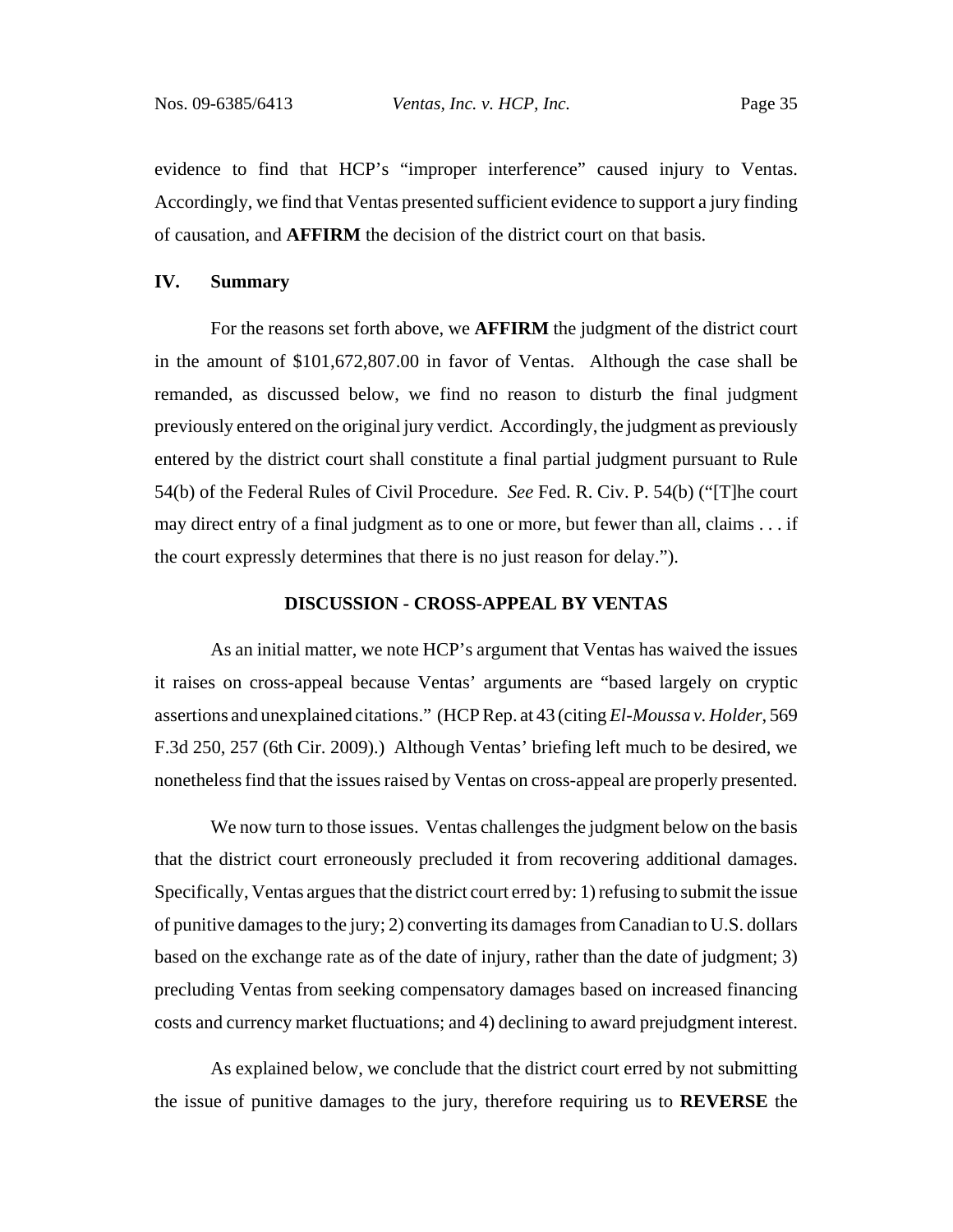evidence to find that HCP's "improper interference" caused injury to Ventas. Accordingly, we find that Ventas presented sufficient evidence to support a jury finding of causation, and **AFFIRM** the decision of the district court on that basis.

## IV. Summary

For the reasons set forth above, we **AFFIRM** the judgment of the district court in the amount of $101,672,807.00 in favor of Ventas. Although the case shall be remanded, as discussed below, we find no reason to disturb the final judgment previously entered on the original jury verdict. Accordingly, the judgment as previously entered by the district court shall constitute a final partial judgment pursuant to Rule 54(b) of the Federal Rules of Civil Procedure. *See* Fed. R. Civ. P. 54(b) ("[T]he court may direct entry of a final judgment as to one or more, but fewer than all, claims . . . if the court expressly determines that there is no just reason for delay.").

## DISCUSSION - CROSS-APPEAL BY VENTAS

As an initial matter, we note HCP's argument that Ventas has waived the issues it raises on cross-appeal because Ventas' arguments are "based largely on cryptic assertions and unexplained citations." (HCP Rep. at 43 (citing *El-Moussa v. Holder*, 569 F.3d 250, 257 (6th Cir. 2009).) Although Ventas' briefing left much to be desired, we nonetheless find that the issues raised by Ventas on cross-appeal are properly presented.

We now turn to those issues. Ventas challenges the judgment below on the basis that the district court erroneously precluded it from recovering additional damages. Specifically, Ventas argues that the district court erred by: 1) refusing to submit the issue of punitive damages to the jury; 2) converting its damages from Canadian to U.S. dollars based on the exchange rate as of the date of injury, rather than the date of judgment; 3) precluding Ventas from seeking compensatory damages based on increased financing costs and currency market fluctuations; and 4) declining to award prejudgment interest.

As explained below, we conclude that the district court erred by not submitting the issue of punitive damages to the jury, therefore requiring us to **REVERSE** the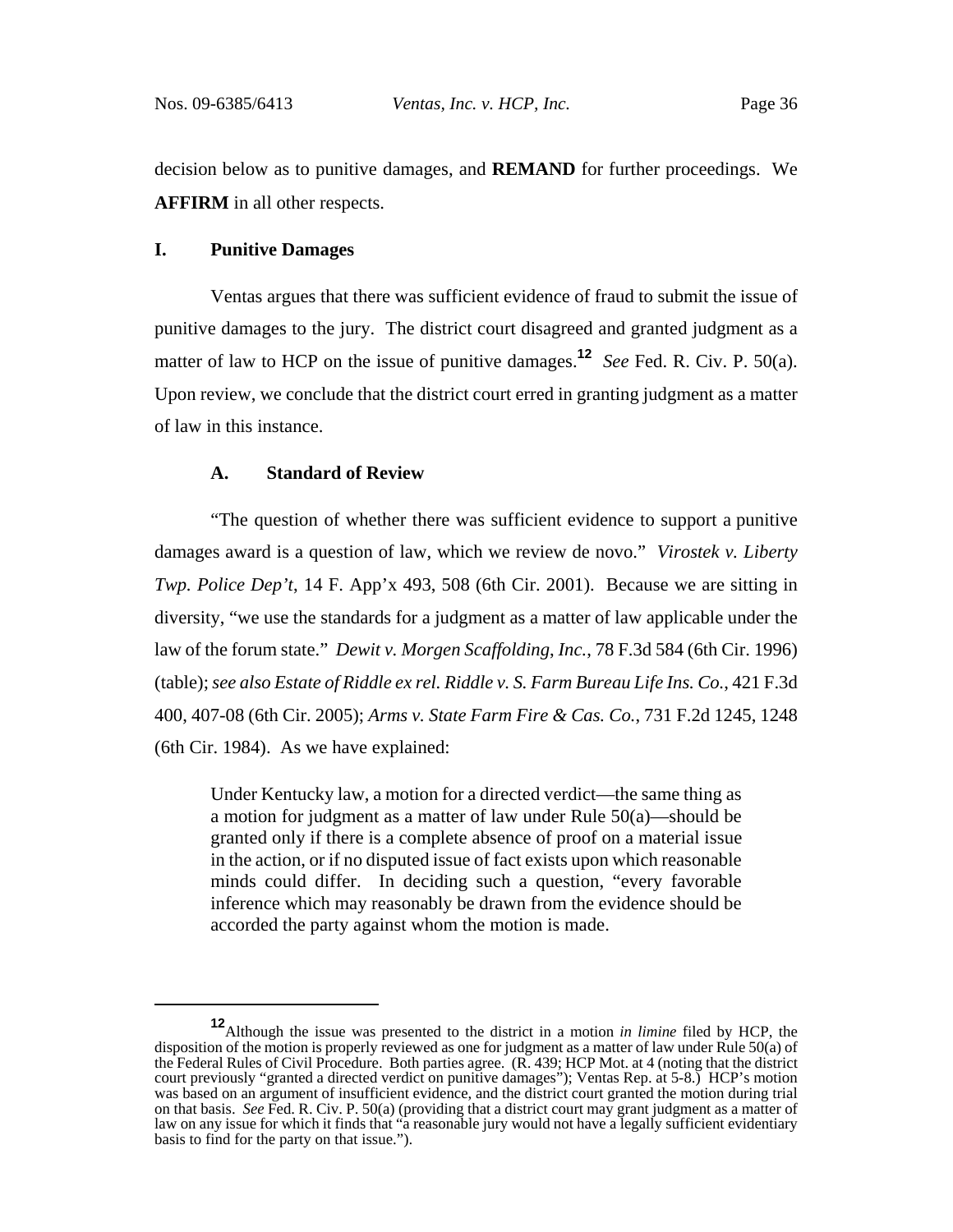decision below as to punitive damages, and **REMAND** for further proceedings. We **AFFIRM** in all other respects.

## I. Punitive Damages

Ventas argues that there was sufficient evidence of fraud to submit the issue of punitive damages to the jury. The district court disagreed and granted judgment as a matter of law to HCP on the issue of punitive damages.[12] *See* Fed. R. Civ. P. 50(a). Upon review, we conclude that the district court erred in granting judgment as a matter of law in this instance.

### A. Standard of Review

"The question of whether there was sufficient evidence to support a punitive damages award is a question of law, which we review de novo." *Virostek v. Liberty Twp. Police Dep't*, 14 F. App'x 493, 508 (6th Cir. 2001). Because we are sitting in diversity, "we use the standards for a judgment as a matter of law applicable under the law of the forum state." *Dewit v. Morgen Scaffolding, Inc.*, 78 F.3d 584 (6th Cir. 1996) (table); *see also Estate of Riddle ex rel. Riddle v. S. Farm Bureau Life Ins. Co.*, 421 F.3d 400, 407-08 (6th Cir. 2005); *Arms v. State Farm Fire & Cas. Co.*, 731 F.2d 1245, 1248 (6th Cir. 1984). As we have explained:

> Under Kentucky law, a motion for a directed verdict—the same thing as a motion for judgment as a matter of law under Rule 50(a)—should be granted only if there is a complete absence of proof on a material issue in the action, or if no disputed issue of fact exists upon which reasonable minds could differ. In deciding such a question, "every favorable inference which may reasonably be drawn from the evidence should be accorded the party against whom the motion is made.

---

[12] Although the issue was presented to the district in a motion *in limine* filed by HCP, the disposition of the motion is properly reviewed as one for judgment as a matter of law under Rule 50(a) of the Federal Rules of Civil Procedure. Both parties agree. (R. 439; HCP Mot. at 4 (noting that the district court previously "granted a directed verdict on punitive damages"); Ventas Rep. at 5-8.) HCP's motion was based on an argument of insufficient evidence, and the district court granted the motion during trial on that basis. *See* Fed. R. Civ. P. 50(a) (providing that a district court may grant judgment as a matter of law on any issue for which it finds that "a reasonable jury would not have a legally sufficient evidentiary basis to find for the party on that issue.").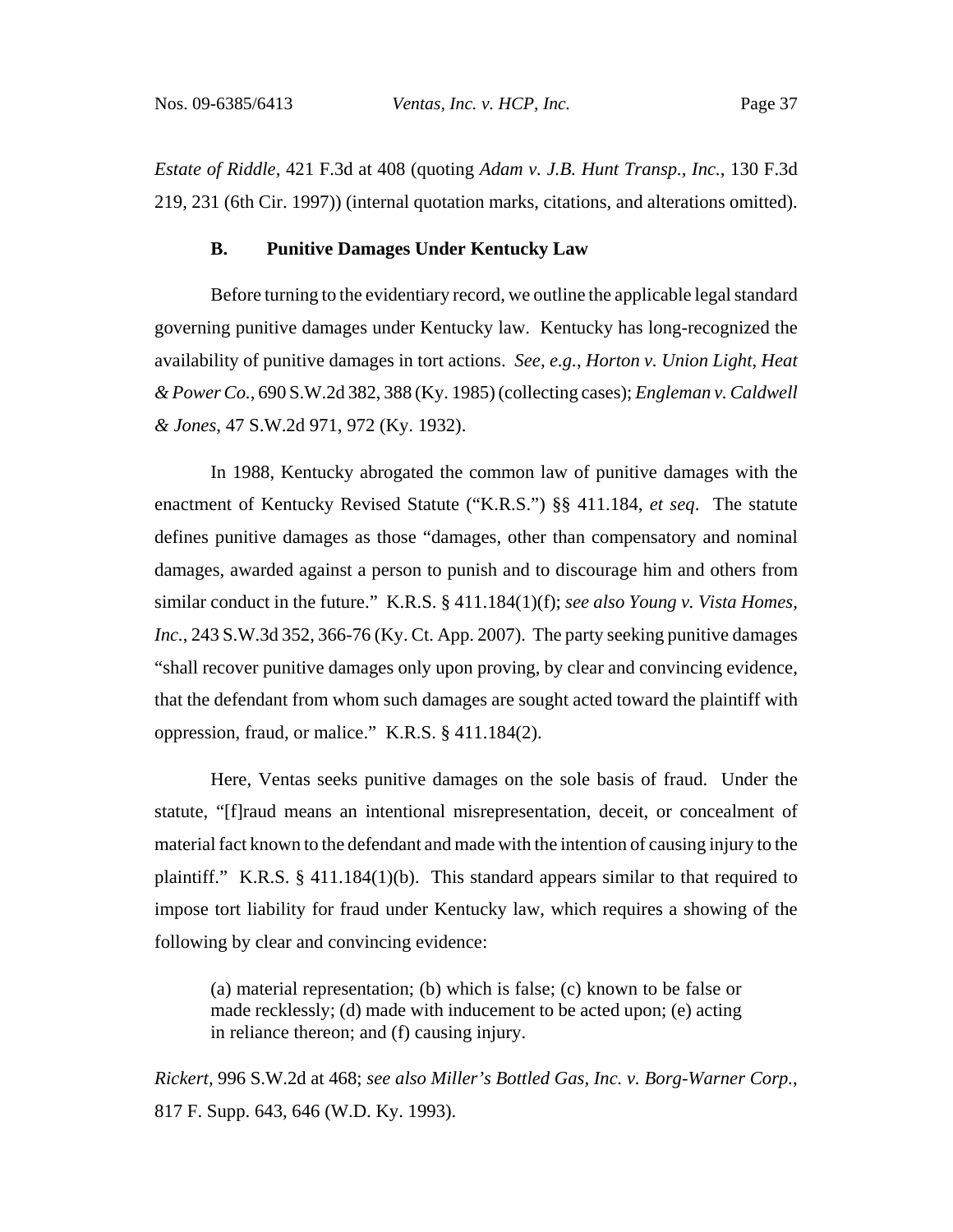*Estate of Riddle*, 421 F.3d at 408 (quoting *Adam v. J.B. Hunt Transp., Inc.*, 130 F.3d 219, 231 (6th Cir. 1997)) (internal quotation marks, citations, and alterations omitted).

### B. Punitive Damages Under Kentucky Law

Before turning to the evidentiary record, we outline the applicable legal standard governing punitive damages under Kentucky law. Kentucky has long-recognized the availability of punitive damages in tort actions. *See, e.g.*, *Horton v. Union Light, Heat & Power Co.*, 690 S.W.2d 382, 388 (Ky. 1985) (collecting cases); *Engleman v. Caldwell & Jones*, 47 S.W.2d 971, 972 (Ky. 1932).

In 1988, Kentucky abrogated the common law of punitive damages with the enactment of Kentucky Revised Statute ("K.R.S.") §§ 411.184, *et seq*. The statute defines punitive damages as those "damages, other than compensatory and nominal damages, awarded against a person to punish and to discourage him and others from similar conduct in the future." K.R.S. § 411.184(1)(f); *see also Young v. Vista Homes, Inc.*, 243 S.W.3d 352, 366-76 (Ky. Ct. App. 2007). The party seeking punitive damages "shall recover punitive damages only upon proving, by clear and convincing evidence, that the defendant from whom such damages are sought acted toward the plaintiff with oppression, fraud, or malice." K.R.S. § 411.184(2).

Here, Ventas seeks punitive damages on the sole basis of fraud. Under the statute, "[f]raud means an intentional misrepresentation, deceit, or concealment of material fact known to the defendant and made with the intention of causing injury to the plaintiff." K.R.S. § 411.184(1)(b). This standard appears similar to that required to impose tort liability for fraud under Kentucky law, which requires a showing of the following by clear and convincing evidence:

> (a) material representation; (b) which is false; (c) known to be false or made recklessly; (d) made with inducement to be acted upon; (e) acting in reliance thereon; and (f) causing injury.

*Rickert,* 996 S.W.2d at 468; *see also Miller's Bottled Gas, Inc. v. Borg-Warner Corp.*, 817 F. Supp. 643, 646 (W.D. Ky. 1993).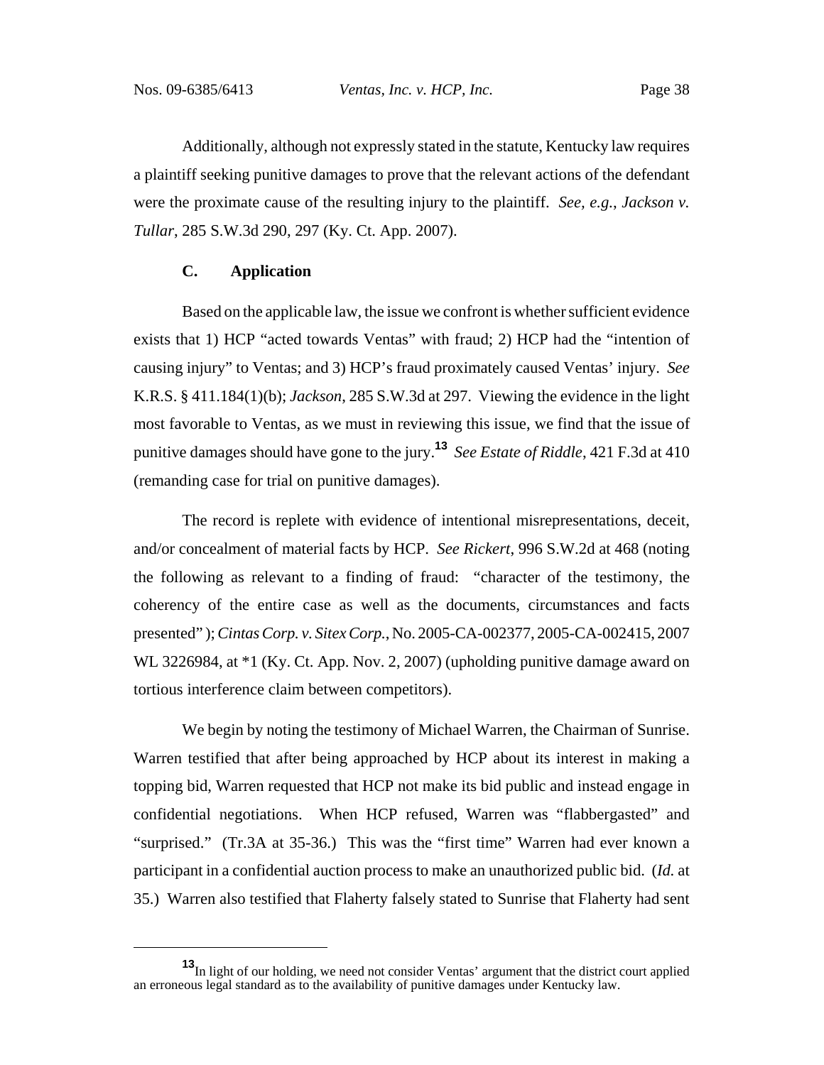Additionally, although not expressly stated in the statute, Kentucky law requires a plaintiff seeking punitive damages to prove that the relevant actions of the defendant were the proximate cause of the resulting injury to the plaintiff. *See, e.g.*, *Jackson v. Tullar*, 285 S.W.3d 290, 297 (Ky. Ct. App. 2007).

### C. Application

Based on the applicable law, the issue we confront is whether sufficient evidence exists that 1) HCP "acted towards Ventas" with fraud; 2) HCP had the "intention of causing injury" to Ventas; and 3) HCP's fraud proximately caused Ventas' injury. *See* K.R.S. § 411.184(1)(b); *Jackson*, 285 S.W.3d at 297. Viewing the evidence in the light most favorable to Ventas, as we must in reviewing this issue, we find that the issue of punitive damages should have gone to the jury.[13] *See Estate of Riddle*, 421 F.3d at 410 (remanding case for trial on punitive damages).

The record is replete with evidence of intentional misrepresentations, deceit, and/or concealment of material facts by HCP. *See Rickert*, 996 S.W.2d at 468 (noting the following as relevant to a finding of fraud: "character of the testimony, the coherency of the entire case as well as the documents, circumstances and facts presented"); *Cintas Corp. v. Sitex Corp.*, No. 2005-CA-002377, 2005-CA-002415, 2007 WL 3226984, at *1 (Ky. Ct. App. Nov. 2, 2007) (upholding punitive damage award on tortious interference claim between competitors).

We begin by noting the testimony of Michael Warren, the Chairman of Sunrise. Warren testified that after being approached by HCP about its interest in making a topping bid, Warren requested that HCP not make its bid public and instead engage in confidential negotiations. When HCP refused, Warren was "flabbergasted" and "surprised." (Tr.3A at 35-36.) This was the "first time" Warren had ever known a participant in a confidential auction process to make an unauthorized public bid. (*Id.* at 35.) Warren also testified that Flaherty falsely stated to Sunrise that Flaherty had sent

[13] In light of our holding, we need not consider Ventas' argument that the district court applied an erroneous legal standard as to the availability of punitive damages under Kentucky law.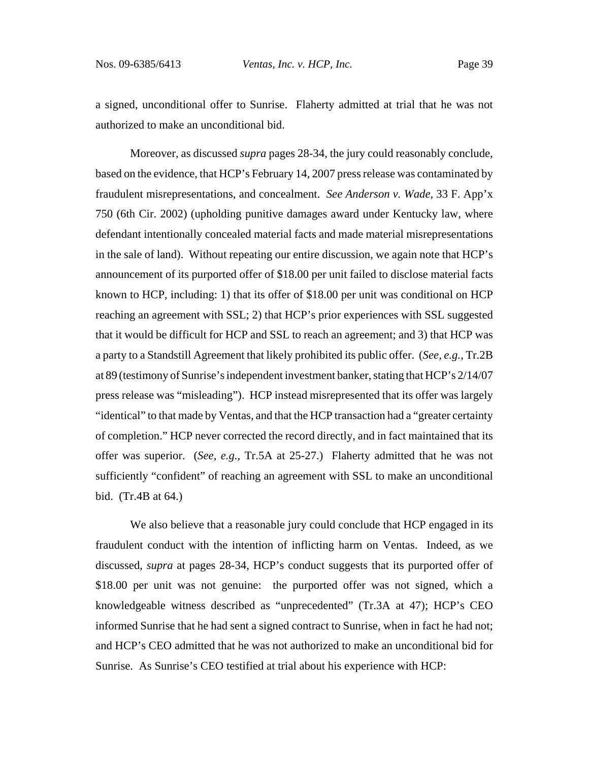a signed, unconditional offer to Sunrise. Flaherty admitted at trial that he was not authorized to make an unconditional bid.

Moreover, as discussed *supra* pages 28-34, the jury could reasonably conclude, based on the evidence, that HCP's February 14, 2007 press release was contaminated by fraudulent misrepresentations, and concealment. *See Anderson v. Wade*, 33 F. App'x 750 (6th Cir. 2002) (upholding punitive damages award under Kentucky law, where defendant intentionally concealed material facts and made material misrepresentations in the sale of land). Without repeating our entire discussion, we again note that HCP's announcement of its purported offer of $18.00 per unit failed to disclose material facts known to HCP, including: 1) that its offer of $18.00 per unit was conditional on HCP reaching an agreement with SSL; 2) that HCP's prior experiences with SSL suggested that it would be difficult for HCP and SSL to reach an agreement; and 3) that HCP was a party to a Standstill Agreement that likely prohibited its public offer. (*See, e.g.*, Tr.2B at 89 (testimony of Sunrise's independent investment banker, stating that HCP's 2/14/07 press release was "misleading"). HCP instead misrepresented that its offer was largely "identical" to that made by Ventas, and that the HCP transaction had a "greater certainty of completion." HCP never corrected the record directly, and in fact maintained that its offer was superior. (*See, e.g.*, Tr.5A at 25-27.) Flaherty admitted that he was not sufficiently "confident" of reaching an agreement with SSL to make an unconditional bid. (Tr.4B at 64.)

We also believe that a reasonable jury could conclude that HCP engaged in its fraudulent conduct with the intention of inflicting harm on Ventas. Indeed, as we discussed, *supra* at pages 28-34, HCP's conduct suggests that its purported offer of $18.00 per unit was not genuine: the purported offer was not signed, which a knowledgeable witness described as "unprecedented" (Tr.3A at 47); HCP's CEO informed Sunrise that he had sent a signed contract to Sunrise, when in fact he had not; and HCP's CEO admitted that he was not authorized to make an unconditional bid for Sunrise. As Sunrise's CEO testified at trial about his experience with HCP: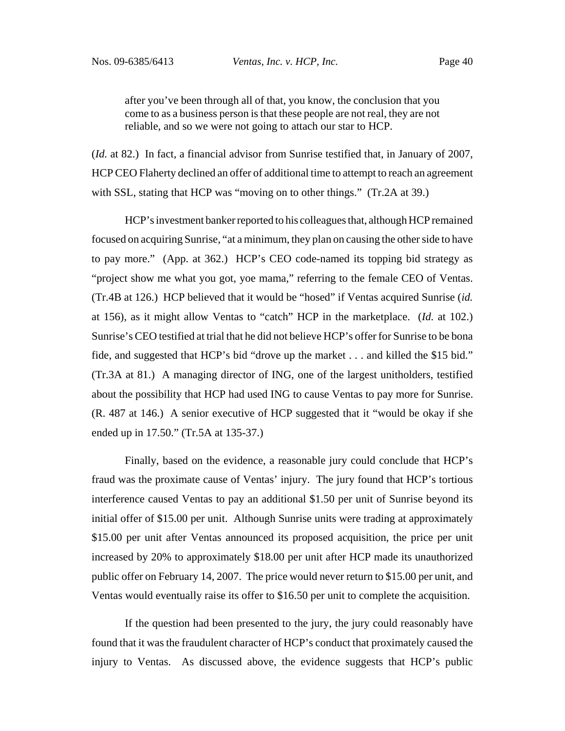> after you've been through all of that, you know, the conclusion that you come to as a business person is that these people are not real, they are not reliable, and so we were not going to attach our star to HCP.

(*Id.* at 82.) In fact, a financial advisor from Sunrise testified that, in January of 2007, HCP CEO Flaherty declined an offer of additional time to attempt to reach an agreement with SSL, stating that HCP was "moving on to other things." (Tr.2A at 39.)

HCP's investment banker reported to his colleagues that, although HCP remained focused on acquiring Sunrise, "at a minimum, they plan on causing the other side to have to pay more." (App. at 362.) HCP's CEO code-named its topping bid strategy as "project show me what you got, yoe mama," referring to the female CEO of Ventas. (Tr.4B at 126.) HCP believed that it would be "hosed" if Ventas acquired Sunrise (*id.* at 156), as it might allow Ventas to "catch" HCP in the marketplace. (*Id.* at 102.) Sunrise's CEO testified at trial that he did not believe HCP's offer for Sunrise to be bona fide, and suggested that HCP's bid "drove up the market . . . and killed the $15 bid." (Tr.3A at 81.) A managing director of ING, one of the largest unitholders, testified about the possibility that HCP had used ING to cause Ventas to pay more for Sunrise. (R. 487 at 146.) A senior executive of HCP suggested that it "would be okay if she ended up in 17.50." (Tr.5A at 135-37.)

Finally, based on the evidence, a reasonable jury could conclude that HCP's fraud was the proximate cause of Ventas' injury. The jury found that HCP's tortious interference caused Ventas to pay an additional $1.50 per unit of Sunrise beyond its initial offer of $15.00 per unit. Although Sunrise units were trading at approximately $15.00 per unit after Ventas announced its proposed acquisition, the price per unit increased by 20% to approximately $18.00 per unit after HCP made its unauthorized public offer on February 14, 2007. The price would never return to $15.00 per unit, and Ventas would eventually raise its offer to $16.50 per unit to complete the acquisition.

If the question had been presented to the jury, the jury could reasonably have found that it was the fraudulent character of HCP's conduct that proximately caused the injury to Ventas. As discussed above, the evidence suggests that HCP's public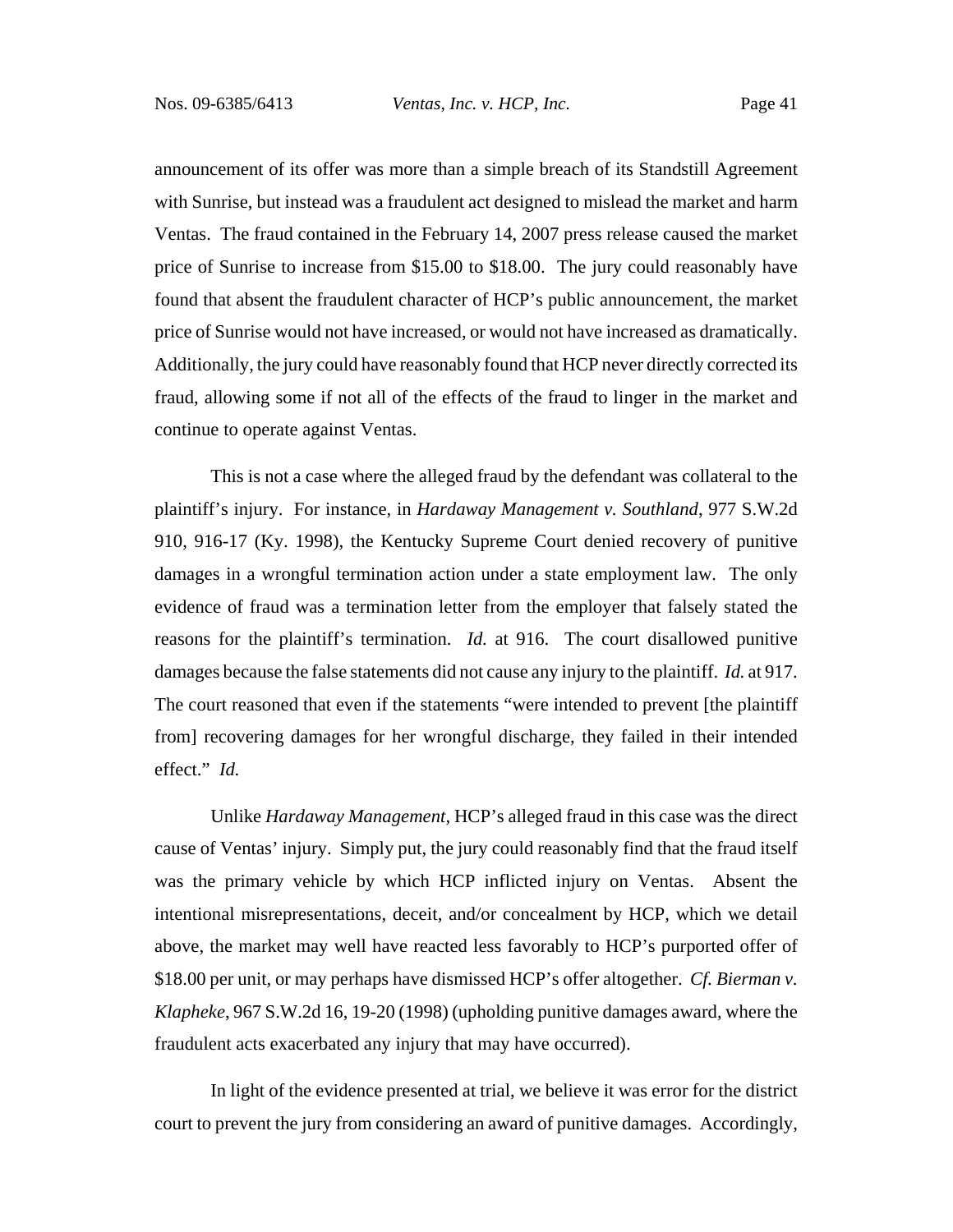announcement of its offer was more than a simple breach of its Standstill Agreement with Sunrise, but instead was a fraudulent act designed to mislead the market and harm Ventas. The fraud contained in the February 14, 2007 press release caused the market price of Sunrise to increase from $15.00 to $18.00. The jury could reasonably have found that absent the fraudulent character of HCP's public announcement, the market price of Sunrise would not have increased, or would not have increased as dramatically. Additionally, the jury could have reasonably found that HCP never directly corrected its fraud, allowing some if not all of the effects of the fraud to linger in the market and continue to operate against Ventas.

This is not a case where the alleged fraud by the defendant was collateral to the plaintiff's injury. For instance, in *Hardaway Management v. Southland*, 977 S.W.2d 910, 916-17 (Ky. 1998), the Kentucky Supreme Court denied recovery of punitive damages in a wrongful termination action under a state employment law. The only evidence of fraud was a termination letter from the employer that falsely stated the reasons for the plaintiff's termination. *Id.* at 916. The court disallowed punitive damages because the false statements did not cause any injury to the plaintiff. *Id.* at 917. The court reasoned that even if the statements "were intended to prevent [the plaintiff from] recovering damages for her wrongful discharge, they failed in their intended effect." *Id.*

Unlike *Hardaway Management*, HCP's alleged fraud in this case was the direct cause of Ventas' injury. Simply put, the jury could reasonably find that the fraud itself was the primary vehicle by which HCP inflicted injury on Ventas. Absent the intentional misrepresentations, deceit, and/or concealment by HCP, which we detail above, the market may well have reacted less favorably to HCP's purported offer of $18.00 per unit, or may perhaps have dismissed HCP's offer altogether. *Cf. Bierman v. Klapheke*, 967 S.W.2d 16, 19-20 (1998) (upholding punitive damages award, where the fraudulent acts exacerbated any injury that may have occurred).

In light of the evidence presented at trial, we believe it was error for the district court to prevent the jury from considering an award of punitive damages. Accordingly,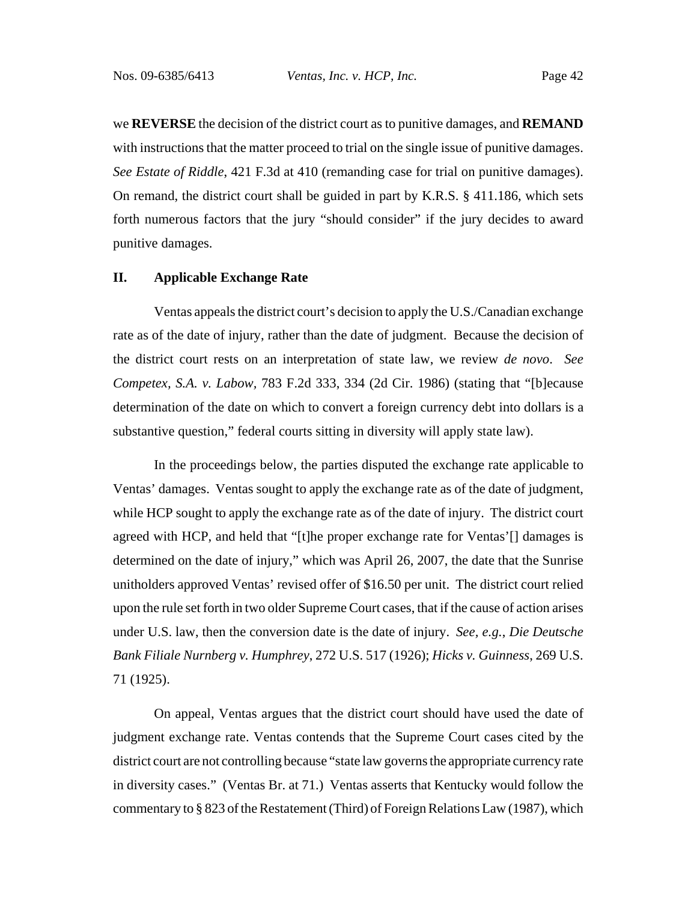we **REVERSE** the decision of the district court as to punitive damages, and **REMAND** with instructions that the matter proceed to trial on the single issue of punitive damages. *See Estate of Riddle*, 421 F.3d at 410 (remanding case for trial on punitive damages). On remand, the district court shall be guided in part by K.R.S. § 411.186, which sets forth numerous factors that the jury "should consider" if the jury decides to award punitive damages.

## II. Applicable Exchange Rate

Ventas appeals the district court's decision to apply the U.S./Canadian exchange rate as of the date of injury, rather than the date of judgment. Because the decision of the district court rests on an interpretation of state law, we review *de novo*. *See Competex, S.A. v. Labow*, 783 F.2d 333, 334 (2d Cir. 1986) (stating that "[b]ecause determination of the date on which to convert a foreign currency debt into dollars is a substantive question," federal courts sitting in diversity will apply state law).

In the proceedings below, the parties disputed the exchange rate applicable to Ventas' damages. Ventas sought to apply the exchange rate as of the date of judgment, while HCP sought to apply the exchange rate as of the date of injury. The district court agreed with HCP, and held that "[t]he proper exchange rate for Ventas'[] damages is determined on the date of injury," which was April 26, 2007, the date that the Sunrise unitholders approved Ventas' revised offer of $16.50 per unit. The district court relied upon the rule set forth in two older Supreme Court cases, that if the cause of action arises under U.S. law, then the conversion date is the date of injury. *See, e.g.*, *Die Deutsche Bank Filiale Nurnberg v. Humphrey*, 272 U.S. 517 (1926); *Hicks v. Guinness*, 269 U.S. 71 (1925).

On appeal, Ventas argues that the district court should have used the date of judgment exchange rate. Ventas contends that the Supreme Court cases cited by the district court are not controlling because "state law governs the appropriate currency rate in diversity cases." (Ventas Br. at 71.) Ventas asserts that Kentucky would follow the commentary to § 823 of the Restatement (Third) of Foreign Relations Law (1987), which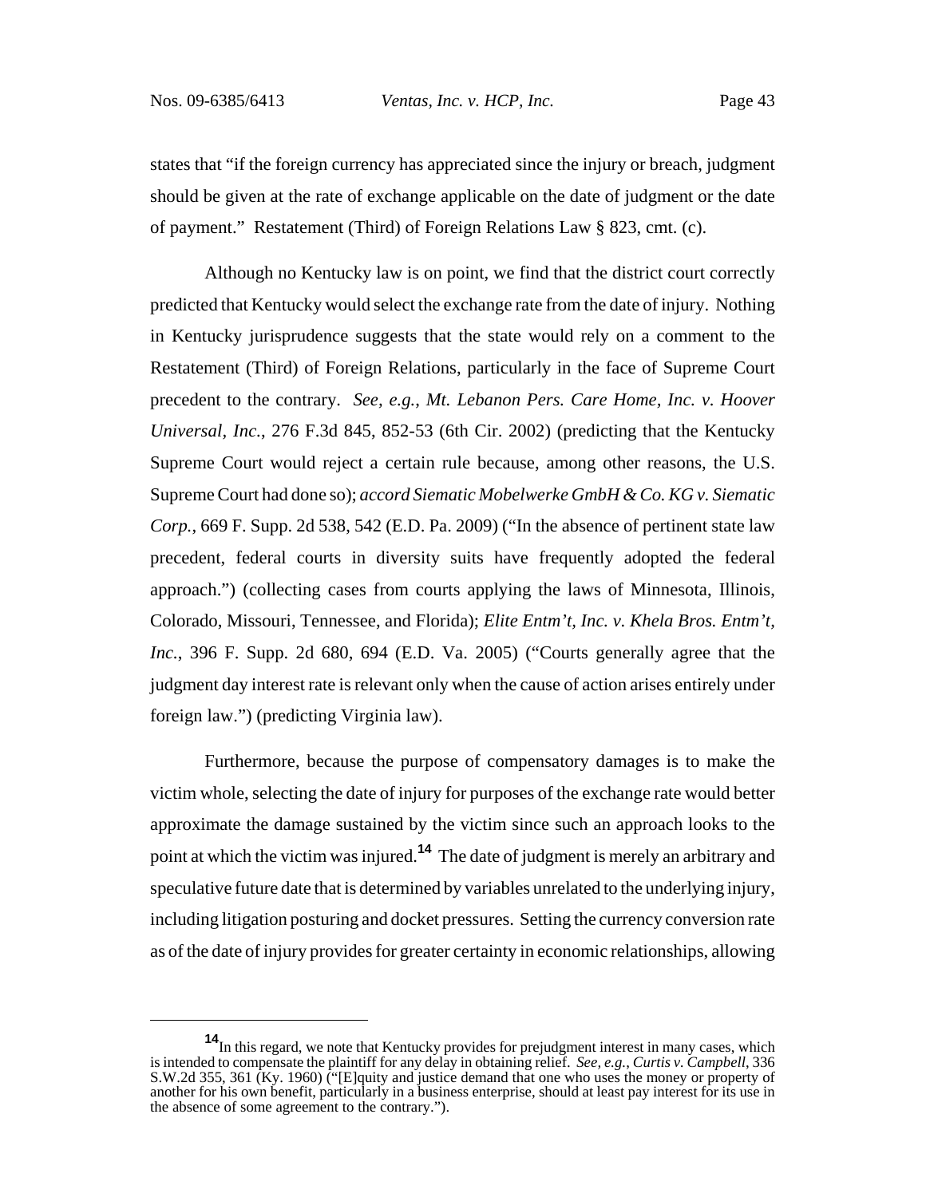states that "if the foreign currency has appreciated since the injury or breach, judgment should be given at the rate of exchange applicable on the date of judgment or the date of payment." Restatement (Third) of Foreign Relations Law § 823, cmt. (c).

Although no Kentucky law is on point, we find that the district court correctly predicted that Kentucky would select the exchange rate from the date of injury. Nothing in Kentucky jurisprudence suggests that the state would rely on a comment to the Restatement (Third) of Foreign Relations, particularly in the face of Supreme Court precedent to the contrary. *See, e.g.*, *Mt. Lebanon Pers. Care Home, Inc. v. Hoover Universal, Inc.*, 276 F.3d 845, 852-53 (6th Cir. 2002) (predicting that the Kentucky Supreme Court would reject a certain rule because, among other reasons, the U.S. Supreme Court had done so); *accord Siematic Mobelwerke GmbH & Co. KG v. Siematic Corp.*, 669 F. Supp. 2d 538, 542 (E.D. Pa. 2009) ("In the absence of pertinent state law precedent, federal courts in diversity suits have frequently adopted the federal approach.") (collecting cases from courts applying the laws of Minnesota, Illinois, Colorado, Missouri, Tennessee, and Florida); *Elite Entm't, Inc. v. Khela Bros. Entm't, Inc.*, 396 F. Supp. 2d 680, 694 (E.D. Va. 2005) ("Courts generally agree that the judgment day interest rate is relevant only when the cause of action arises entirely under foreign law.") (predicting Virginia law).

Furthermore, because the purpose of compensatory damages is to make the victim whole, selecting the date of injury for purposes of the exchange rate would better approximate the damage sustained by the victim since such an approach looks to the point at which the victim was injured.[14] The date of judgment is merely an arbitrary and speculative future date that is determined by variables unrelated to the underlying injury, including litigation posturing and docket pressures. Setting the currency conversion rate as of the date of injury provides for greater certainty in economic relationships, allowing

[14] In this regard, we note that Kentucky provides for prejudgment interest in many cases, which is intended to compensate the plaintiff for any delay in obtaining relief. *See, e.g.*, *Curtis v. Campbell*, 336 S.W.2d 355, 361 (Ky. 1960) ("[E]quity and justice demand that one who uses the money or property of another for his own benefit, particularly in a business enterprise, should at least pay interest for its use in the absence of some agreement to the contrary.").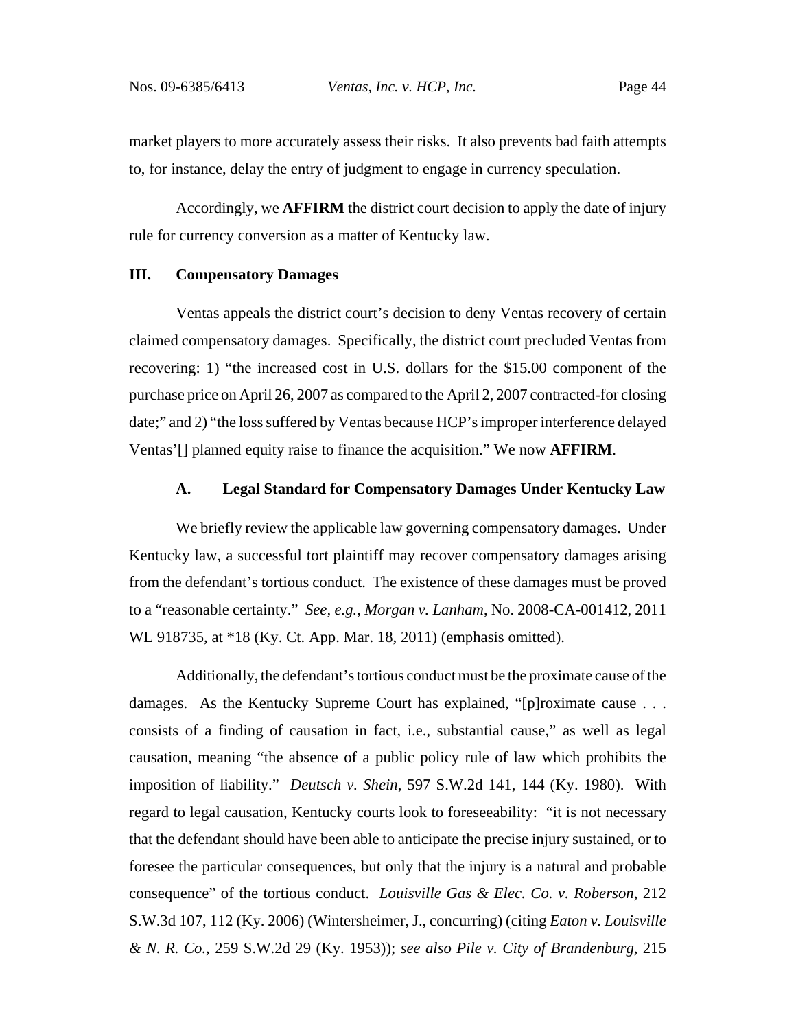market players to more accurately assess their risks. It also prevents bad faith attempts to, for instance, delay the entry of judgment to engage in currency speculation.

Accordingly, we **AFFIRM** the district court decision to apply the date of injury rule for currency conversion as a matter of Kentucky law.

## III. Compensatory Damages

Ventas appeals the district court's decision to deny Ventas recovery of certain claimed compensatory damages. Specifically, the district court precluded Ventas from recovering: 1) "the increased cost in U.S. dollars for the $15.00 component of the purchase price on April 26, 2007 as compared to the April 2, 2007 contracted-for closing date;" and 2) "the loss suffered by Ventas because HCP's improper interference delayed Ventas'[] planned equity raise to finance the acquisition." We now **AFFIRM**.

### A. Legal Standard for Compensatory Damages Under Kentucky Law

We briefly review the applicable law governing compensatory damages. Under Kentucky law, a successful tort plaintiff may recover compensatory damages arising from the defendant's tortious conduct. The existence of these damages must be proved to a "reasonable certainty." *See, e.g.*, *Morgan v. Lanham*, No. 2008-CA-001412, 2011 WL 918735, at *18 (Ky. Ct. App. Mar. 18, 2011) (emphasis omitted).

Additionally, the defendant's tortious conduct must be the proximate cause of the damages. As the Kentucky Supreme Court has explained, "[p]roximate cause . . . consists of a finding of causation in fact, i.e., substantial cause," as well as legal causation, meaning "the absence of a public policy rule of law which prohibits the imposition of liability." *Deutsch v. Shein*, 597 S.W.2d 141, 144 (Ky. 1980). With regard to legal causation, Kentucky courts look to foreseeability: "it is not necessary that the defendant should have been able to anticipate the precise injury sustained, or to foresee the particular consequences, but only that the injury is a natural and probable consequence" of the tortious conduct. *Louisville Gas & Elec. Co. v. Roberson*, 212 S.W.3d 107, 112 (Ky. 2006) (Wintersheimer, J., concurring) (citing *Eaton v. Louisville & N. R. Co.*, 259 S.W.2d 29 (Ky. 1953)); *see also Pile v. City of Brandenburg*, 215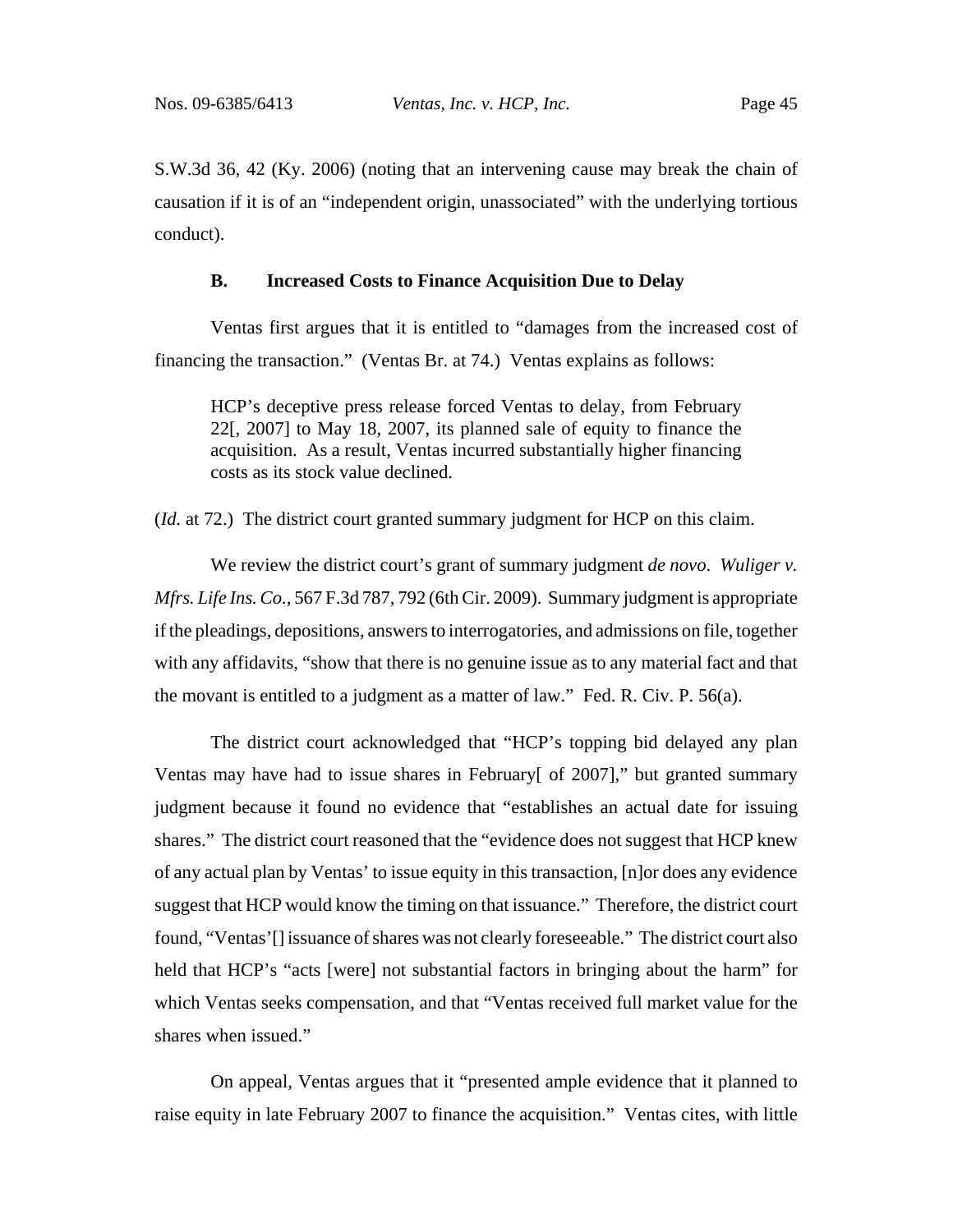S.W.3d 36, 42 (Ky. 2006) (noting that an intervening cause may break the chain of causation if it is of an "independent origin, unassociated" with the underlying tortious conduct).

### B. Increased Costs to Finance Acquisition Due to Delay

Ventas first argues that it is entitled to "damages from the increased cost of financing the transaction." (Ventas Br. at 74.) Ventas explains as follows:

> HCP's deceptive press release forced Ventas to delay, from February 22[, 2007] to May 18, 2007, its planned sale of equity to finance the acquisition. As a result, Ventas incurred substantially higher financing costs as its stock value declined.

(*Id.* at 72.) The district court granted summary judgment for HCP on this claim.

We review the district court's grant of summary judgment *de novo*. *Wuliger v. Mfrs. Life Ins. Co.*, 567 F.3d 787, 792 (6th Cir. 2009). Summary judgment is appropriate if the pleadings, depositions, answers to interrogatories, and admissions on file, together with any affidavits, "show that there is no genuine issue as to any material fact and that the movant is entitled to a judgment as a matter of law." Fed. R. Civ. P. 56(a).

The district court acknowledged that "HCP's topping bid delayed any plan Ventas may have had to issue shares in February[ of 2007]," but granted summary judgment because it found no evidence that "establishes an actual date for issuing shares." The district court reasoned that the "evidence does not suggest that HCP knew of any actual plan by Ventas' to issue equity in this transaction, [n]or does any evidence suggest that HCP would know the timing on that issuance." Therefore, the district court found, "Ventas'[] issuance of shares was not clearly foreseeable." The district court also held that HCP's "acts [were] not substantial factors in bringing about the harm" for which Ventas seeks compensation, and that "Ventas received full market value for the shares when issued."

On appeal, Ventas argues that it "presented ample evidence that it planned to raise equity in late February 2007 to finance the acquisition." Ventas cites, with little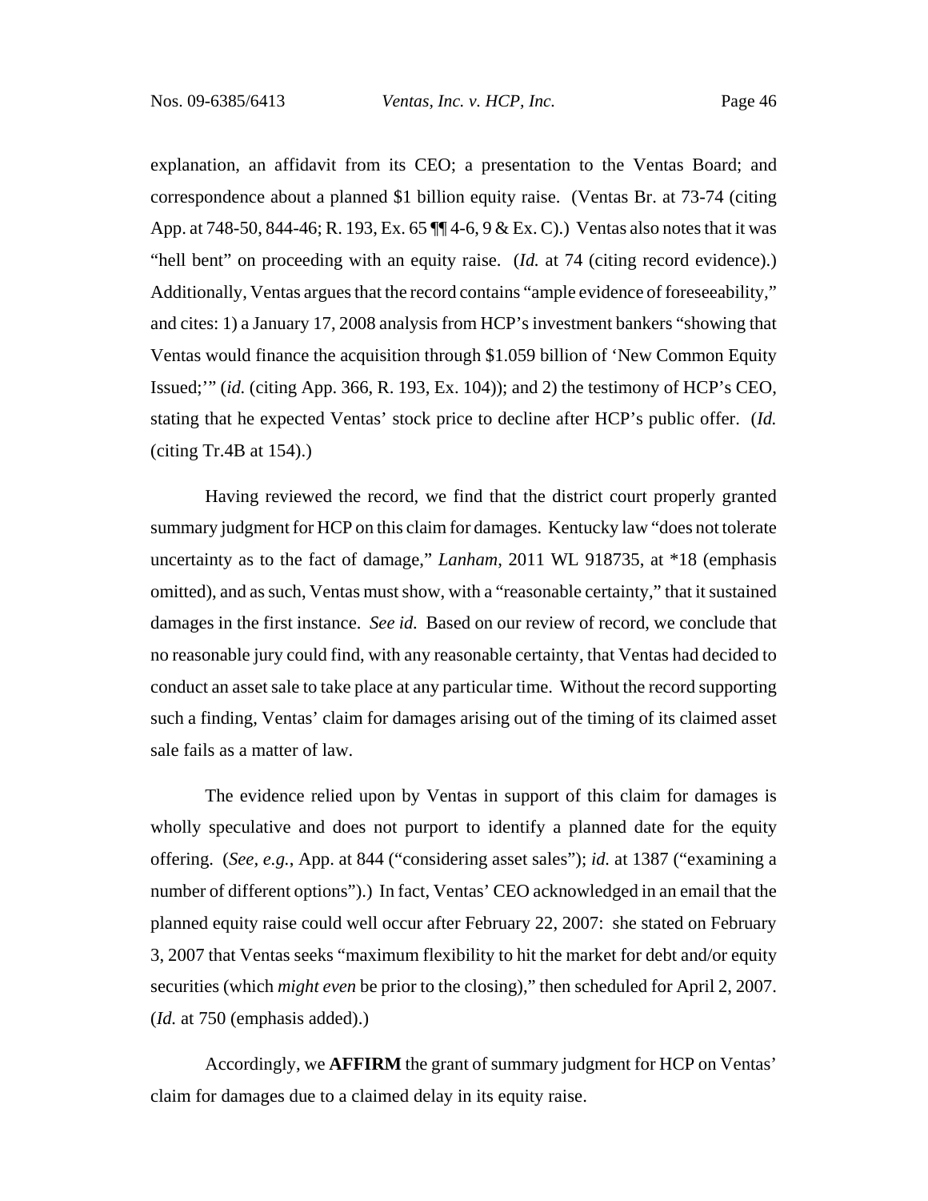explanation, an affidavit from its CEO; a presentation to the Ventas Board; and correspondence about a planned $1 billion equity raise. (Ventas Br. at 73-74 (citing App. at 748-50, 844-46; R. 193, Ex. 65 ¶¶ 4-6, 9 & Ex. C).) Ventas also notes that it was "hell bent" on proceeding with an equity raise. (*Id.* at 74 (citing record evidence).) Additionally, Ventas argues that the record contains "ample evidence of foreseeability," and cites: 1) a January 17, 2008 analysis from HCP's investment bankers "showing that Ventas would finance the acquisition through $1.059 billion of 'New Common Equity Issued;'" (*id.* (citing App. 366, R. 193, Ex. 104)); and 2) the testimony of HCP's CEO, stating that he expected Ventas' stock price to decline after HCP's public offer. (*Id.* (citing Tr.4B at 154).)

Having reviewed the record, we find that the district court properly granted summary judgment for HCP on this claim for damages. Kentucky law "does not tolerate uncertainty as to the fact of damage," *Lanham*, 2011 WL 918735, at *18 (emphasis omitted), and as such, Ventas must show, with a "reasonable certainty," that it sustained damages in the first instance. *See id.* Based on our review of record, we conclude that no reasonable jury could find, with any reasonable certainty, that Ventas had decided to conduct an asset sale to take place at any particular time. Without the record supporting such a finding, Ventas' claim for damages arising out of the timing of its claimed asset sale fails as a matter of law.

The evidence relied upon by Ventas in support of this claim for damages is wholly speculative and does not purport to identify a planned date for the equity offering. (*See, e.g.*, App. at 844 ("considering asset sales"); *id.* at 1387 ("examining a number of different options").) In fact, Ventas' CEO acknowledged in an email that the planned equity raise could well occur after February 22, 2007: she stated on February 3, 2007 that Ventas seeks "maximum flexibility to hit the market for debt and/or equity securities (which *might even* be prior to the closing)," then scheduled for April 2, 2007. (*Id.* at 750 (emphasis added).)

Accordingly, we **AFFIRM** the grant of summary judgment for HCP on Ventas' claim for damages due to a claimed delay in its equity raise.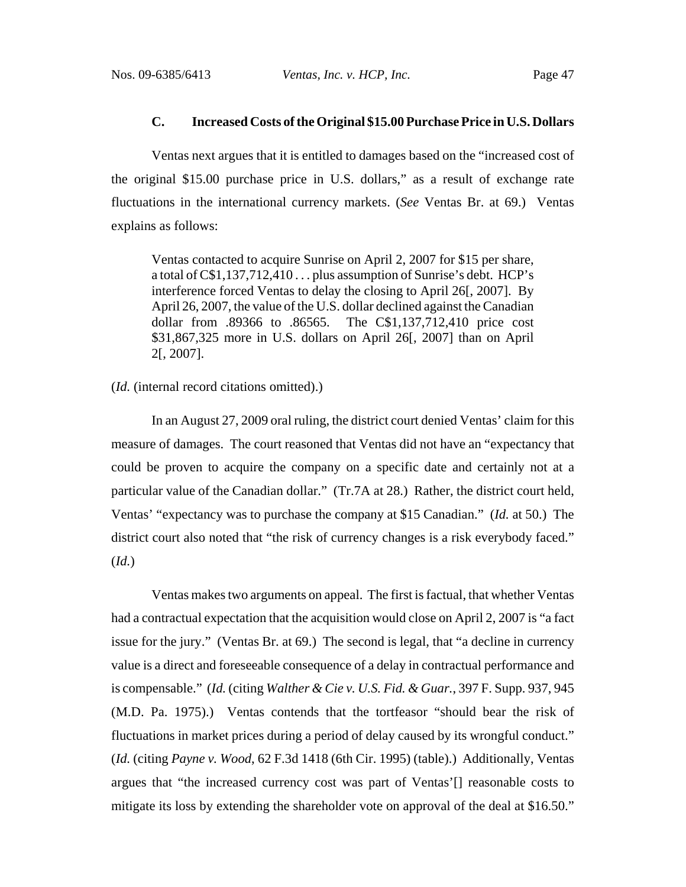### C. Increased Costs of the Original $15.00 Purchase Price in U.S. Dollars

Ventas next argues that it is entitled to damages based on the "increased cost of the original $15.00 purchase price in U.S. dollars," as a result of exchange rate fluctuations in the international currency markets. (*See* Ventas Br. at 69.) Ventas explains as follows:

> Ventas contacted to acquire Sunrise on April 2, 2007 for $15 per share, a total of C$1,137,712,410 . . . plus assumption of Sunrise's debt. HCP's interference forced Ventas to delay the closing to April 26[, 2007]. By April 26, 2007, the value of the U.S. dollar declined against the Canadian dollar from .89366 to .86565. The C$1,137,712,410 price cost $31,867,325 more in U.S. dollars on April 26[, 2007] than on April 2[, 2007].

(*Id.* (internal record citations omitted).)

In an August 27, 2009 oral ruling, the district court denied Ventas' claim for this measure of damages. The court reasoned that Ventas did not have an "expectancy that could be proven to acquire the company on a specific date and certainly not at a particular value of the Canadian dollar." (Tr.7A at 28.) Rather, the district court held, Ventas' "expectancy was to purchase the company at $15 Canadian." (*Id.* at 50.) The district court also noted that "the risk of currency changes is a risk everybody faced." (*Id.*)

Ventas makes two arguments on appeal. The first is factual, that whether Ventas had a contractual expectation that the acquisition would close on April 2, 2007 is "a fact issue for the jury." (Ventas Br. at 69.) The second is legal, that "a decline in currency value is a direct and foreseeable consequence of a delay in contractual performance and is compensable." (*Id.* (citing *Walther & Cie v. U.S. Fid. & Guar.*, 397 F. Supp. 937, 945 (M.D. Pa. 1975).) Ventas contends that the tortfeasor "should bear the risk of fluctuations in market prices during a period of delay caused by its wrongful conduct." (*Id.* (citing *Payne v. Wood*, 62 F.3d 1418 (6th Cir. 1995) (table).) Additionally, Ventas argues that "the increased currency cost was part of Ventas'[] reasonable costs to mitigate its loss by extending the shareholder vote on approval of the deal at $16.50."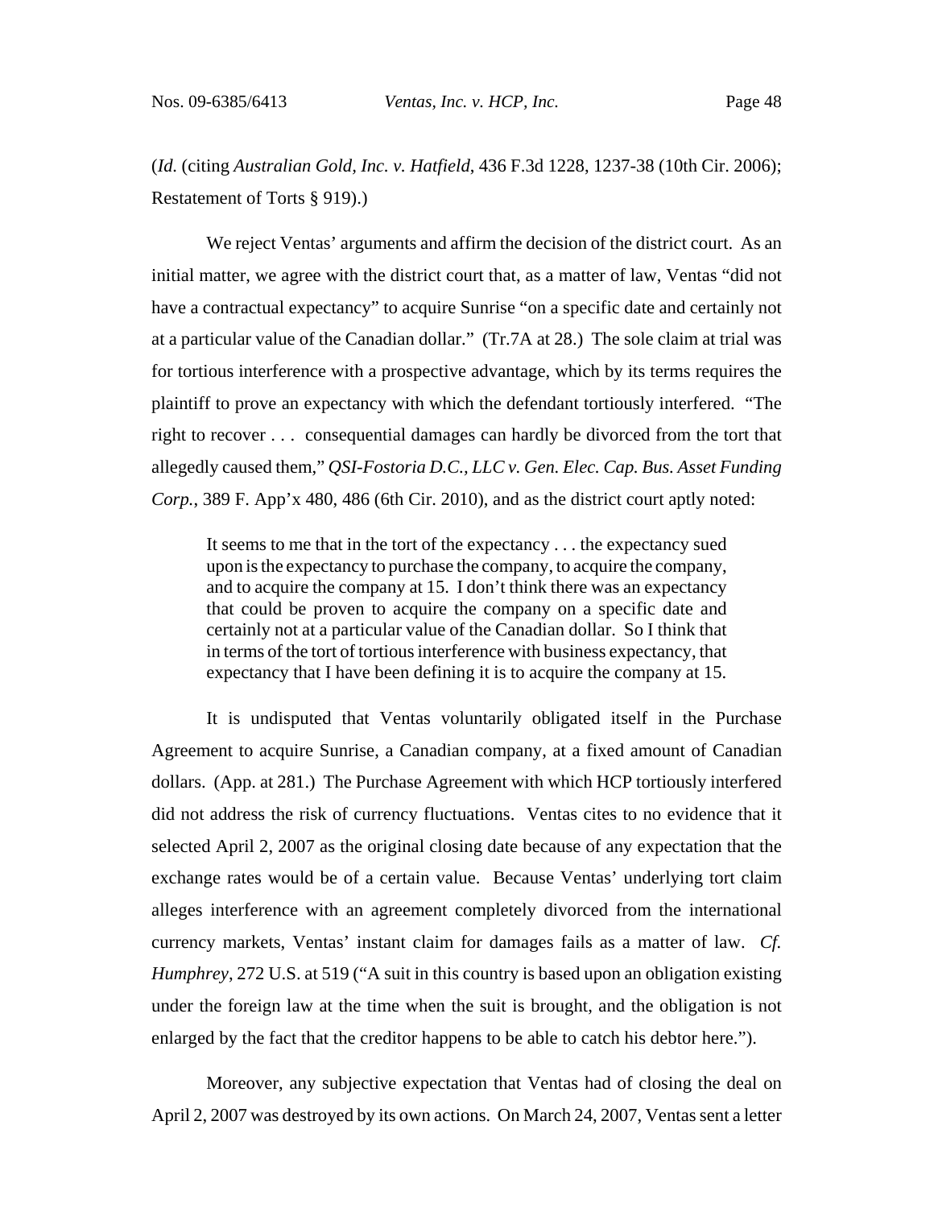(*Id.* (citing *Australian Gold, Inc. v. Hatfield*, 436 F.3d 1228, 1237-38 (10th Cir. 2006); Restatement of Torts § 919).)

We reject Ventas' arguments and affirm the decision of the district court. As an initial matter, we agree with the district court that, as a matter of law, Ventas "did not have a contractual expectancy" to acquire Sunrise "on a specific date and certainly not at a particular value of the Canadian dollar." (Tr.7A at 28.) The sole claim at trial was for tortious interference with a prospective advantage, which by its terms requires the plaintiff to prove an expectancy with which the defendant tortiously interfered. "The right to recover . . . consequential damages can hardly be divorced from the tort that allegedly caused them," *QSI-Fostoria D.C., LLC v. Gen. Elec. Cap. Bus. Asset Funding Corp.*, 389 F. App'x 480, 486 (6th Cir. 2010), and as the district court aptly noted:

> It seems to me that in the tort of the expectancy . . . the expectancy sued upon is the expectancy to purchase the company, to acquire the company, and to acquire the company at 15. I don't think there was an expectancy that could be proven to acquire the company on a specific date and certainly not at a particular value of the Canadian dollar. So I think that in terms of the tort of tortious interference with business expectancy, that expectancy that I have been defining it is to acquire the company at 15.

It is undisputed that Ventas voluntarily obligated itself in the Purchase Agreement to acquire Sunrise, a Canadian company, at a fixed amount of Canadian dollars. (App. at 281.) The Purchase Agreement with which HCP tortiously interfered did not address the risk of currency fluctuations. Ventas cites to no evidence that it selected April 2, 2007 as the original closing date because of any expectation that the exchange rates would be of a certain value. Because Ventas' underlying tort claim alleges interference with an agreement completely divorced from the international currency markets, Ventas' instant claim for damages fails as a matter of law. *Cf. Humphrey*, 272 U.S. at 519 ("A suit in this country is based upon an obligation existing under the foreign law at the time when the suit is brought, and the obligation is not enlarged by the fact that the creditor happens to be able to catch his debtor here.").

Moreover, any subjective expectation that Ventas had of closing the deal on April 2, 2007 was destroyed by its own actions. On March 24, 2007, Ventas sent a letter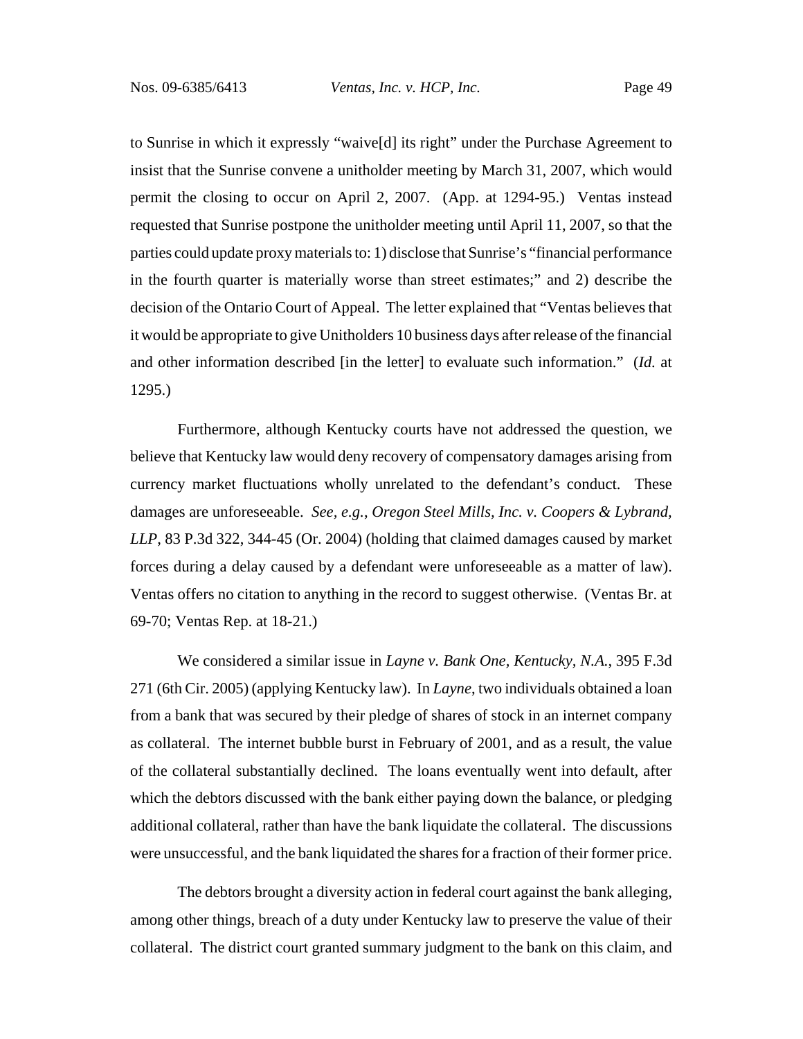to Sunrise in which it expressly "waive[d] its right" under the Purchase Agreement to insist that the Sunrise convene a unitholder meeting by March 31, 2007, which would permit the closing to occur on April 2, 2007. (App. at 1294-95.) Ventas instead requested that Sunrise postpone the unitholder meeting until April 11, 2007, so that the parties could update proxy materials to: 1) disclose that Sunrise's "financial performance in the fourth quarter is materially worse than street estimates;" and 2) describe the decision of the Ontario Court of Appeal. The letter explained that "Ventas believes that it would be appropriate to give Unitholders 10 business days after release of the financial and other information described [in the letter] to evaluate such information." (*Id.* at 1295.)

Furthermore, although Kentucky courts have not addressed the question, we believe that Kentucky law would deny recovery of compensatory damages arising from currency market fluctuations wholly unrelated to the defendant's conduct. These damages are unforeseeable. *See, e.g.*, *Oregon Steel Mills, Inc. v. Coopers & Lybrand, LLP*, 83 P.3d 322, 344-45 (Or. 2004) (holding that claimed damages caused by market forces during a delay caused by a defendant were unforeseeable as a matter of law). Ventas offers no citation to anything in the record to suggest otherwise. (Ventas Br. at 69-70; Ventas Rep. at 18-21.)

We considered a similar issue in *Layne v. Bank One, Kentucky, N.A.*, 395 F.3d 271 (6th Cir. 2005) (applying Kentucky law). In *Layne*, two individuals obtained a loan from a bank that was secured by their pledge of shares of stock in an internet company as collateral. The internet bubble burst in February of 2001, and as a result, the value of the collateral substantially declined. The loans eventually went into default, after which the debtors discussed with the bank either paying down the balance, or pledging additional collateral, rather than have the bank liquidate the collateral. The discussions were unsuccessful, and the bank liquidated the shares for a fraction of their former price.

The debtors brought a diversity action in federal court against the bank alleging, among other things, breach of a duty under Kentucky law to preserve the value of their collateral. The district court granted summary judgment to the bank on this claim, and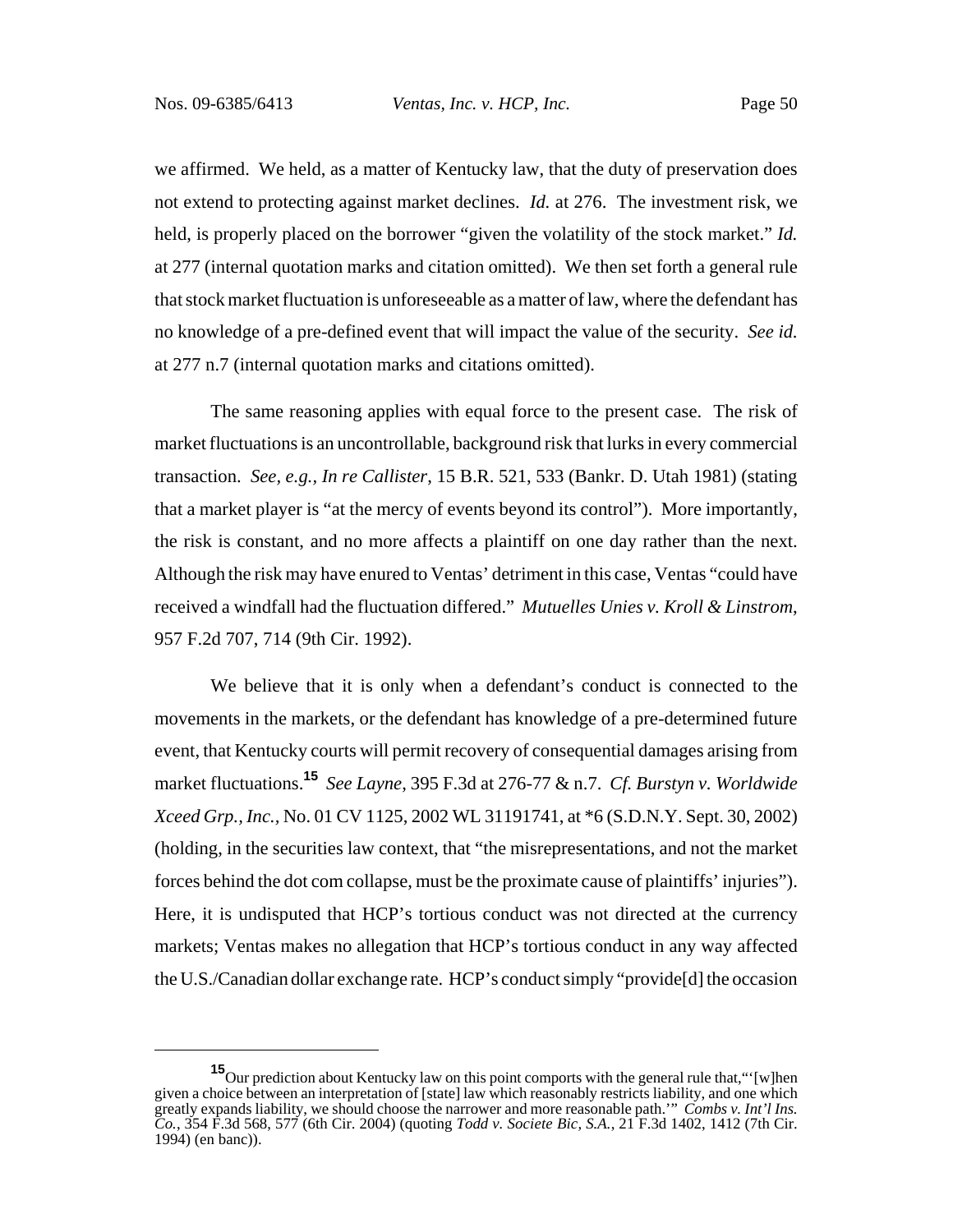we affirmed. We held, as a matter of Kentucky law, that the duty of preservation does not extend to protecting against market declines. *Id.* at 276. The investment risk, we held, is properly placed on the borrower "given the volatility of the stock market." *Id.* at 277 (internal quotation marks and citation omitted). We then set forth a general rule that stock market fluctuation is unforeseeable as a matter of law, where the defendant has no knowledge of a pre-defined event that will impact the value of the security. *See id.* at 277 n.7 (internal quotation marks and citations omitted).

The same reasoning applies with equal force to the present case. The risk of market fluctuations is an uncontrollable, background risk that lurks in every commercial transaction. *See, e.g.*, *In re Callister*, 15 B.R. 521, 533 (Bankr. D. Utah 1981) (stating that a market player is "at the mercy of events beyond its control"). More importantly, the risk is constant, and no more affects a plaintiff on one day rather than the next. Although the risk may have enured to Ventas' detriment in this case, Ventas "could have received a windfall had the fluctuation differed." *Mutuelles Unies v. Kroll & Linstrom*, 957 F.2d 707, 714 (9th Cir. 1992).

We believe that it is only when a defendant's conduct is connected to the movements in the markets, or the defendant has knowledge of a pre-determined future event, that Kentucky courts will permit recovery of consequential damages arising from market fluctuations.[15] *See Layne*, 395 F.3d at 276-77 & n.7. *Cf. Burstyn v. Worldwide Xceed Grp., Inc.*, No. 01 CV 1125, 2002 WL 31191741, at *6 (S.D.N.Y. Sept. 30, 2002) (holding, in the securities law context, that "the misrepresentations, and not the market forces behind the dot com collapse, must be the proximate cause of plaintiffs' injuries"). Here, it is undisputed that HCP's tortious conduct was not directed at the currency markets; Ventas makes no allegation that HCP's tortious conduct in any way affected the U.S./Canadian dollar exchange rate. HCP's conduct simply "provide[d] the occasion

---

[15] Our prediction about Kentucky law on this point comports with the general rule that,"'[w]hen given a choice between an interpretation of [state] law which reasonably restricts liability, and one which greatly expands liability, we should choose the narrower and more reasonable path.'" *Combs v. Int'l Ins. Co.*, 354 F.3d 568, 577 (6th Cir. 2004) (quoting *Todd v. Societe Bic, S.A.*, 21 F.3d 1402, 1412 (7th Cir. 1994) (en banc)).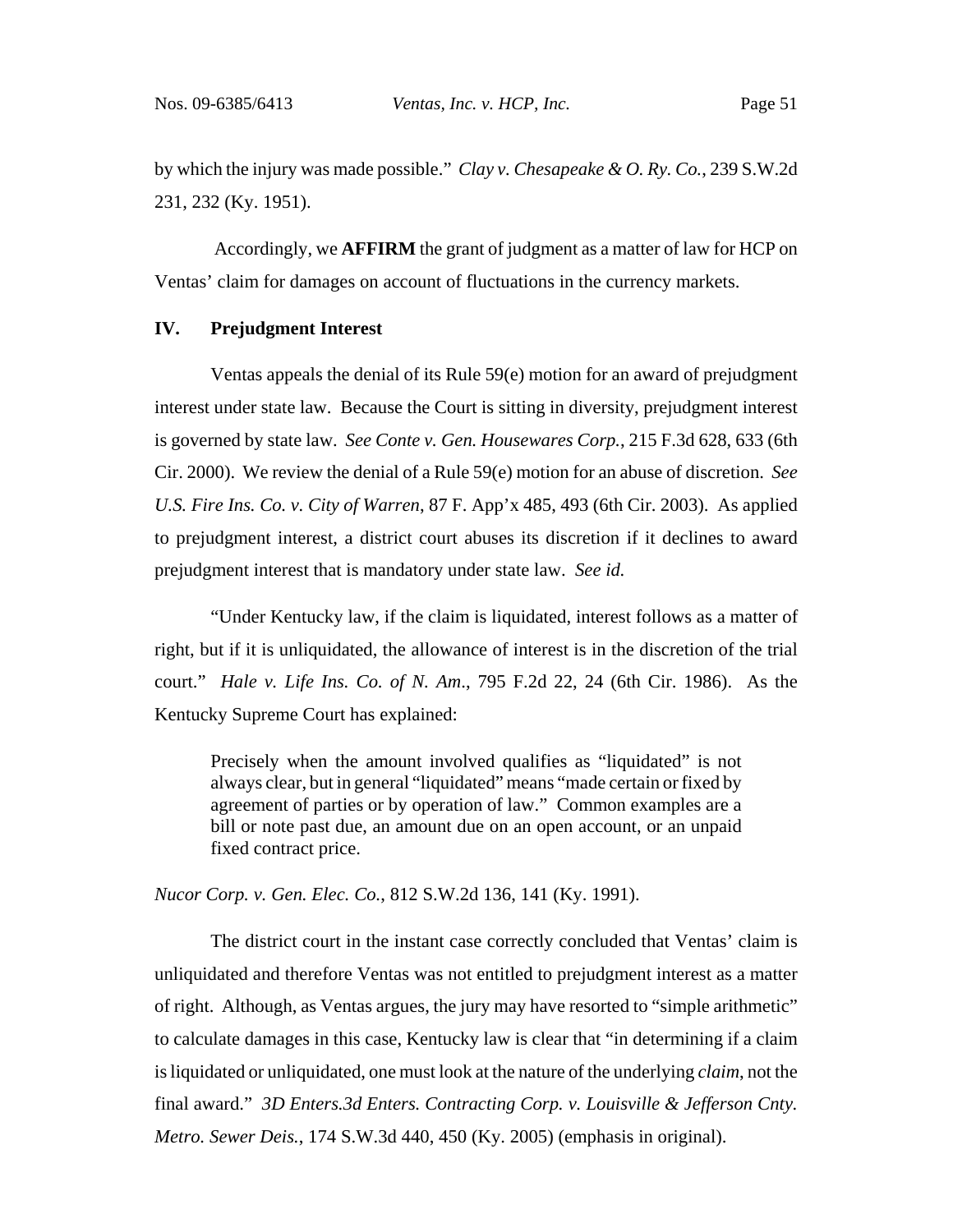by which the injury was made possible." *Clay v. Chesapeake & O. Ry. Co.*, 239 S.W.2d 231, 232 (Ky. 1951).

Accordingly, we **AFFIRM** the grant of judgment as a matter of law for HCP on Ventas' claim for damages on account of fluctuations in the currency markets.

## IV. Prejudgment Interest

Ventas appeals the denial of its Rule 59(e) motion for an award of prejudgment interest under state law. Because the Court is sitting in diversity, prejudgment interest is governed by state law. *See Conte v. Gen. Housewares Corp.*, 215 F.3d 628, 633 (6th Cir. 2000). We review the denial of a Rule 59(e) motion for an abuse of discretion. *See U.S. Fire Ins. Co. v. City of Warren*, 87 F. App'x 485, 493 (6th Cir. 2003). As applied to prejudgment interest, a district court abuses its discretion if it declines to award prejudgment interest that is mandatory under state law. *See id.*

"Under Kentucky law, if the claim is liquidated, interest follows as a matter of right, but if it is unliquidated, the allowance of interest is in the discretion of the trial court." *Hale v. Life Ins. Co. of N. Am.*, 795 F.2d 22, 24 (6th Cir. 1986). As the Kentucky Supreme Court has explained:

> Precisely when the amount involved qualifies as "liquidated" is not always clear, but in general "liquidated" means "made certain or fixed by agreement of parties or by operation of law." Common examples are a bill or note past due, an amount due on an open account, or an unpaid fixed contract price.

*Nucor Corp. v. Gen. Elec. Co.*, 812 S.W.2d 136, 141 (Ky. 1991).

The district court in the instant case correctly concluded that Ventas' claim is unliquidated and therefore Ventas was not entitled to prejudgment interest as a matter of right. Although, as Ventas argues, the jury may have resorted to "simple arithmetic" to calculate damages in this case, Kentucky law is clear that "in determining if a claim is liquidated or unliquidated, one must look at the nature of the underlying *claim*, not the final award." *3D Enters.3d Enters. Contracting Corp. v. Louisville & Jefferson Cnty. Metro. Sewer Deis.*, 174 S.W.3d 440, 450 (Ky. 2005) (emphasis in original).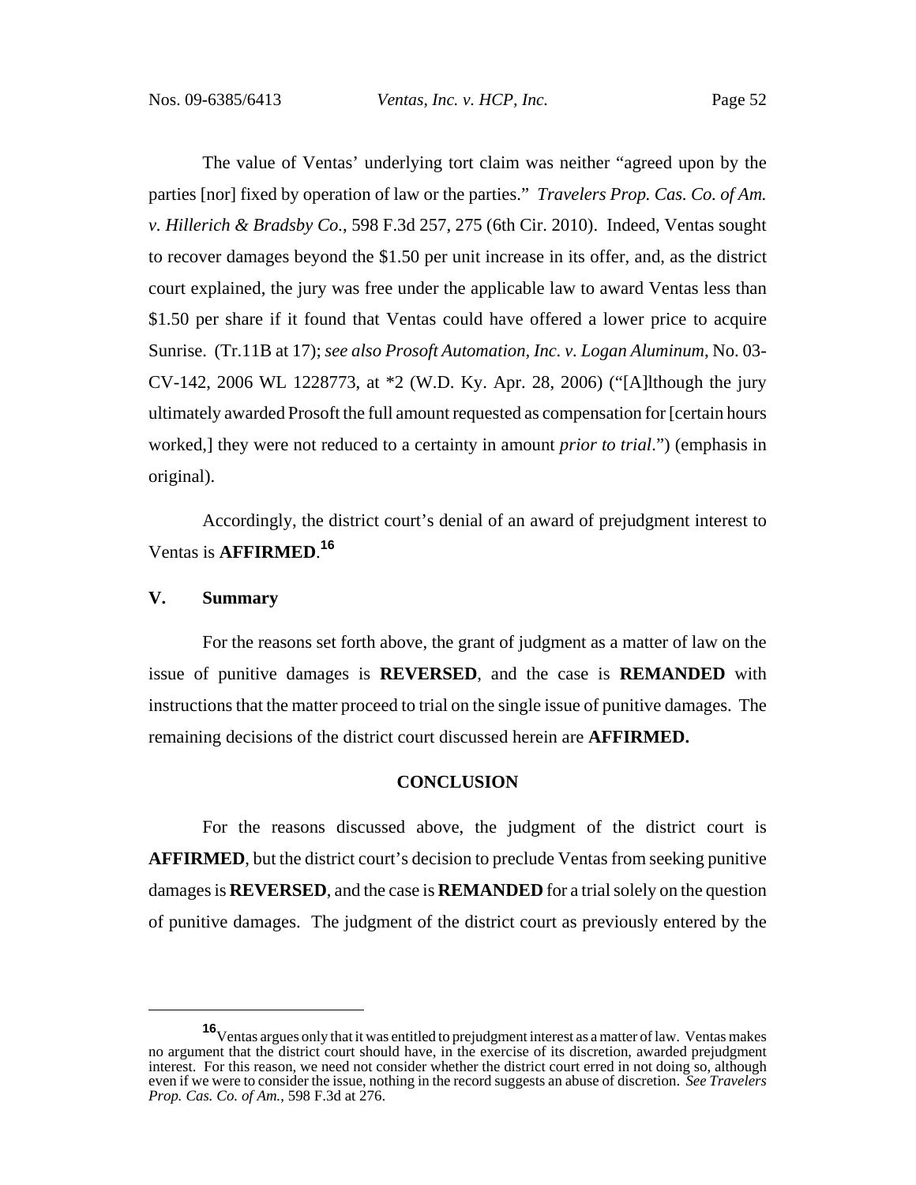The value of Ventas' underlying tort claim was neither "agreed upon by the parties [nor] fixed by operation of law or the parties." *Travelers Prop. Cas. Co. of Am. v. Hillerich & Bradsby Co.*, 598 F.3d 257, 275 (6th Cir. 2010). Indeed, Ventas sought to recover damages beyond the $1.50 per unit increase in its offer, and, as the district court explained, the jury was free under the applicable law to award Ventas less than $1.50 per share if it found that Ventas could have offered a lower price to acquire Sunrise. (Tr.11B at 17); *see also Prosoft Automation, Inc. v. Logan Aluminum*, No. 03-CV-142, 2006 WL 1228773, at *2 (W.D. Ky. Apr. 28, 2006) ("[A]lthough the jury ultimately awarded Prosoft the full amount requested as compensation for [certain hours worked,] they were not reduced to a certainty in amount *prior to trial*.") (emphasis in original).

Accordingly, the district court's denial of an award of prejudgment interest to Ventas is **AFFIRMED**.[16]

## V. Summary

For the reasons set forth above, the grant of judgment as a matter of law on the issue of punitive damages is **REVERSED**, and the case is **REMANDED** with instructions that the matter proceed to trial on the single issue of punitive damages. The remaining decisions of the district court discussed herein are **AFFIRMED.**

## CONCLUSION

For the reasons discussed above, the judgment of the district court is **AFFIRMED**, but the district court's decision to preclude Ventas from seeking punitive damages is **REVERSED**, and the case is **REMANDED** for a trial solely on the question of punitive damages. The judgment of the district court as previously entered by the

---

[16] Ventas argues only that it was entitled to prejudgment interest as a matter of law. Ventas makes no argument that the district court should have, in the exercise of its discretion, awarded prejudgment interest. For this reason, we need not consider whether the district court erred in not doing so, although even if we were to consider the issue, nothing in the record suggests an abuse of discretion. *See Travelers Prop. Cas. Co. of Am.*, 598 F.3d at 276.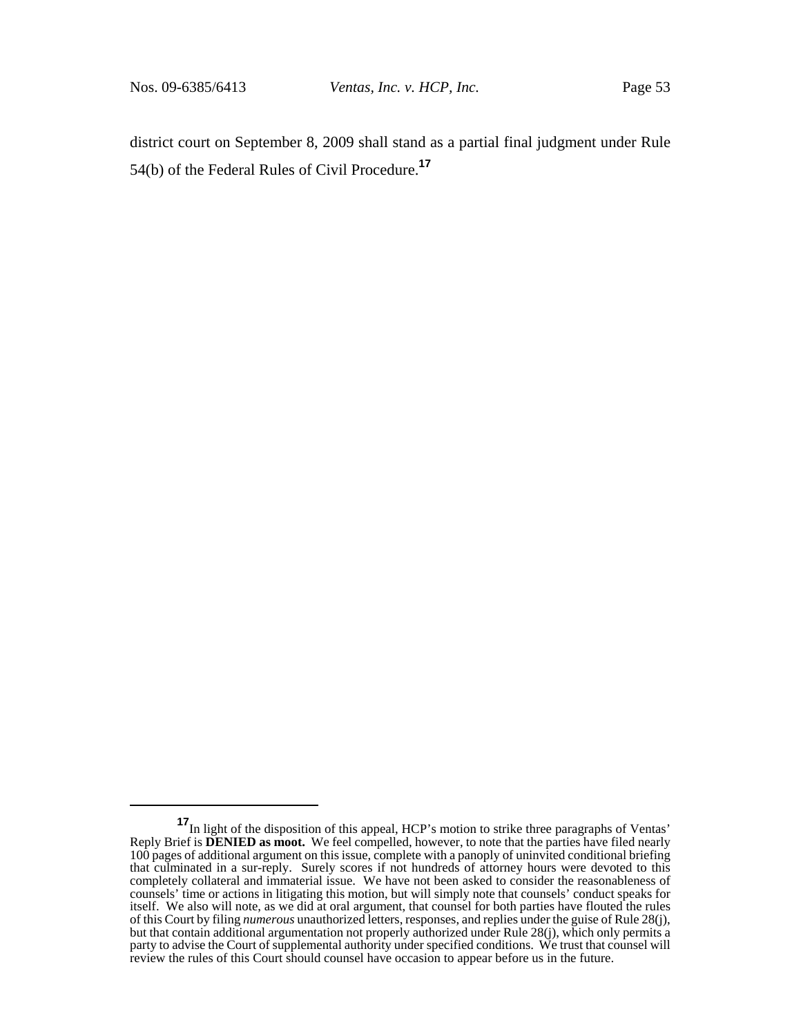district court on September 8, 2009 shall stand as a partial final judgment under Rule 54(b) of the Federal Rules of Civil Procedure.[17]

---

[17] In light of the disposition of this appeal, HCP's motion to strike three paragraphs of Ventas' Reply Brief is **DENIED as moot.** We feel compelled, however, to note that the parties have filed nearly 100 pages of additional argument on this issue, complete with a panoply of uninvited conditional briefing that culminated in a sur-reply. Surely scores if not hundreds of attorney hours were devoted to this completely collateral and immaterial issue. We have not been asked to consider the reasonableness of counsels' time or actions in litigating this motion, but will simply note that counsels' conduct speaks for itself. We also will note, as we did at oral argument, that counsel for both parties have flouted the rules of this Court by filing *numerous* unauthorized letters, responses, and replies under the guise of Rule 28(j), but that contain additional argumentation not properly authorized under Rule 28(j), which only permits a party to advise the Court of supplemental authority under specified conditions. We trust that counsel will review the rules of this Court should counsel have occasion to appear before us in the future.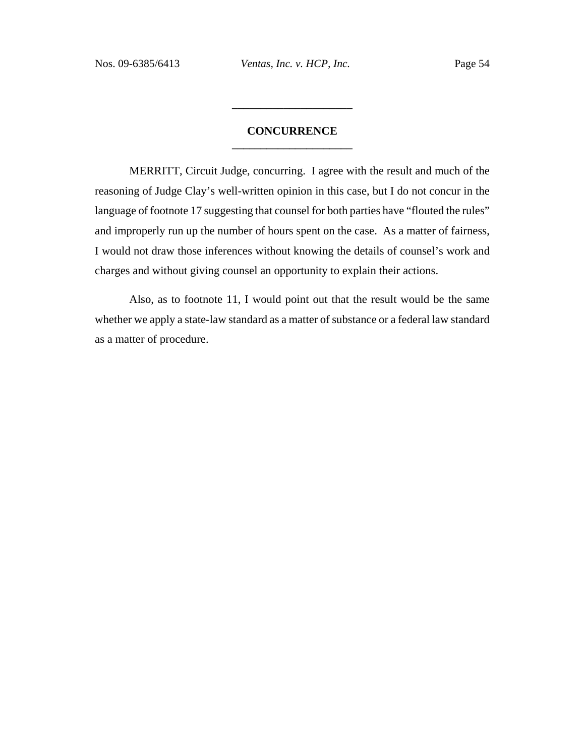## CONCURRENCE

MERRITT, Circuit Judge, concurring. I agree with the result and much of the reasoning of Judge Clay's well-written opinion in this case, but I do not concur in the language of footnote 17 suggesting that counsel for both parties have "flouted the rules" and improperly run up the number of hours spent on the case. As a matter of fairness, I would not draw those inferences without knowing the details of counsel's work and charges and without giving counsel an opportunity to explain their actions.

Also, as to footnote 11, I would point out that the result would be the same whether we apply a state-law standard as a matter of substance or a federal law standard as a matter of procedure.